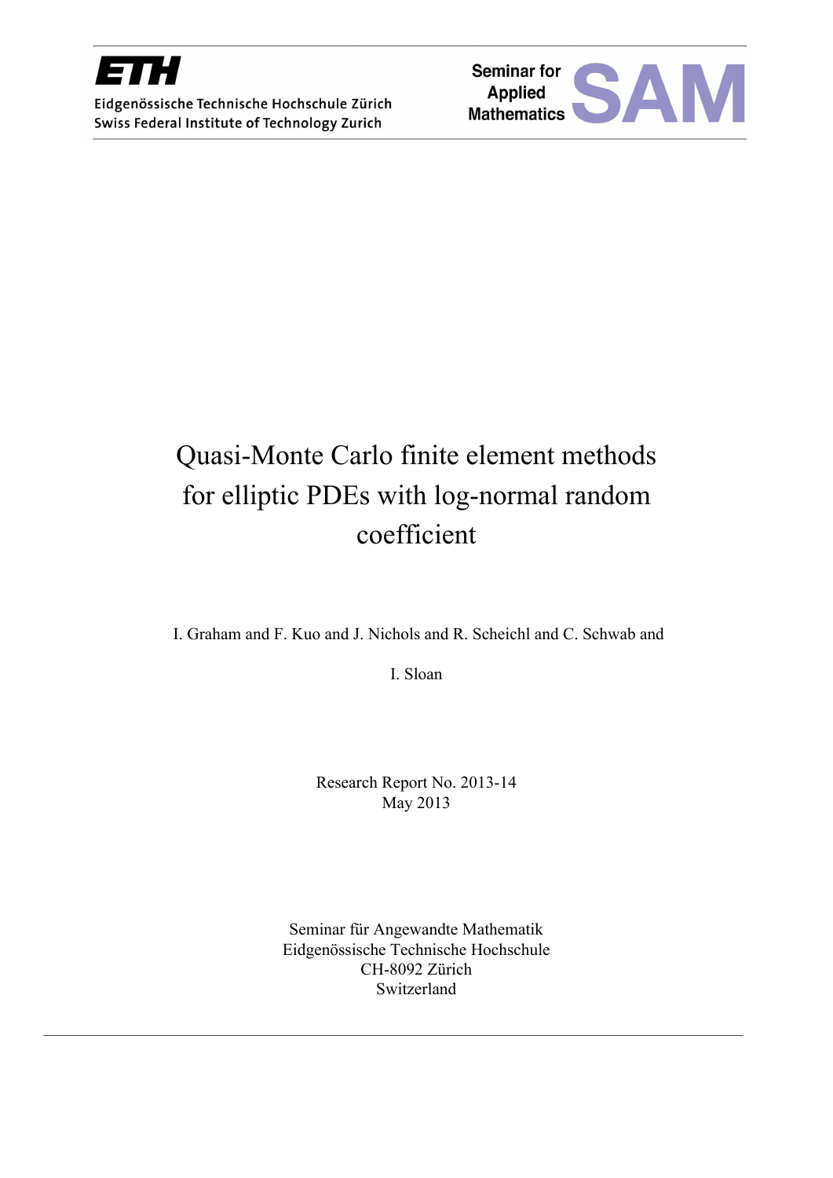Eidgenössische Technische Hochschule Zürich
Swiss Federal Institute of Technology Zurich

Seminar for Applied Mathematics

# Quasi-Monte Carlo finite element methods for elliptic PDEs with log-normal random coefficient

I. Graham and F. Kuo and J. Nichols and R. Scheichl and C. Schwab and I. Sloan

Research Report No. 2013-14
May 2013

Seminar für Angewandte Mathematik
Eidgenössische Technische Hochschule
CH-8092 Zürich
Switzerland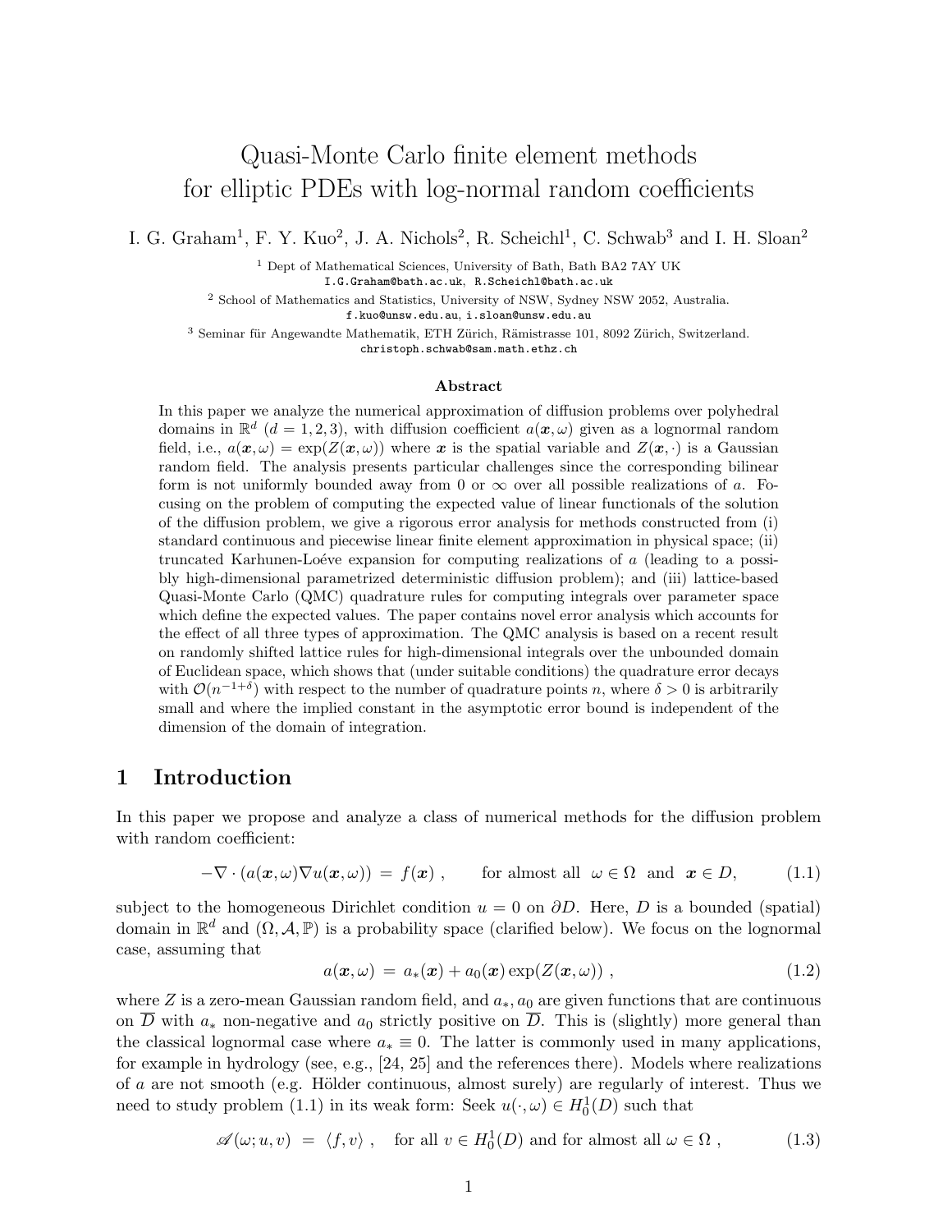# Quasi-Monte Carlo finite element methods for elliptic PDEs with log-normal random coefficients

I. G. Graham[1], F. Y. Kuo[2], J. A. Nichols[2], R. Scheichl[1], C. Schwab[3] and I. H. Sloan[2]

[1] Dept of Mathematical Sciences, University of Bath, Bath BA2 7AY UK
I.G.Graham@bath.ac.uk, R.Scheichl@bath.ac.uk

[2] School of Mathematics and Statistics, University of NSW, Sydney NSW 2052, Australia.
f.kuo@unsw.edu.au, i.sloan@unsw.edu.au

[3] Seminar für Angewandte Mathematik, ETH Zürich, Rämistrasse 101, 8092 Zürich, Switzerland.
christoph.schwab@sam.math.ethz.ch

### Abstract

In this paper we analyze the numerical approximation of diffusion problems over polyhedral domains in $\mathbb{R}^d$ ($d = 1, 2, 3$), with diffusion coefficient $a(\boldsymbol{x}, \omega)$ given as a lognormal random field, i.e., $a(\boldsymbol{x}, \omega) = \exp(Z(\boldsymbol{x}, \omega))$ where $\boldsymbol{x}$ is the spatial variable and $Z(\boldsymbol{x}, \cdot)$ is a Gaussian random field. The analysis presents particular challenges since the corresponding bilinear form is not uniformly bounded away from 0 or $\infty$ over all possible realizations of $a$. Focusing on the problem of computing the expected value of linear functionals of the solution of the diffusion problem, we give a rigorous error analysis for methods constructed from (i) standard continuous and piecewise linear finite element approximation in physical space; (ii) truncated Karhunen-Loéve expansion for computing realizations of $a$ (leading to a possibly high-dimensional parametrized deterministic diffusion problem); and (iii) lattice-based Quasi-Monte Carlo (QMC) quadrature rules for computing integrals over parameter space which define the expected values. The paper contains novel error analysis which accounts for the effect of all three types of approximation. The QMC analysis is based on a recent result on randomly shifted lattice rules for high-dimensional integrals over the unbounded domain of Euclidean space, which shows that (under suitable conditions) the quadrature error decays with $\mathcal{O}(n^{-1+\delta})$ with respect to the number of quadrature points $n$, where $\delta > 0$ is arbitrarily small and where the implied constant in the asymptotic error bound is independent of the dimension of the domain of integration.

## 1 Introduction

In this paper we propose and analyze a class of numerical methods for the diffusion problem with random coefficient:

$$-\nabla \cdot (a(\boldsymbol{x}, \omega)\nabla u(\boldsymbol{x}, \omega)) \;=\; f(\boldsymbol{x}) \;, \qquad \text{for almost all } \;\omega \in \Omega \;\text{ and }\; \boldsymbol{x} \in D, \tag{1.1}$$

subject to the homogeneous Dirichlet condition $u = 0$ on $\partial D$. Here, $D$ is a bounded (spatial) domain in $\mathbb{R}^d$ and $(\Omega, \mathcal{A}, \mathbb{P})$ is a probability space (clarified below). We focus on the lognormal case, assuming that

$$a(\boldsymbol{x}, \omega) \;=\; a_*(\boldsymbol{x}) + a_0(\boldsymbol{x}) \exp(Z(\boldsymbol{x}, \omega)) \;, \tag{1.2}$$

where $Z$ is a zero-mean Gaussian random field, and $a_*, a_0$ are given functions that are continuous on $\overline{D}$ with $a_*$ non-negative and $a_0$ strictly positive on $\overline{D}$. This is (slightly) more general than the classical lognormal case where $a_* \equiv 0$. The latter is commonly used in many applications, for example in hydrology (see, e.g., [24, 25] and the references there). Models where realizations of $a$ are not smooth (e.g. Hölder continuous, almost surely) are regularly of interest. Thus we need to study problem (1.1) in its weak form: Seek $u(\cdot, \omega) \in H^1_0(D)$ such that

$$\mathscr{A}(\omega; u, v) \;=\; \langle f, v \rangle \;, \quad \text{for all } v \in H^1_0(D) \text{ and for almost all } \omega \in \Omega \;, \tag{1.3}$$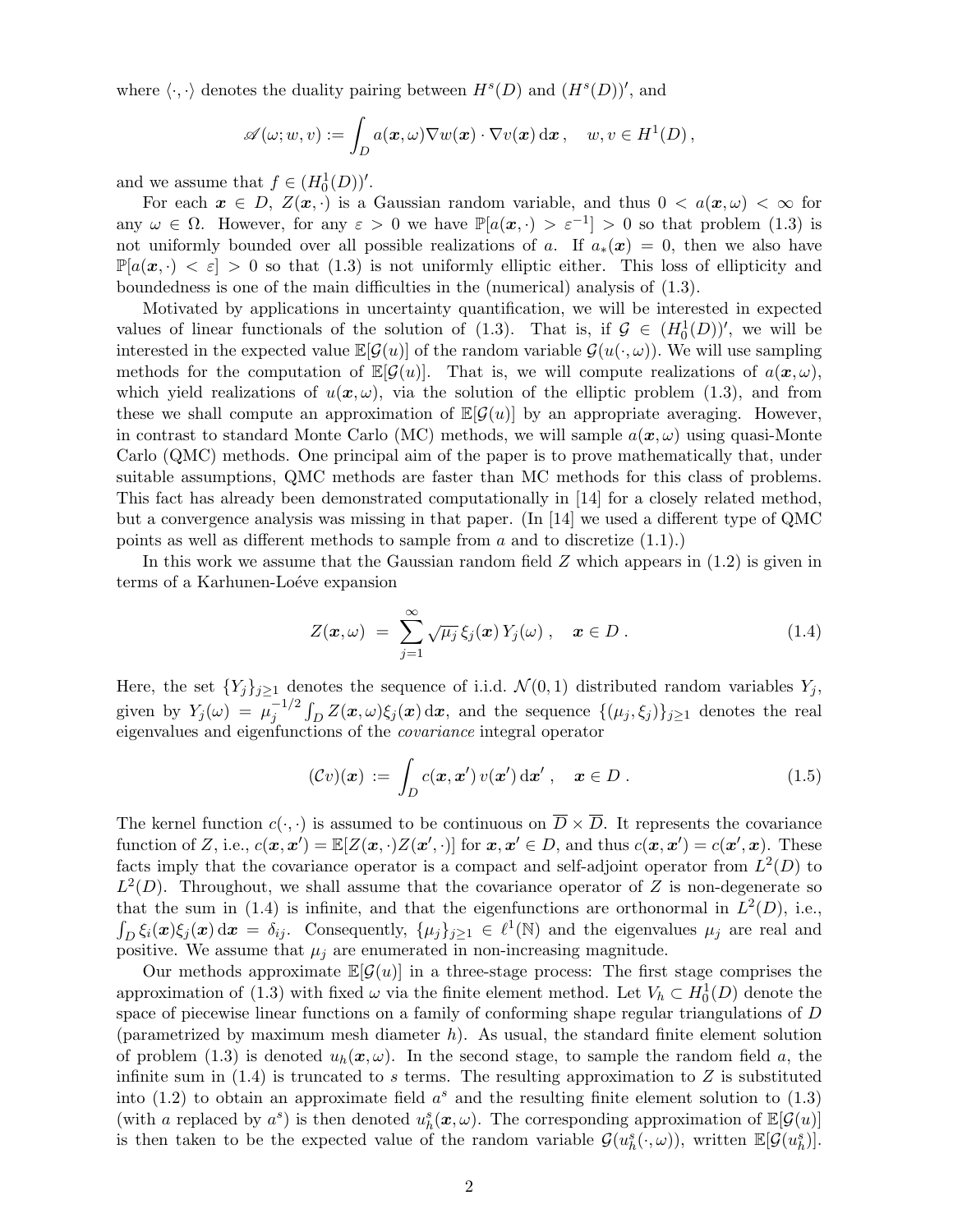where $\langle \cdot, \cdot \rangle$ denotes the duality pairing between $H^s(D)$ and $(H^s(D))'$, and

$$\mathscr{A}(\omega; w, v) := \int_D a(\boldsymbol{x}, \omega) \nabla w(\boldsymbol{x}) \cdot \nabla v(\boldsymbol{x}) \, \mathrm{d}\boldsymbol{x} \,, \quad w, v \in H^1(D) \,,$$

and we assume that $f \in (H_0^1(D))'$.

For each $\boldsymbol{x} \in D$, $Z(\boldsymbol{x}, \cdot)$ is a Gaussian random variable, and thus $0 < a(\boldsymbol{x}, \omega) < \infty$ for any $\omega \in \Omega$. However, for any $\varepsilon > 0$ we have $\mathbb{P}[a(\boldsymbol{x}, \cdot) > \varepsilon^{-1}] > 0$ so that problem (1.3) is not uniformly bounded over all possible realizations of $a$. If $a_*(\boldsymbol{x}) = 0$, then we also have $\mathbb{P}[a(\boldsymbol{x}, \cdot) < \varepsilon] > 0$ so that (1.3) is not uniformly elliptic either. This loss of ellipticity and boundedness is one of the main difficulties in the (numerical) analysis of (1.3).

Motivated by applications in uncertainty quantification, we will be interested in expected values of linear functionals of the solution of (1.3). That is, if $\mathcal{G} \in (H_0^1(D))'$, we will be interested in the expected value $\mathbb{E}[\mathcal{G}(u)]$ of the random variable $\mathcal{G}(u(\cdot, \omega))$. We will use sampling methods for the computation of $\mathbb{E}[\mathcal{G}(u)]$. That is, we will compute realizations of $a(\boldsymbol{x}, \omega)$, which yield realizations of $u(\boldsymbol{x}, \omega)$, via the solution of the elliptic problem (1.3), and from these we shall compute an approximation of $\mathbb{E}[\mathcal{G}(u)]$ by an appropriate averaging. However, in contrast to standard Monte Carlo (MC) methods, we will sample $a(\boldsymbol{x}, \omega)$ using quasi-Monte Carlo (QMC) methods. One principal aim of the paper is to prove mathematically that, under suitable assumptions, QMC methods are faster than MC methods for this class of problems. This fact has already been demonstrated computationally in [14] for a closely related method, but a convergence analysis was missing in that paper. (In [14] we used a different type of QMC points as well as different methods to sample from $a$ and to discretize (1.1).)

In this work we assume that the Gaussian random field $Z$ which appears in (1.2) is given in terms of a Karhunen-Loéve expansion

$$Z(\boldsymbol{x}, \omega) \;=\; \sum_{j=1}^{\infty} \sqrt{\mu_j} \, \xi_j(\boldsymbol{x}) \, Y_j(\omega) \,, \quad \boldsymbol{x} \in D \,. \tag{1.4}$$

Here, the set $\{Y_j\}_{j \geq 1}$ denotes the sequence of i.i.d. $\mathcal{N}(0,1)$ distributed random variables $Y_j$, given by $Y_j(\omega) = \mu_j^{-1/2} \int_D Z(\boldsymbol{x}, \omega) \xi_j(\boldsymbol{x}) \, \mathrm{d}\boldsymbol{x}$, and the sequence $\{(\mu_j, \xi_j)\}_{j \geq 1}$ denotes the real eigenvalues and eigenfunctions of the *covariance* integral operator

$$(\mathcal{C}v)(\boldsymbol{x}) \;:=\; \int_D c(\boldsymbol{x}, \boldsymbol{x}') \, v(\boldsymbol{x}') \, \mathrm{d}\boldsymbol{x}' \,, \quad \boldsymbol{x} \in D \,. \tag{1.5}$$

The kernel function $c(\cdot, \cdot)$ is assumed to be continuous on $\overline{D} \times \overline{D}$. It represents the covariance function of $Z$, i.e., $c(\boldsymbol{x}, \boldsymbol{x}') = \mathbb{E}[Z(\boldsymbol{x}, \cdot) Z(\boldsymbol{x}', \cdot)]$ for $\boldsymbol{x}, \boldsymbol{x}' \in D$, and thus $c(\boldsymbol{x}, \boldsymbol{x}') = c(\boldsymbol{x}', \boldsymbol{x})$. These facts imply that the covariance operator is a compact and self-adjoint operator from $L^2(D)$ to $L^2(D)$. Throughout, we shall assume that the covariance operator of $Z$ is non-degenerate so that the sum in (1.4) is infinite, and that the eigenfunctions are orthonormal in $L^2(D)$, i.e., $\int_D \xi_i(\boldsymbol{x}) \xi_j(\boldsymbol{x}) \, \mathrm{d}\boldsymbol{x} = \delta_{ij}$. Consequently, $\{\mu_j\}_{j \geq 1} \in \ell^1(\mathbb{N})$ and the eigenvalues $\mu_j$ are real and positive. We assume that $\mu_j$ are enumerated in non-increasing magnitude.

Our methods approximate $\mathbb{E}[\mathcal{G}(u)]$ in a three-stage process: The first stage comprises the approximation of (1.3) with fixed $\omega$ via the finite element method. Let $V_h \subset H_0^1(D)$ denote the space of piecewise linear functions on a family of conforming shape regular triangulations of $D$ (parametrized by maximum mesh diameter $h$). As usual, the standard finite element solution of problem (1.3) is denoted $u_h(\boldsymbol{x}, \omega)$. In the second stage, to sample the random field $a$, the infinite sum in (1.4) is truncated to $s$ terms. The resulting approximation to $Z$ is substituted into (1.2) to obtain an approximate field $a^s$ and the resulting finite element solution to (1.3) (with $a$ replaced by $a^s$) is then denoted $u_h^s(\boldsymbol{x}, \omega)$. The corresponding approximation of $\mathbb{E}[\mathcal{G}(u)]$ is then taken to be the expected value of the random variable $\mathcal{G}(u_h^s(\cdot, \omega))$, written $\mathbb{E}[\mathcal{G}(u_h^s)]$.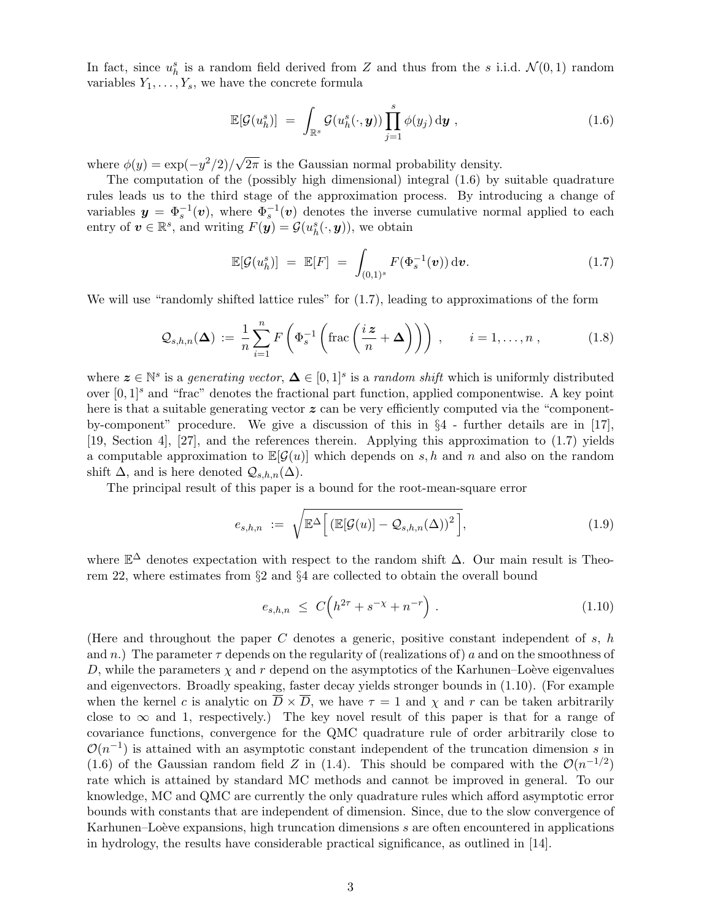In fact, since $u_h^s$ is a random field derived from $Z$ and thus from the $s$ i.i.d. $\mathcal{N}(0,1)$ random variables $Y_1, \ldots, Y_s$, we have the concrete formula

$$\mathbb{E}[\mathcal{G}(u_h^s)] \;=\; \int_{\mathbb{R}^s} \mathcal{G}(u_h^s(\cdot, \boldsymbol{y})) \prod_{j=1}^{s} \phi(y_j)\, \mathrm{d}\boldsymbol{y} \;, \tag{1.6}$$

where $\phi(y) = \exp(-y^2/2)/\sqrt{2\pi}$ is the Gaussian normal probability density.

The computation of the (possibly high dimensional) integral (1.6) by suitable quadrature rules leads us to the third stage of the approximation process. By introducing a change of variables $\boldsymbol{y} = \Phi_s^{-1}(\boldsymbol{v})$, where $\Phi_s^{-1}(\boldsymbol{v})$ denotes the inverse cumulative normal applied to each entry of $\boldsymbol{v} \in \mathbb{R}^s$, and writing $F(\boldsymbol{y}) = \mathcal{G}(u_h^s(\cdot, \boldsymbol{y}))$, we obtain

$$\mathbb{E}[\mathcal{G}(u_h^s)] \;=\; \mathbb{E}[F] \;=\; \int_{(0,1)^s} F(\Phi_s^{-1}(\boldsymbol{v}))\, \mathrm{d}\boldsymbol{v}. \tag{1.7}$$

We will use "randomly shifted lattice rules" for (1.7), leading to approximations of the form

$$\mathcal{Q}_{s,h,n}(\boldsymbol{\Delta}) \;:=\; \frac{1}{n} \sum_{i=1}^{n} F\left(\Phi_s^{-1}\left(\mathrm{frac}\left(\frac{i\,\boldsymbol{z}}{n} + \boldsymbol{\Delta}\right)\right)\right) \;, \qquad i = 1, \ldots, n \;, \tag{1.8}$$

where $\boldsymbol{z} \in \mathbb{N}^s$ is a *generating vector*, $\boldsymbol{\Delta} \in [0,1]^s$ is a *random shift* which is uniformly distributed over $[0,1]^s$ and "frac" denotes the fractional part function, applied componentwise. A key point here is that a suitable generating vector $\boldsymbol{z}$ can be very efficiently computed via the "component-by-component" procedure. We give a discussion of this in §4 - further details are in [17], [19, Section 4], [27], and the references therein. Applying this approximation to (1.7) yields a computable approximation to $\mathbb{E}[\mathcal{G}(u)]$ which depends on $s, h$ and $n$ and also on the random shift $\Delta$, and is here denoted $\mathcal{Q}_{s,h,n}(\Delta)$.

The principal result of this paper is a bound for the root-mean-square error

$$e_{s,h,n} \;:=\; \sqrt{\mathbb{E}^{\Delta}\Big[\left(\mathbb{E}[\mathcal{G}(u)] - \mathcal{Q}_{s,h,n}(\Delta)\right)^2\Big]}, \tag{1.9}$$

where $\mathbb{E}^{\Delta}$ denotes expectation with respect to the random shift $\Delta$. Our main result is Theorem 22, where estimates from §2 and §4 are collected to obtain the overall bound

$$e_{s,h,n} \;\le\; C\Big(h^{2\tau} + s^{-\chi} + n^{-r}\Big) \;. \tag{1.10}$$

(Here and throughout the paper $C$ denotes a generic, positive constant independent of $s$, $h$ and $n$.) The parameter $\tau$ depends on the regularity of (realizations of) $a$ and on the smoothness of $D$, while the parameters $\chi$ and $r$ depend on the asymptotics of the Karhunen–Loève eigenvalues and eigenvectors. Broadly speaking, faster decay yields stronger bounds in (1.10). (For example when the kernel $c$ is analytic on $\overline{D} \times \overline{D}$, we have $\tau = 1$ and $\chi$ and $r$ can be taken arbitrarily close to $\infty$ and 1, respectively.) The key novel result of this paper is that for a range of covariance functions, convergence for the QMC quadrature rule of order arbitrarily close to $\mathcal{O}(n^{-1})$ is attained with an asymptotic constant independent of the truncation dimension $s$ in (1.6) of the Gaussian random field $Z$ in (1.4). This should be compared with the $\mathcal{O}(n^{-1/2})$ rate which is attained by standard MC methods and cannot be improved in general. To our knowledge, MC and QMC are currently the only quadrature rules which afford asymptotic error bounds with constants that are independent of dimension. Since, due to the slow convergence of Karhunen–Loève expansions, high truncation dimensions $s$ are often encountered in applications in hydrology, the results have considerable practical significance, as outlined in [14].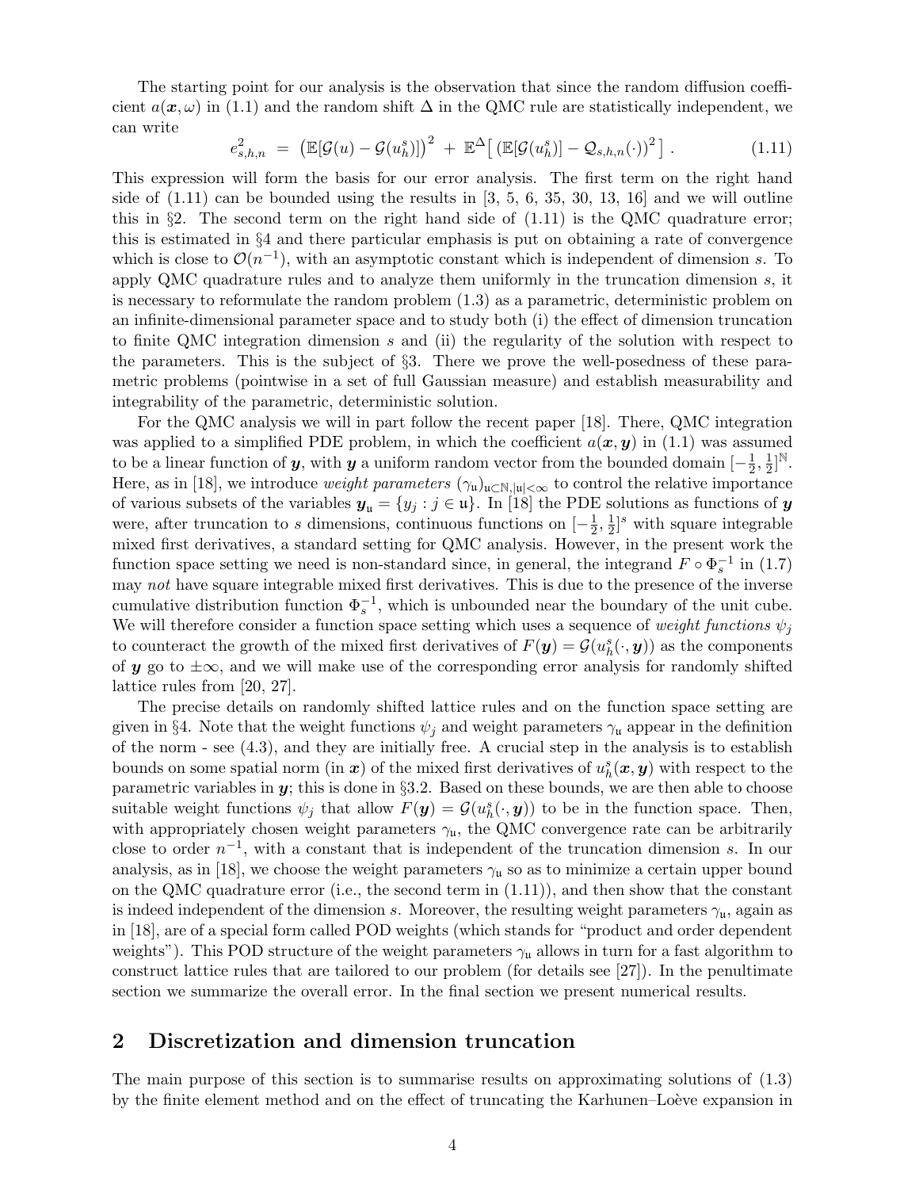The starting point for our analysis is the observation that since the random diffusion coefficient $a(\boldsymbol{x},\omega)$ in (1.1) and the random shift $\Delta$ in the QMC rule are statistically independent, we can write

$$e_{s,h,n}^2 \;=\; \big(\mathbb{E}[\mathcal{G}(u) - \mathcal{G}(u_h^s)]\big)^2 \;+\; \mathbb{E}^{\Delta}\big[\,(\mathbb{E}[\mathcal{G}(u_h^s)] - \mathcal{Q}_{s,h,n}(\cdot))^2\,\big]\;. \tag{1.11}$$

This expression will form the basis for our error analysis. The first term on the right hand side of (1.11) can be bounded using the results in [3, 5, 6, 35, 30, 13, 16] and we will outline this in §2. The second term on the right hand side of (1.11) is the QMC quadrature error; this is estimated in §4 and there particular emphasis is put on obtaining a rate of convergence which is close to $\mathcal{O}(n^{-1})$, with an asymptotic constant which is independent of dimension $s$. To apply QMC quadrature rules and to analyze them uniformly in the truncation dimension $s$, it is necessary to reformulate the random problem (1.3) as a parametric, deterministic problem on an infinite-dimensional parameter space and to study both (i) the effect of dimension truncation to finite QMC integration dimension $s$ and (ii) the regularity of the solution with respect to the parameters. This is the subject of §3. There we prove the well-posedness of these parametric problems (pointwise in a set of full Gaussian measure) and establish measurability and integrability of the parametric, deterministic solution.

For the QMC analysis we will in part follow the recent paper [18]. There, QMC integration was applied to a simplified PDE problem, in which the coefficient $a(\boldsymbol{x},\boldsymbol{y})$ in (1.1) was assumed to be a linear function of $\boldsymbol{y}$, with $\boldsymbol{y}$ a uniform random vector from the bounded domain $[-\frac{1}{2},\frac{1}{2}]^{\mathbb{N}}$. Here, as in [18], we introduce *weight parameters* $(\gamma_{\mathfrak{u}})_{\mathfrak{u}\subset\mathbb{N},|\mathfrak{u}|<\infty}$ to control the relative importance of various subsets of the variables $\boldsymbol{y}_{\mathfrak{u}} = \{y_j : j\in\mathfrak{u}\}$. In [18] the PDE solutions as functions of $\boldsymbol{y}$ were, after truncation to $s$ dimensions, continuous functions on $[-\frac{1}{2},\frac{1}{2}]^s$ with square integrable mixed first derivatives, a standard setting for QMC analysis. However, in the present work the function space setting we need is non-standard since, in general, the integrand $F\circ\Phi_s^{-1}$ in (1.7) may *not* have square integrable mixed first derivatives. This is due to the presence of the inverse cumulative distribution function $\Phi_s^{-1}$, which is unbounded near the boundary of the unit cube. We will therefore consider a function space setting which uses a sequence of *weight functions* $\psi_j$ to counteract the growth of the mixed first derivatives of $F(\boldsymbol{y}) = \mathcal{G}(u_h^s(\cdot,\boldsymbol{y}))$ as the components of $\boldsymbol{y}$ go to $\pm\infty$, and we will make use of the corresponding error analysis for randomly shifted lattice rules from [20, 27].

The precise details on randomly shifted lattice rules and on the function space setting are given in §4. Note that the weight functions $\psi_j$ and weight parameters $\gamma_{\mathfrak{u}}$ appear in the definition of the norm - see (4.3), and they are initially free. A crucial step in the analysis is to establish bounds on some spatial norm (in $\boldsymbol{x}$) of the mixed first derivatives of $u_h^s(\boldsymbol{x},\boldsymbol{y})$ with respect to the parametric variables in $\boldsymbol{y}$; this is done in §3.2. Based on these bounds, we are then able to choose suitable weight functions $\psi_j$ that allow $F(\boldsymbol{y}) = \mathcal{G}(u_h^s(\cdot,\boldsymbol{y}))$ to be in the function space. Then, with appropriately chosen weight parameters $\gamma_{\mathfrak{u}}$, the QMC convergence rate can be arbitrarily close to order $n^{-1}$, with a constant that is independent of the truncation dimension $s$. In our analysis, as in [18], we choose the weight parameters $\gamma_{\mathfrak{u}}$ so as to minimize a certain upper bound on the QMC quadrature error (i.e., the second term in (1.11)), and then show that the constant is indeed independent of the dimension $s$. Moreover, the resulting weight parameters $\gamma_{\mathfrak{u}}$, again as in [18], are of a special form called POD weights (which stands for "product and order dependent weights"). This POD structure of the weight parameters $\gamma_{\mathfrak{u}}$ allows in turn for a fast algorithm to construct lattice rules that are tailored to our problem (for details see [27]). In the penultimate section we summarize the overall error. In the final section we present numerical results.

# 2 Discretization and dimension truncation

The main purpose of this section is to summarise results on approximating solutions of (1.3) by the finite element method and on the effect of truncating the Karhunen–Loève expansion in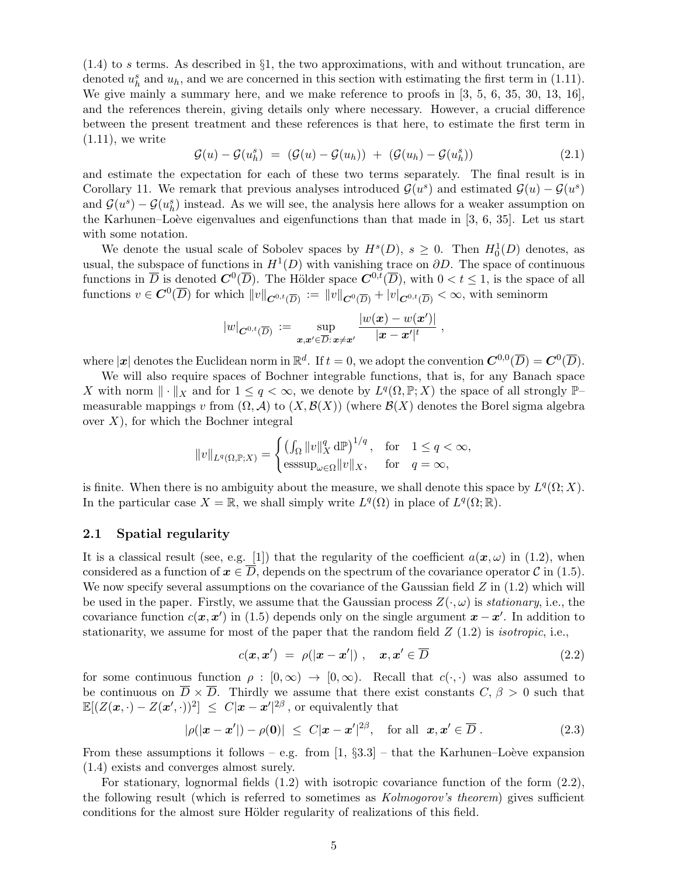(1.4) to $s$ terms. As described in §1, the two approximations, with and without truncation, are denoted $u_h^s$ and $u_h$, and we are concerned in this section with estimating the first term in (1.11). We give mainly a summary here, and we make reference to proofs in [3, 5, 6, 35, 30, 13, 16], and the references therein, giving details only where necessary. However, a crucial difference between the present treatment and these references is that here, to estimate the first term in (1.11), we write

$$\mathcal{G}(u) - \mathcal{G}(u_h^s) \;=\; (\mathcal{G}(u) - \mathcal{G}(u_h)) \;+\; (\mathcal{G}(u_h) - \mathcal{G}(u_h^s)) \tag{2.1}$$

and estimate the expectation for each of these two terms separately. The final result is in Corollary 11. We remark that previous analyses introduced $\mathcal{G}(u^s)$ and estimated $\mathcal{G}(u) - \mathcal{G}(u^s)$ and $\mathcal{G}(u^s) - \mathcal{G}(u_h^s)$ instead. As we will see, the analysis here allows for a weaker assumption on the Karhunen–Loève eigenvalues and eigenfunctions than that made in [3, 6, 35]. Let us start with some notation.

We denote the usual scale of Sobolev spaces by $H^s(D)$, $s \geq 0$. Then $H_0^1(D)$ denotes, as usual, the subspace of functions in $H^1(D)$ with vanishing trace on $\partial D$. The space of continuous functions in $\overline{D}$ is denoted $\boldsymbol{C}^0(\overline{D})$. The Hölder space $\boldsymbol{C}^{0,t}(\overline{D})$, with $0 < t \leq 1$, is the space of all functions $v \in \boldsymbol{C}^0(\overline{D})$ for which $\|v\|_{\boldsymbol{C}^{0,t}(\overline{D})} := \|v\|_{\boldsymbol{C}^0(\overline{D})} + |v|_{\boldsymbol{C}^{0,t}(\overline{D})} < \infty$, with seminorm

$$|w|_{\boldsymbol{C}^{0,t}(\overline{D})} := \sup_{\boldsymbol{x},\boldsymbol{x}' \in \overline{D}:\, \boldsymbol{x} \neq \boldsymbol{x}'} \frac{|w(\boldsymbol{x}) - w(\boldsymbol{x}')|}{|\boldsymbol{x} - \boldsymbol{x}'|^t} \;,$$

where $|\boldsymbol{x}|$ denotes the Euclidean norm in $\mathbb{R}^d$. If $t = 0$, we adopt the convention $\boldsymbol{C}^{0,0}(\overline{D}) = \boldsymbol{C}^0(\overline{D})$.

We will also require spaces of Bochner integrable functions, that is, for any Banach space $X$ with norm $\|\cdot\|_X$ and for $1 \leq q < \infty$, we denote by $L^q(\Omega, \mathbb{P}; X)$ the space of all strongly $\mathbb{P}$–measurable mappings $v$ from $(\Omega, \mathcal{A})$ to $(X, \mathcal{B}(X))$ (where $\mathcal{B}(X)$ denotes the Borel sigma algebra over $X$), for which the Bochner integral

$$\|v\|_{L^q(\Omega,\mathbb{P};X)} = \begin{cases} \left(\int_\Omega \|v\|_X^q \,\mathrm{d}\mathbb{P}\right)^{1/q}, & \text{for} \quad 1 \leq q < \infty, \\ \mathrm{esssup}_{\omega \in \Omega} \|v\|_X, & \text{for} \quad q = \infty, \end{cases}$$

is finite. When there is no ambiguity about the measure, we shall denote this space by $L^q(\Omega; X)$. In the particular case $X = \mathbb{R}$, we shall simply write $L^q(\Omega)$ in place of $L^q(\Omega; \mathbb{R})$.

## 2.1 Spatial regularity

It is a classical result (see, e.g. [1]) that the regularity of the coefficient $a(\boldsymbol{x}, \omega)$ in (1.2), when considered as a function of $\boldsymbol{x} \in \overline{D}$, depends on the spectrum of the covariance operator $\mathcal{C}$ in (1.5). We now specify several assumptions on the covariance of the Gaussian field $Z$ in (1.2) which will be used in the paper. Firstly, we assume that the Gaussian process $Z(\cdot, \omega)$ is *stationary*, i.e., the covariance function $c(\boldsymbol{x}, \boldsymbol{x}')$ in (1.5) depends only on the single argument $\boldsymbol{x} - \boldsymbol{x}'$. In addition to stationarity, we assume for most of the paper that the random field $Z$ (1.2) is *isotropic*, i.e.,

$$c(\boldsymbol{x}, \boldsymbol{x}') \;=\; \rho(|\boldsymbol{x} - \boldsymbol{x}'|) \;, \quad \boldsymbol{x}, \boldsymbol{x}' \in \overline{D} \tag{2.2}$$

for some continuous function $\rho : [0, \infty) \to [0, \infty)$. Recall that $c(\cdot, \cdot)$ was also assumed to be continuous on $\overline{D} \times \overline{D}$. Thirdly we assume that there exist constants $C, \beta > 0$ such that $\mathbb{E}[(Z(\boldsymbol{x}, \cdot) - Z(\boldsymbol{x}', \cdot))^2] \;\leq\; C|\boldsymbol{x} - \boldsymbol{x}'|^{2\beta}$, or equivalently that

$$|\rho(|\boldsymbol{x} - \boldsymbol{x}'|) - \rho(\boldsymbol{0})| \;\leq\; C|\boldsymbol{x} - \boldsymbol{x}'|^{2\beta}, \quad \text{for all } \; \boldsymbol{x}, \boldsymbol{x}' \in \overline{D} \,. \tag{2.3}$$

From these assumptions it follows – e.g. from [1, §3.3] – that the Karhunen–Loève expansion (1.4) exists and converges almost surely.

For stationary, lognormal fields (1.2) with isotropic covariance function of the form (2.2), the following result (which is referred to sometimes as *Kolmogorov's theorem*) gives sufficient conditions for the almost sure Hölder regularity of realizations of this field.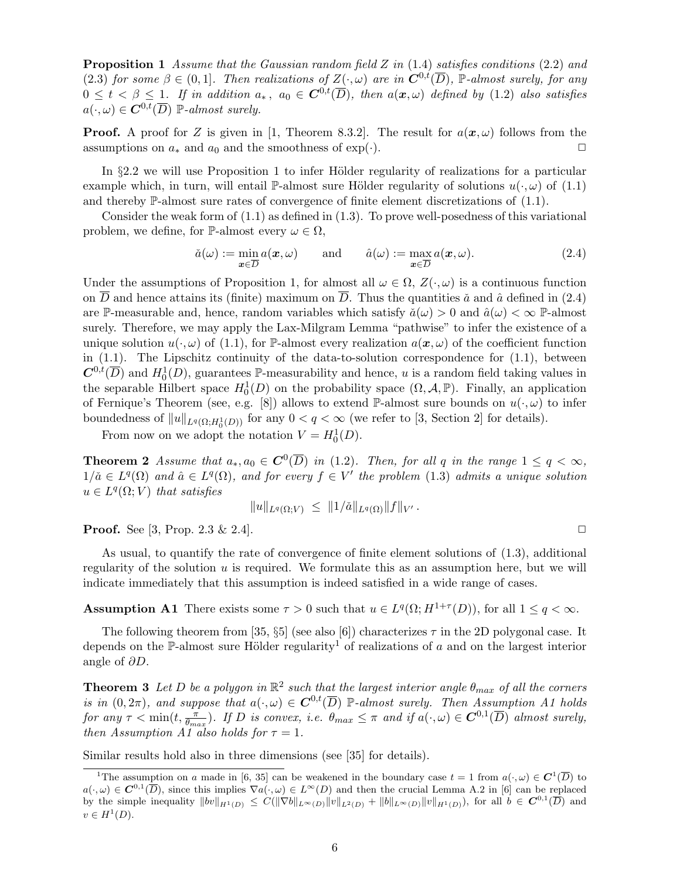**Proposition 1** *Assume that the Gaussian random field $Z$ in* (1.4) *satisfies conditions* (2.2) *and* (2.3) *for some $\beta \in (0, 1]$. Then realizations of $Z(\cdot, \omega)$ are in $\boldsymbol{C}^{0,t}(\overline{D})$, $\mathbb{P}$-almost surely, for any $0 \le t < \beta \le 1$. If in addition $a_*$, $a_0 \in \boldsymbol{C}^{0,t}(\overline{D})$, then $a(\boldsymbol{x}, \omega)$ defined by* (1.2) *also satisfies $a(\cdot, \omega) \in \boldsymbol{C}^{0,t}(\overline{D})$ $\mathbb{P}$-almost surely.*

**Proof.** A proof for $Z$ is given in [1, Theorem 8.3.2]. The result for $a(\boldsymbol{x}, \omega)$ follows from the assumptions on $a_*$ and $a_0$ and the smoothness of $\exp(\cdot)$. □

In §2.2 we will use Proposition 1 to infer Hölder regularity of realizations for a particular example which, in turn, will entail $\mathbb{P}$-almost sure Hölder regularity of solutions $u(\cdot, \omega)$ of (1.1) and thereby $\mathbb{P}$-almost sure rates of convergence of finite element discretizations of (1.1).

Consider the weak form of (1.1) as defined in (1.3). To prove well-posedness of this variational problem, we define, for $\mathbb{P}$-almost every $\omega \in \Omega$,

$$\check{a}(\omega) := \min_{\boldsymbol{x} \in \overline{D}} a(\boldsymbol{x}, \omega) \qquad \text{and} \qquad \hat{a}(\omega) := \max_{\boldsymbol{x} \in \overline{D}} a(\boldsymbol{x}, \omega). \tag{2.4}$$

Under the assumptions of Proposition 1, for almost all $\omega \in \Omega$, $Z(\cdot, \omega)$ is a continuous function on $\overline{D}$ and hence attains its (finite) maximum on $\overline{D}$. Thus the quantities $\check{a}$ and $\hat{a}$ defined in (2.4) are $\mathbb{P}$-measurable and, hence, random variables which satisfy $\check{a}(\omega) > 0$ and $\hat{a}(\omega) < \infty$ $\mathbb{P}$-almost surely. Therefore, we may apply the Lax-Milgram Lemma "pathwise" to infer the existence of a unique solution $u(\cdot, \omega)$ of (1.1), for $\mathbb{P}$-almost every realization $a(\boldsymbol{x}, \omega)$ of the coefficient function in (1.1). The Lipschitz continuity of the data-to-solution correspondence for (1.1), between $\boldsymbol{C}^{0,t}(\overline{D})$ and $H_0^1(D)$, guarantees $\mathbb{P}$-measurability and hence, $u$ is a random field taking values in the separable Hilbert space $H_0^1(D)$ on the probability space $(\Omega, \mathcal{A}, \mathbb{P})$. Finally, an application of Fernique's Theorem (see, e.g. [8]) allows to extend $\mathbb{P}$-almost sure bounds on $u(\cdot, \omega)$ to infer boundedness of $\|u\|_{L^q(\Omega; H_0^1(D))}$ for any $0 < q < \infty$ (we refer to [3, Section 2] for details).

From now on we adopt the notation $V = H_0^1(D)$.

**Theorem 2** *Assume that $a_*, a_0 \in \boldsymbol{C}^0(\overline{D})$ in* (1.2)*. Then, for all $q$ in the range $1 \le q < \infty$, $1/\check{a} \in L^q(\Omega)$ and $\hat{a} \in L^q(\Omega)$, and for every $f \in V'$ the problem* (1.3) *admits a unique solution $u \in L^q(\Omega; V)$ that satisfies*

$$\|u\|_{L^q(\Omega;V)} \le \|1/\check{a}\|_{L^q(\Omega)} \|f\|_{V'}.$$

**Proof.** See [3, Prop. 2.3 & 2.4]. □

As usual, to quantify the rate of convergence of finite element solutions of (1.3), additional regularity of the solution $u$ is required. We formulate this as an assumption here, but we will indicate immediately that this assumption is indeed satisfied in a wide range of cases.

**Assumption A1** There exists some $\tau > 0$ such that $u \in L^q(\Omega; H^{1+\tau}(D))$, for all $1 \le q < \infty$.

The following theorem from [35, §5] (see also [6]) characterizes $\tau$ in the 2D polygonal case. It depends on the $\mathbb{P}$-almost sure Hölder regularity[1] of realizations of $a$ and on the largest interior angle of $\partial D$.

**Theorem 3** *Let $D$ be a polygon in $\mathbb{R}^2$ such that the largest interior angle $\theta_{max}$ of all the corners is in $(0, 2\pi)$, and suppose that $a(\cdot, \omega) \in \boldsymbol{C}^{0,t}(\overline{D})$ $\mathbb{P}$-almost surely. Then Assumption A1 holds for any $\tau < \min(t, \frac{\pi}{\theta_{max}})$. If $D$ is convex, i.e. $\theta_{max} \le \pi$ and if $a(\cdot, \omega) \in \boldsymbol{C}^{0,1}(\overline{D})$ almost surely, then Assumption A1 also holds for $\tau = 1$.*

Similar results hold also in three dimensions (see [35] for details).

[1] The assumption on $a$ made in [6, 35] can be weakened in the boundary case $t = 1$ from $a(\cdot, \omega) \in \boldsymbol{C}^1(\overline{D})$ to $a(\cdot, \omega) \in \boldsymbol{C}^{0,1}(\overline{D})$, since this implies $\nabla a(\cdot, \omega) \in L^\infty(D)$ and then the crucial Lemma A.2 in [6] can be replaced by the simple inequality $\|bv\|_{H^1(D)} \le C(\|\nabla b\|_{L^\infty(D)} \|v\|_{L^2(D)} + \|b\|_{L^\infty(D)} \|v\|_{H^1(D)})$, for all $b \in \boldsymbol{C}^{0,1}(\overline{D})$ and $v \in H^1(D)$.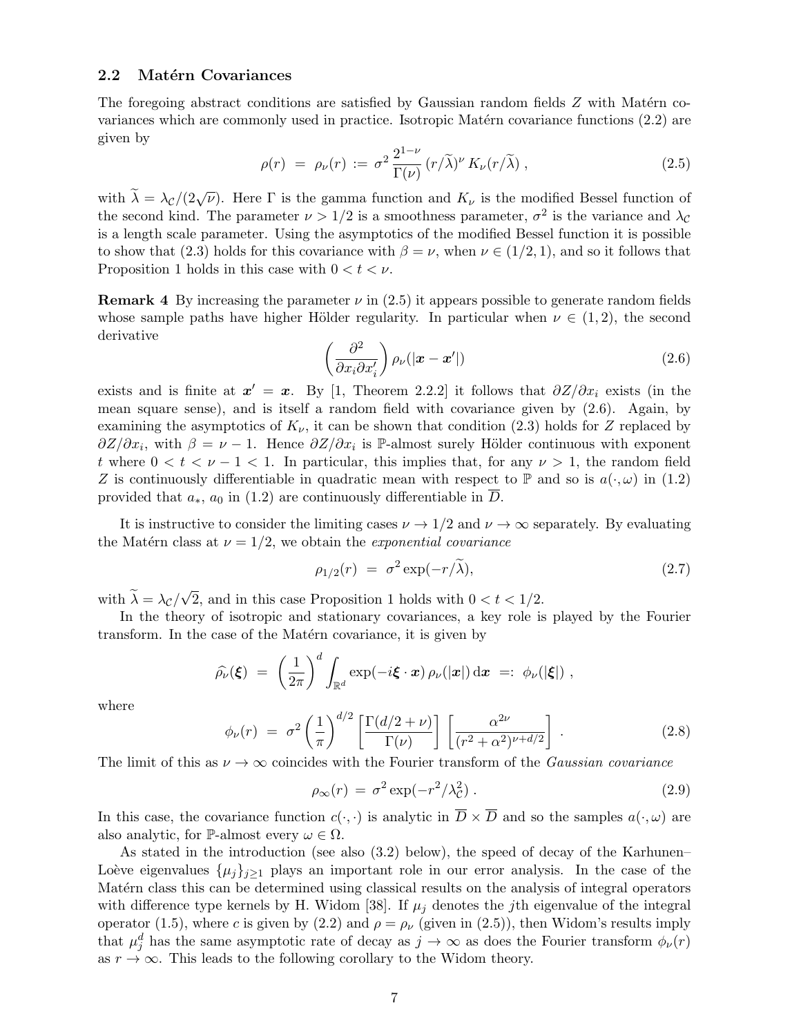### 2.2 Matérn Covariances

The foregoing abstract conditions are satisfied by Gaussian random fields $Z$ with Matérn covariances which are commonly used in practice. Isotropic Matérn covariance functions (2.2) are given by

$$
\rho(r) \;=\; \rho_\nu(r) \;:=\; \sigma^2 \, \frac{2^{1-\nu}}{\Gamma(\nu)} \, (r/\widetilde{\lambda})^\nu \, K_\nu(r/\widetilde{\lambda}) \;, \tag{2.5}
$$

with $\widetilde{\lambda} = \lambda_{\mathcal{C}}/(2\sqrt{\nu})$. Here $\Gamma$ is the gamma function and $K_\nu$ is the modified Bessel function of the second kind. The parameter $\nu > 1/2$ is a smoothness parameter, $\sigma^2$ is the variance and $\lambda_{\mathcal{C}}$ is a length scale parameter. Using the asymptotics of the modified Bessel function it is possible to show that (2.3) holds for this covariance with $\beta = \nu$, when $\nu \in (1/2, 1)$, and so it follows that Proposition 1 holds in this case with $0 < t < \nu$.

**Remark 4** By increasing the parameter $\nu$ in (2.5) it appears possible to generate random fields whose sample paths have higher Hölder regularity. In particular when $\nu \in (1, 2)$, the second derivative

$$
\left( \frac{\partial^2}{\partial x_i \partial x_i'} \right) \rho_\nu(|\boldsymbol{x} - \boldsymbol{x}'|) \tag{2.6}
$$

exists and is finite at $\boldsymbol{x}' = \boldsymbol{x}$. By [1, Theorem 2.2.2] it follows that $\partial Z/\partial x_i$ exists (in the mean square sense), and is itself a random field with covariance given by (2.6). Again, by examining the asymptotics of $K_\nu$, it can be shown that condition (2.3) holds for $Z$ replaced by $\partial Z/\partial x_i$, with $\beta = \nu - 1$. Hence $\partial Z/\partial x_i$ is $\mathbb{P}$-almost surely Hölder continuous with exponent $t$ where $0 < t < \nu - 1 < 1$. In particular, this implies that, for any $\nu > 1$, the random field $Z$ is continuously differentiable in quadratic mean with respect to $\mathbb{P}$ and so is $a(\cdot, \omega)$ in (1.2) provided that $a_*$, $a_0$ in (1.2) are continuously differentiable in $\overline{D}$.

It is instructive to consider the limiting cases $\nu \to 1/2$ and $\nu \to \infty$ separately. By evaluating the Matérn class at $\nu = 1/2$, we obtain the *exponential covariance*

$$
\rho_{1/2}(r) \;=\; \sigma^2 \exp(-r/\widetilde{\lambda}), \tag{2.7}
$$

with $\widetilde{\lambda} = \lambda_{\mathcal{C}}/\sqrt{2}$, and in this case Proposition 1 holds with $0 < t < 1/2$.

In the theory of isotropic and stationary covariances, a key role is played by the Fourier transform. In the case of the Matérn covariance, it is given by

$$
\widehat{\rho_\nu}(\boldsymbol{\xi}) \;=\; \left( \frac{1}{2\pi} \right)^d \int_{\mathbb{R}^d} \exp(-i \boldsymbol{\xi} \cdot \boldsymbol{x}) \, \rho_\nu(|\boldsymbol{x}|) \, \mathrm{d}\boldsymbol{x} \;=:\; \phi_\nu(|\boldsymbol{\xi}|) \;,
$$

where

$$
\phi_\nu(r) \;=\; \sigma^2 \left( \frac{1}{\pi} \right)^{d/2} \left[ \frac{\Gamma(d/2 + \nu)}{\Gamma(\nu)} \right] \left[ \frac{\alpha^{2\nu}}{(r^2 + \alpha^2)^{\nu + d/2}} \right] \;. \tag{2.8}
$$

The limit of this as $\nu \to \infty$ coincides with the Fourier transform of the *Gaussian covariance*

$$
\rho_\infty(r) \;=\; \sigma^2 \exp(-r^2/\lambda_{\mathcal{C}}^2) \;. \tag{2.9}
$$

In this case, the covariance function $c(\cdot, \cdot)$ is analytic in $\overline{D} \times \overline{D}$ and so the samples $a(\cdot, \omega)$ are also analytic, for $\mathbb{P}$-almost every $\omega \in \Omega$.

As stated in the introduction (see also (3.2) below), the speed of decay of the Karhunen–Loève eigenvalues $\{\mu_j\}_{j \geq 1}$ plays an important role in our error analysis. In the case of the Matérn class this can be determined using classical results on the analysis of integral operators with difference type kernels by H. Widom [38]. If $\mu_j$ denotes the $j$th eigenvalue of the integral operator (1.5), where $c$ is given by (2.2) and $\rho = \rho_\nu$ (given in (2.5)), then Widom's results imply that $\mu_j^d$ has the same asymptotic rate of decay as $j \to \infty$ as does the Fourier transform $\phi_\nu(r)$ as $r \to \infty$. This leads to the following corollary to the Widom theory.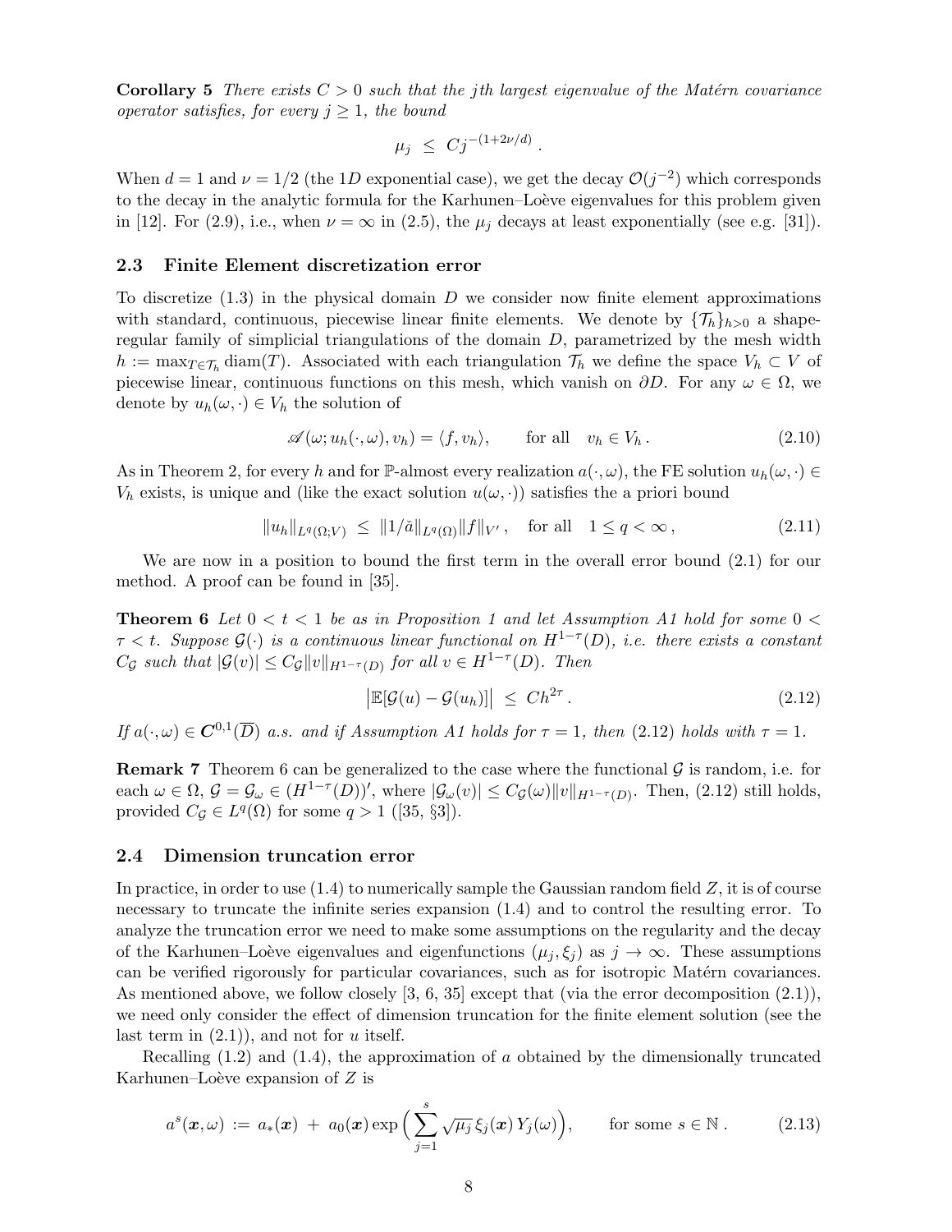**Corollary 5** *There exists $C > 0$ such that the $j$th largest eigenvalue of the Matérn covariance operator satisfies, for every $j \geq 1$, the bound*

$$\mu_j \;\leq\; C j^{-(1+2\nu/d)}\,.$$

When $d = 1$ and $\nu = 1/2$ (the $1D$ exponential case), we get the decay $\mathcal{O}(j^{-2})$ which corresponds to the decay in the analytic formula for the Karhunen–Loève eigenvalues for this problem given in [12]. For (2.9), i.e., when $\nu = \infty$ in (2.5), the $\mu_j$ decays at least exponentially (see e.g. [31]).

### 2.3 Finite Element discretization error

To discretize (1.3) in the physical domain $D$ we consider now finite element approximations with standard, continuous, piecewise linear finite elements. We denote by $\{\mathcal{T}_h\}_{h>0}$ a shape-regular family of simplicial triangulations of the domain $D$, parametrized by the mesh width $h := \max_{T\in\mathcal{T}_h} \mathrm{diam}(T)$. Associated with each triangulation $\mathcal{T}_h$ we define the space $V_h \subset V$ of piecewise linear, continuous functions on this mesh, which vanish on $\partial D$. For any $\omega \in \Omega$, we denote by $u_h(\omega, \cdot) \in V_h$ the solution of

$$\mathscr{A}(\omega; u_h(\cdot,\omega), v_h) = \langle f, v_h\rangle, \qquad \text{for all} \quad v_h \in V_h\,. \tag{2.10}$$

As in Theorem 2, for every $h$ and for $\mathbb{P}$-almost every realization $a(\cdot,\omega)$, the FE solution $u_h(\omega,\cdot) \in V_h$ exists, is unique and (like the exact solution $u(\omega,\cdot)$) satisfies the a priori bound

$$\|u_h\|_{L^q(\Omega;V)} \;\leq\; \|1/\check{a}\|_{L^q(\Omega)}\|f\|_{V'}\,, \quad \text{for all} \quad 1 \leq q < \infty\,, \tag{2.11}$$

We are now in a position to bound the first term in the overall error bound (2.1) for our method. A proof can be found in [35].

**Theorem 6** *Let $0 < t < 1$ be as in Proposition 1 and let Assumption A1 hold for some $0 < \tau < t$. Suppose $\mathcal{G}(\cdot)$ is a continuous linear functional on $H^{1-\tau}(D)$, i.e. there exists a constant $C_{\mathcal{G}}$ such that $|\mathcal{G}(v)| \leq C_{\mathcal{G}}\|v\|_{H^{1-\tau}(D)}$ for all $v \in H^{1-\tau}(D)$. Then*

$$\big|\mathbb{E}[\mathcal{G}(u) - \mathcal{G}(u_h)]\big| \;\leq\; Ch^{2\tau}\,. \tag{2.12}$$

*If $a(\cdot,\omega) \in \boldsymbol{C}^{0,1}(\overline{D})$ a.s. and if Assumption A1 holds for $\tau = 1$, then (2.12) holds with $\tau = 1$.*

**Remark 7** Theorem 6 can be generalized to the case where the functional $\mathcal{G}$ is random, i.e. for each $\omega \in \Omega$, $\mathcal{G} = \mathcal{G}_\omega \in (H^{1-\tau}(D))'$, where $|\mathcal{G}_\omega(v)| \leq C_{\mathcal{G}}(\omega)\|v\|_{H^{1-\tau}(D)}$. Then, (2.12) still holds, provided $C_{\mathcal{G}} \in L^q(\Omega)$ for some $q > 1$ ([35, §3]).

### 2.4 Dimension truncation error

In practice, in order to use (1.4) to numerically sample the Gaussian random field $Z$, it is of course necessary to truncate the infinite series expansion (1.4) and to control the resulting error. To analyze the truncation error we need to make some assumptions on the regularity and the decay of the Karhunen–Loève eigenvalues and eigenfunctions $(\mu_j, \xi_j)$ as $j \to \infty$. These assumptions can be verified rigorously for particular covariances, such as for isotropic Matérn covariances. As mentioned above, we follow closely [3, 6, 35] except that (via the error decomposition (2.1)), we need only consider the effect of dimension truncation for the finite element solution (see the last term in (2.1)), and not for $u$ itself.

Recalling (1.2) and (1.4), the approximation of $a$ obtained by the dimensionally truncated Karhunen–Loève expansion of $Z$ is

$$a^s(\boldsymbol{x},\omega) \;:=\; a_*(\boldsymbol{x}) \;+\; a_0(\boldsymbol{x}) \exp\Big(\sum_{j=1}^{s} \sqrt{\mu_j}\,\xi_j(\boldsymbol{x})\,Y_j(\omega)\Big), \qquad \text{for some } s \in \mathbb{N}\,. \tag{2.13}$$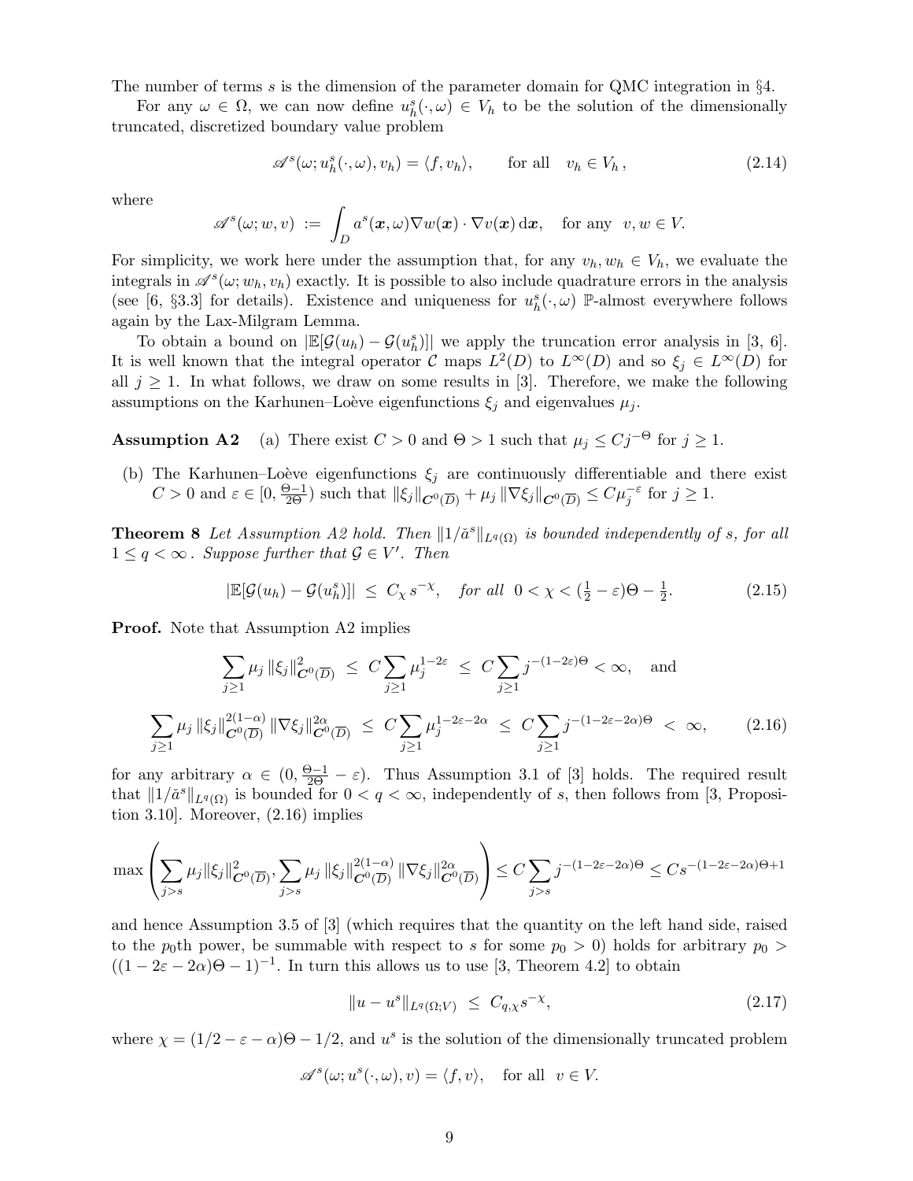The number of terms $s$ is the dimension of the parameter domain for QMC integration in §4.

For any $\omega \in \Omega$, we can now define $u_h^s(\cdot,\omega) \in V_h$ to be the solution of the dimensionally truncated, discretized boundary value problem

$$\mathscr{A}^s(\omega; u_h^s(\cdot,\omega), v_h) = \langle f, v_h \rangle, \qquad \text{for all} \quad v_h \in V_h\,, \tag{2.14}$$

where

$$\mathscr{A}^s(\omega; w, v) \;:=\; \int_D a^s(\boldsymbol{x},\omega)\nabla w(\boldsymbol{x}) \cdot \nabla v(\boldsymbol{x})\,\mathrm{d}\boldsymbol{x}, \quad \text{for any} \;\; v, w \in V.$$

For simplicity, we work here under the assumption that, for any $v_h, w_h \in V_h$, we evaluate the integrals in $\mathscr{A}^s(\omega; w_h, v_h)$ exactly. It is possible to also include quadrature errors in the analysis (see [6, §3.3] for details). Existence and uniqueness for $u_h^s(\cdot,\omega)$ $\mathbb{P}$-almost everywhere follows again by the Lax-Milgram Lemma.

To obtain a bound on $|\mathbb{E}[\mathcal{G}(u_h) - \mathcal{G}(u_h^s)]|$ we apply the truncation error analysis in [3, 6]. It is well known that the integral operator $\mathcal{C}$ maps $L^2(D)$ to $L^\infty(D)$ and so $\xi_j \in L^\infty(D)$ for all $j \geq 1$. In what follows, we draw on some results in [3]. Therefore, we make the following assumptions on the Karhunen–Loève eigenfunctions $\xi_j$ and eigenvalues $\mu_j$.

**Assumption A2** (a) There exist $C > 0$ and $\Theta > 1$ such that $\mu_j \leq C j^{-\Theta}$ for $j \geq 1$.

(b) The Karhunen–Loève eigenfunctions $\xi_j$ are continuously differentiable and there exist $C > 0$ and $\varepsilon \in [0, \frac{\Theta-1}{2\Theta})$ such that $\|\xi_j\|_{\boldsymbol{C}^0(\overline{D})} + \mu_j \|\nabla \xi_j\|_{\boldsymbol{C}^0(\overline{D})} \leq C\mu_j^{-\varepsilon}$ for $j \geq 1$.

**Theorem 8** *Let Assumption A2 hold. Then $\|1/\check{a}^s\|_{L^q(\Omega)}$ is bounded independently of $s$, for all $1 \leq q < \infty$. Suppose further that $\mathcal{G} \in V'$. Then*

$$|\mathbb{E}[\mathcal{G}(u_h) - \mathcal{G}(u_h^s)]| \;\leq\; C_\chi\, s^{-\chi}, \quad \textit{for all} \;\; 0 < \chi < (\tfrac{1}{2} - \varepsilon)\Theta - \tfrac{1}{2}. \tag{2.15}$$

**Proof.** Note that Assumption A2 implies

$$\sum_{j\geq 1} \mu_j \|\xi_j\|^2_{\boldsymbol{C}^0(\overline{D})} \;\leq\; C \sum_{j \geq 1} \mu_j^{1-2\varepsilon} \;\leq\; C \sum_{j\geq 1} j^{-(1-2\varepsilon)\Theta} < \infty, \quad \text{and}$$

$$\sum_{j\geq 1} \mu_j \|\xi_j\|^{2(1-\alpha)}_{\boldsymbol{C}^0(\overline{D})} \|\nabla \xi_j\|^{2\alpha}_{\boldsymbol{C}^0(\overline{D})} \;\leq\; C \sum_{j\geq 1} \mu_j^{1-2\varepsilon-2\alpha} \;\leq\; C \sum_{j \geq 1} j^{-(1-2\varepsilon-2\alpha)\Theta} \;<\; \infty, \tag{2.16}$$

for any arbitrary $\alpha \in (0, \frac{\Theta-1}{2\Theta} - \varepsilon)$. Thus Assumption 3.1 of [3] holds. The required result that $\|1/\check{a}^s\|_{L^q(\Omega)}$ is bounded for $0 < q < \infty$, independently of $s$, then follows from [3, Proposition 3.10]. Moreover, (2.16) implies

$$\max\left( \sum_{j>s} \mu_j \|\xi_j\|^2_{\boldsymbol{C}^0(\overline{D})}, \sum_{j>s} \mu_j \|\xi_j\|^{2(1-\alpha)}_{\boldsymbol{C}^0(\overline{D})} \|\nabla \xi_j\|^{2\alpha}_{\boldsymbol{C}^0(\overline{D})} \right) \leq C \sum_{j>s} j^{-(1-2\varepsilon-2\alpha)\Theta} \leq C s^{-(1-2\varepsilon-2\alpha)\Theta+1}$$

and hence Assumption 3.5 of [3] (which requires that the quantity on the left hand side, raised to the $p_0$th power, be summable with respect to $s$ for some $p_0 > 0$) holds for arbitrary $p_0 > ((1-2\varepsilon-2\alpha)\Theta - 1)^{-1}$. In turn this allows us to use [3, Theorem 4.2] to obtain

$$\|u - u^s\|_{L^q(\Omega;V)} \;\leq\; C_{q,\chi} s^{-\chi}, \tag{2.17}$$

where $\chi = (1/2 - \varepsilon - \alpha)\Theta - 1/2$, and $u^s$ is the solution of the dimensionally truncated problem

$$\mathscr{A}^s(\omega; u^s(\cdot,\omega), v) = \langle f, v \rangle, \quad \text{for all} \;\; v \in V.$$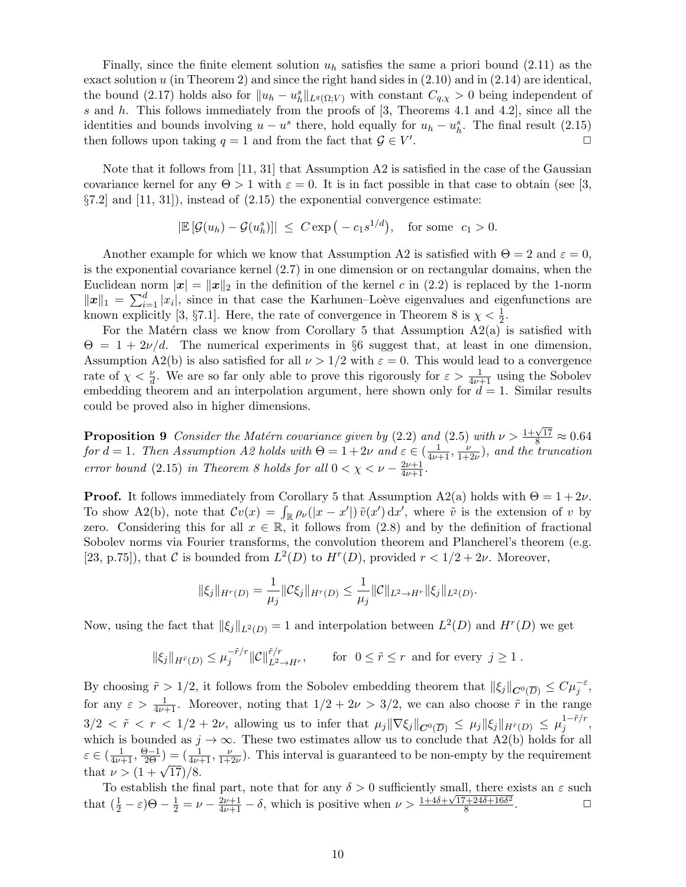Finally, since the finite element solution $u_h$ satisfies the same a priori bound (2.11) as the exact solution $u$ (in Theorem 2) and since the right hand sides in (2.10) and in (2.14) are identical, the bound (2.17) holds also for $\|u_h - u_h^s\|_{L^q(\Omega;V)}$ with constant $C_{q,\chi} > 0$ being independent of $s$ and $h$. This follows immediately from the proofs of [3, Theorems 4.1 and 4.2], since all the identities and bounds involving $u - u^s$ there, hold equally for $u_h - u_h^s$. The final result (2.15) then follows upon taking $q = 1$ and from the fact that $\mathcal{G} \in V'$. $\square$

Note that it follows from [11, 31] that Assumption A2 is satisfied in the case of the Gaussian covariance kernel for any $\Theta > 1$ with $\varepsilon = 0$. It is in fact possible in that case to obtain (see [3, §7.2] and [11, 31]), instead of (2.15) the exponential convergence estimate:

$$|\mathbb{E}\left[\mathcal{G}(u_h) - \mathcal{G}(u_h^s)\right]| \leq C \exp\left(-c_1 s^{1/d}\right), \quad \text{for some } c_1 > 0.$$

Another example for which we know that Assumption A2 is satisfied with $\Theta = 2$ and $\varepsilon = 0$, is the exponential covariance kernel (2.7) in one dimension or on rectangular domains, when the Euclidean norm $|\boldsymbol{x}| = \|\boldsymbol{x}\|_2$ in the definition of the kernel $c$ in (2.2) is replaced by the 1-norm $\|\boldsymbol{x}\|_1 = \sum_{i=1}^d |x_i|$, since in that case the Karhunen–Loève eigenvalues and eigenfunctions are known explicitly [3, §7.1]. Here, the rate of convergence in Theorem 8 is $\chi < \frac{1}{2}$.

For the Matérn class we know from Corollary 5 that Assumption A2(a) is satisfied with $\Theta = 1 + 2\nu/d$. The numerical experiments in §6 suggest that, at least in one dimension, Assumption A2(b) is also satisfied for all $\nu > 1/2$ with $\varepsilon = 0$. This would lead to a convergence rate of $\chi < \frac{\nu}{d}$. We are so far only able to prove this rigorously for $\varepsilon > \frac{1}{4\nu+1}$ using the Sobolev embedding theorem and an interpolation argument, here shown only for $d = 1$. Similar results could be proved also in higher dimensions.

**Proposition 9** *Consider the Matérn covariance given by* (2.2) *and* (2.5) *with* $\nu > \frac{1+\sqrt{17}}{8} \approx 0.64$ *for* $d = 1$*. Then Assumption A2 holds with* $\Theta = 1 + 2\nu$ *and* $\varepsilon \in (\frac{1}{4\nu+1}, \frac{\nu}{1+2\nu})$*, and the truncation error bound* (2.15) *in Theorem 8 holds for all* $0 < \chi < \nu - \frac{2\nu+1}{4\nu+1}$*.*

**Proof.** It follows immediately from Corollary 5 that Assumption A2(a) holds with $\Theta = 1 + 2\nu$. To show A2(b), note that $\mathcal{C}v(x) = \int_{\mathbb{R}} \rho_\nu(|x - x'|)\, \tilde{v}(x')\, \mathrm{d}x'$, where $\tilde{v}$ is the extension of $v$ by zero. Considering this for all $x \in \mathbb{R}$, it follows from (2.8) and by the definition of fractional Sobolev norms via Fourier transforms, the convolution theorem and Plancherel's theorem (e.g. [23, p.75]), that $\mathcal{C}$ is bounded from $L^2(D)$ to $H^r(D)$, provided $r < 1/2 + 2\nu$. Moreover,

$$\|\xi_j\|_{H^r(D)} = \frac{1}{\mu_j} \|\mathcal{C}\xi_j\|_{H^r(D)} \leq \frac{1}{\mu_j} \|\mathcal{C}\|_{L^2 \to H^r} \|\xi_j\|_{L^2(D)}.$$

Now, using the fact that $\|\xi_j\|_{L^2(D)} = 1$ and interpolation between $L^2(D)$ and $H^r(D)$ we get

$$\|\xi_j\|_{H^{\tilde{r}}(D)} \leq \mu_j^{-\tilde{r}/r} \|\mathcal{C}\|_{L^2 \to H^r}^{\tilde{r}/r}, \qquad \text{for } \ 0 \leq \tilde{r} \leq r \text{ and for every } j \geq 1\,.$$

By choosing $\tilde{r} > 1/2$, it follows from the Sobolev embedding theorem that $\|\xi_j\|_{\boldsymbol{C}^0(\overline{D})} \leq C\mu_j^{-\varepsilon}$, for any $\varepsilon > \frac{1}{4\nu+1}$. Moreover, noting that $1/2 + 2\nu > 3/2$, we can also choose $\tilde{r}$ in the range $3/2 < \tilde{r} < r < 1/2 + 2\nu$, allowing us to infer that $\mu_j \|\nabla \xi_j\|_{\boldsymbol{C}^0(\overline{D})} \leq \mu_j \|\xi_j\|_{H^{\tilde{r}}(D)} \leq \mu_j^{1-\tilde{r}/r}$, which is bounded as $j \to \infty$. These two estimates allow us to conclude that A2(b) holds for all $\varepsilon \in (\frac{1}{4\nu+1}, \frac{\Theta-1}{2\Theta}) = (\frac{1}{4\nu+1}, \frac{\nu}{1+2\nu})$. This interval is guaranteed to be non-empty by the requirement that $\nu > (1 + \sqrt{17})/8$.

To establish the final part, note that for any $\delta > 0$ sufficiently small, there exists an $\varepsilon$ such that $(\frac{1}{2} - \varepsilon)\Theta - \frac{1}{2} = \nu - \frac{2\nu+1}{4\nu+1} - \delta$, which is positive when $\nu > \frac{1+4\delta+\sqrt{17+24\delta+16\delta^2}}{8}$. $\square$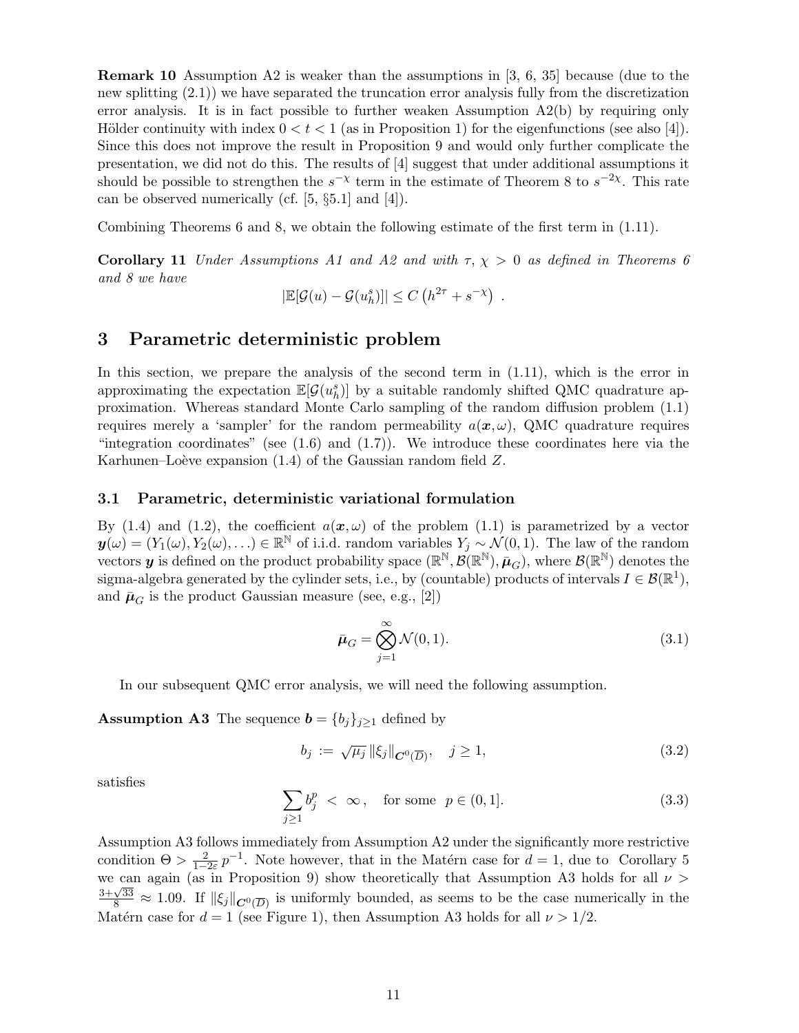**Remark 10** Assumption A2 is weaker than the assumptions in [3, 6, 35] because (due to the new splitting (2.1)) we have separated the truncation error analysis fully from the discretization error analysis. It is in fact possible to further weaken Assumption A2(b) by requiring only Hölder continuity with index $0 < t < 1$ (as in Proposition 1) for the eigenfunctions (see also [4]). Since this does not improve the result in Proposition 9 and would only further complicate the presentation, we did not do this. The results of [4] suggest that under additional assumptions it should be possible to strengthen the $s^{-\chi}$ term in the estimate of Theorem 8 to $s^{-2\chi}$. This rate can be observed numerically (cf. [5, §5.1] and [4]).

Combining Theorems 6 and 8, we obtain the following estimate of the first term in (1.11).

**Corollary 11** *Under Assumptions A1 and A2 and with $\tau, \chi > 0$ as defined in Theorems 6 and 8 we have*

$$|\mathbb{E}[\mathcal{G}(u) - \mathcal{G}(u_h^s)]| \leq C\left(h^{2\tau} + s^{-\chi}\right) .$$

## 3 Parametric deterministic problem

In this section, we prepare the analysis of the second term in (1.11), which is the error in approximating the expectation $\mathbb{E}[\mathcal{G}(u_h^s)]$ by a suitable randomly shifted QMC quadrature approximation. Whereas standard Monte Carlo sampling of the random diffusion problem (1.1) requires merely a 'sampler' for the random permeability $a(\boldsymbol{x}, \omega)$, QMC quadrature requires "integration coordinates" (see (1.6) and (1.7)). We introduce these coordinates here via the Karhunen–Loève expansion (1.4) of the Gaussian random field $Z$.

### 3.1 Parametric, deterministic variational formulation

By (1.4) and (1.2), the coefficient $a(\boldsymbol{x}, \omega)$ of the problem (1.1) is parametrized by a vector $\boldsymbol{y}(\omega) = (Y_1(\omega), Y_2(\omega), \ldots) \in \mathbb{R}^{\mathbb{N}}$ of i.i.d. random variables $Y_j \sim \mathcal{N}(0,1)$. The law of the random vectors $\boldsymbol{y}$ is defined on the product probability space $(\mathbb{R}^{\mathbb{N}}, \mathcal{B}(\mathbb{R}^{\mathbb{N}}), \bar{\boldsymbol{\mu}}_G)$, where $\mathcal{B}(\mathbb{R}^{\mathbb{N}})$ denotes the sigma-algebra generated by the cylinder sets, i.e., by (countable) products of intervals $I \in \mathcal{B}(\mathbb{R}^1)$, and $\bar{\boldsymbol{\mu}}_G$ is the product Gaussian measure (see, e.g., [2])

$$\bar{\boldsymbol{\mu}}_G = \bigotimes_{j=1}^{\infty} \mathcal{N}(0,1). \tag{3.1}$$

In our subsequent QMC error analysis, we will need the following assumption.

**Assumption A3** The sequence $\boldsymbol{b} = \{b_j\}_{j \geq 1}$ defined by

$$b_j := \sqrt{\mu_j}\, \|\xi_j\|_{\boldsymbol{C}^0(\overline{D})}, \quad j \geq 1, \tag{3.2}$$

satisfies

$$\sum_{j \geq 1} b_j^p < \infty, \quad \text{for some} \;\; p \in (0,1]. \tag{3.3}$$

Assumption A3 follows immediately from Assumption A2 under the significantly more restrictive condition $\Theta > \frac{2}{1-2\varepsilon}\, p^{-1}$. Note however, that in the Matérn case for $d = 1$, due to Corollary 5 we can again (as in Proposition 9) show theoretically that Assumption A3 holds for all $\nu > \frac{3+\sqrt{33}}{8} \approx 1.09$. If $\|\xi_j\|_{\boldsymbol{C}^0(\overline{D})}$ is uniformly bounded, as seems to be the case numerically in the Matérn case for $d = 1$ (see Figure 1), then Assumption A3 holds for all $\nu > 1/2$.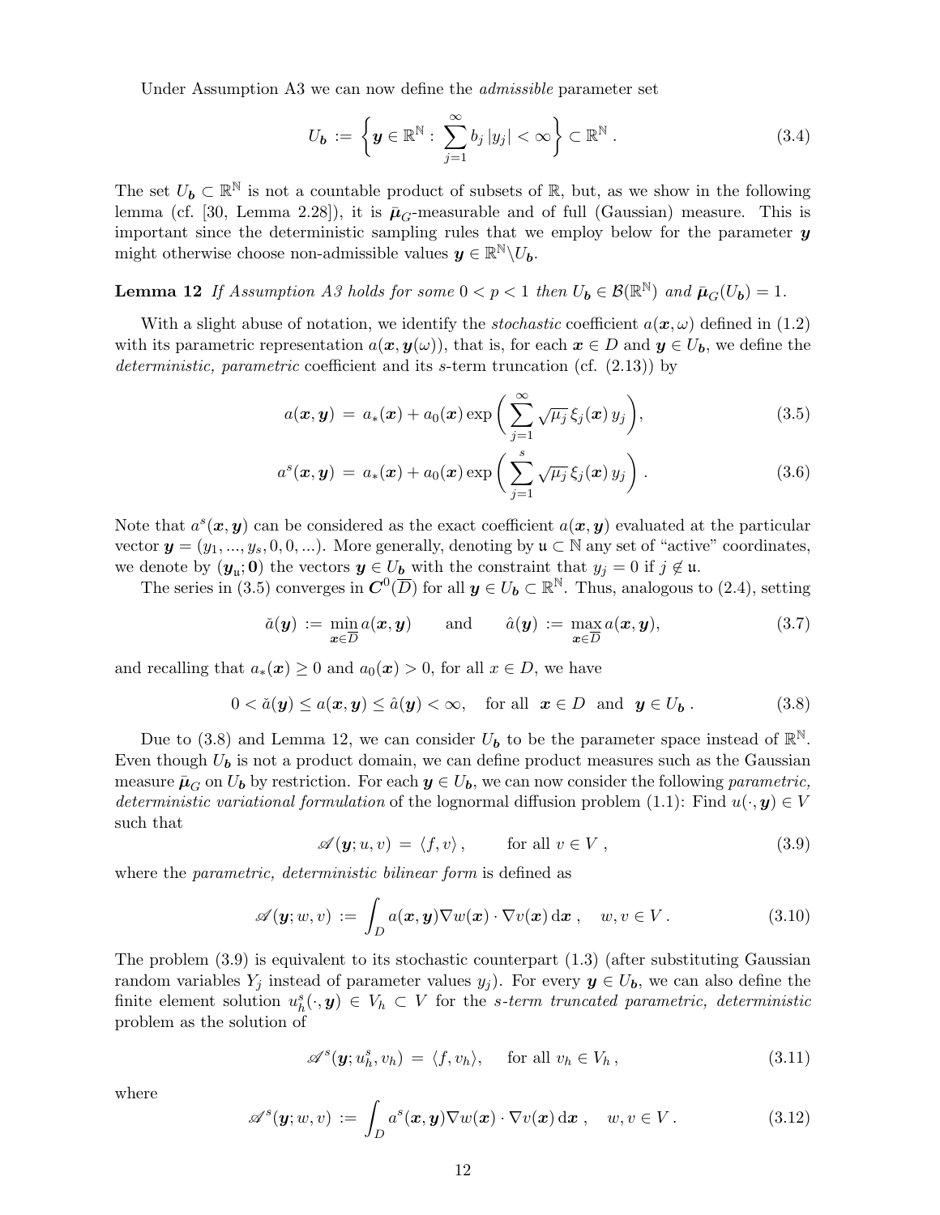Under Assumption A3 we can now define the *admissible* parameter set

$$U_{\boldsymbol{b}} := \left\{ \boldsymbol{y} \in \mathbb{R}^{\mathbb{N}} : \sum_{j=1}^{\infty} b_j \, |y_j| < \infty \right\} \subset \mathbb{R}^{\mathbb{N}} . \tag{3.4}$$

The set $U_{\boldsymbol{b}} \subset \mathbb{R}^{\mathbb{N}}$ is not a countable product of subsets of $\mathbb{R}$, but, as we show in the following lemma (cf. [30, Lemma 2.28]), it is $\bar{\boldsymbol{\mu}}_G$-measurable and of full (Gaussian) measure. This is important since the deterministic sampling rules that we employ below for the parameter $\boldsymbol{y}$ might otherwise choose non-admissible values $\boldsymbol{y} \in \mathbb{R}^{\mathbb{N}} \backslash U_{\boldsymbol{b}}$.

**Lemma 12** *If Assumption A3 holds for some $0 < p < 1$ then $U_{\boldsymbol{b}} \in \mathcal{B}(\mathbb{R}^{\mathbb{N}})$ and $\bar{\boldsymbol{\mu}}_G(U_{\boldsymbol{b}}) = 1$.*

With a slight abuse of notation, we identify the *stochastic* coefficient $a(\boldsymbol{x}, \omega)$ defined in (1.2) with its parametric representation $a(\boldsymbol{x}, \boldsymbol{y}(\omega))$, that is, for each $\boldsymbol{x} \in D$ and $\boldsymbol{y} \in U_{\boldsymbol{b}}$, we define the *deterministic, parametric* coefficient and its $s$-term truncation (cf. (2.13)) by

$$a(\boldsymbol{x}, \boldsymbol{y}) \;=\; a_*(\boldsymbol{x}) + a_0(\boldsymbol{x}) \exp\bigg( \sum_{j=1}^{\infty} \sqrt{\mu_j} \, \xi_j(\boldsymbol{x}) \, y_j \bigg), \tag{3.5}$$

$$a^s(\boldsymbol{x}, \boldsymbol{y}) \;=\; a_*(\boldsymbol{x}) + a_0(\boldsymbol{x}) \exp\bigg( \sum_{j=1}^{s} \sqrt{\mu_j} \, \xi_j(\boldsymbol{x}) \, y_j \bigg) . \tag{3.6}$$

Note that $a^s(\boldsymbol{x}, \boldsymbol{y})$ can be considered as the exact coefficient $a(\boldsymbol{x}, \boldsymbol{y})$ evaluated at the particular vector $\boldsymbol{y} = (y_1, ..., y_s, 0, 0, ...)$. More generally, denoting by $\mathfrak{u} \subset \mathbb{N}$ any set of "active" coordinates, we denote by $(\boldsymbol{y}_{\mathfrak{u}}; \boldsymbol{0})$ the vectors $\boldsymbol{y} \in U_{\boldsymbol{b}}$ with the constraint that $y_j = 0$ if $j \notin \mathfrak{u}$.

The series in (3.5) converges in $\boldsymbol{C}^0(\overline{D})$ for all $\boldsymbol{y} \in U_{\boldsymbol{b}} \subset \mathbb{R}^{\mathbb{N}}$. Thus, analogous to (2.4), setting

$$\check{a}(\boldsymbol{y}) := \min_{\boldsymbol{x} \in \overline{D}} a(\boldsymbol{x}, \boldsymbol{y}) \qquad \text{and} \qquad \hat{a}(\boldsymbol{y}) := \max_{\boldsymbol{x} \in \overline{D}} a(\boldsymbol{x}, \boldsymbol{y}), \tag{3.7}$$

and recalling that $a_*(\boldsymbol{x}) \geq 0$ and $a_0(\boldsymbol{x}) > 0$, for all $x \in D$, we have

$$0 < \check{a}(\boldsymbol{y}) \leq a(\boldsymbol{x}, \boldsymbol{y}) \leq \hat{a}(\boldsymbol{y}) < \infty, \quad \text{for all } \; \boldsymbol{x} \in D \; \text{ and } \; \boldsymbol{y} \in U_{\boldsymbol{b}} \, . \tag{3.8}$$

Due to (3.8) and Lemma 12, we can consider $U_{\boldsymbol{b}}$ to be the parameter space instead of $\mathbb{R}^{\mathbb{N}}$. Even though $U_{\boldsymbol{b}}$ is not a product domain, we can define product measures such as the Gaussian measure $\bar{\boldsymbol{\mu}}_G$ on $U_{\boldsymbol{b}}$ by restriction. For each $\boldsymbol{y} \in U_{\boldsymbol{b}}$, we can now consider the following *parametric, deterministic variational formulation* of the lognormal diffusion problem (1.1): Find $u(\cdot, \boldsymbol{y}) \in V$ such that

$$\mathscr{A}(\boldsymbol{y}; u, v) \;=\; \langle f, v \rangle \,, \qquad \text{for all } v \in V \;, \tag{3.9}$$

where the *parametric, deterministic bilinear form* is defined as

$$\mathscr{A}(\boldsymbol{y}; w, v) := \int_D a(\boldsymbol{x}, \boldsymbol{y}) \nabla w(\boldsymbol{x}) \cdot \nabla v(\boldsymbol{x}) \, \mathrm{d}\boldsymbol{x} \,, \quad w, v \in V \, . \tag{3.10}$$

The problem (3.9) is equivalent to its stochastic counterpart (1.3) (after substituting Gaussian random variables $Y_j$ instead of parameter values $y_j$). For every $\boldsymbol{y} \in U_{\boldsymbol{b}}$, we can also define the finite element solution $u_h^s(\cdot, \boldsymbol{y}) \in V_h \subset V$ for the *$s$-term truncated parametric, deterministic* problem as the solution of

$$\mathscr{A}^s(\boldsymbol{y}; u_h^s, v_h) \;=\; \langle f, v_h \rangle, \quad \text{ for all } v_h \in V_h \,, \tag{3.11}$$

where

$$\mathscr{A}^s(\boldsymbol{y}; w, v) := \int_D a^s(\boldsymbol{x}, \boldsymbol{y}) \nabla w(\boldsymbol{x}) \cdot \nabla v(\boldsymbol{x}) \, \mathrm{d}\boldsymbol{x} \;, \quad w, v \in V \, . \tag{3.12}$$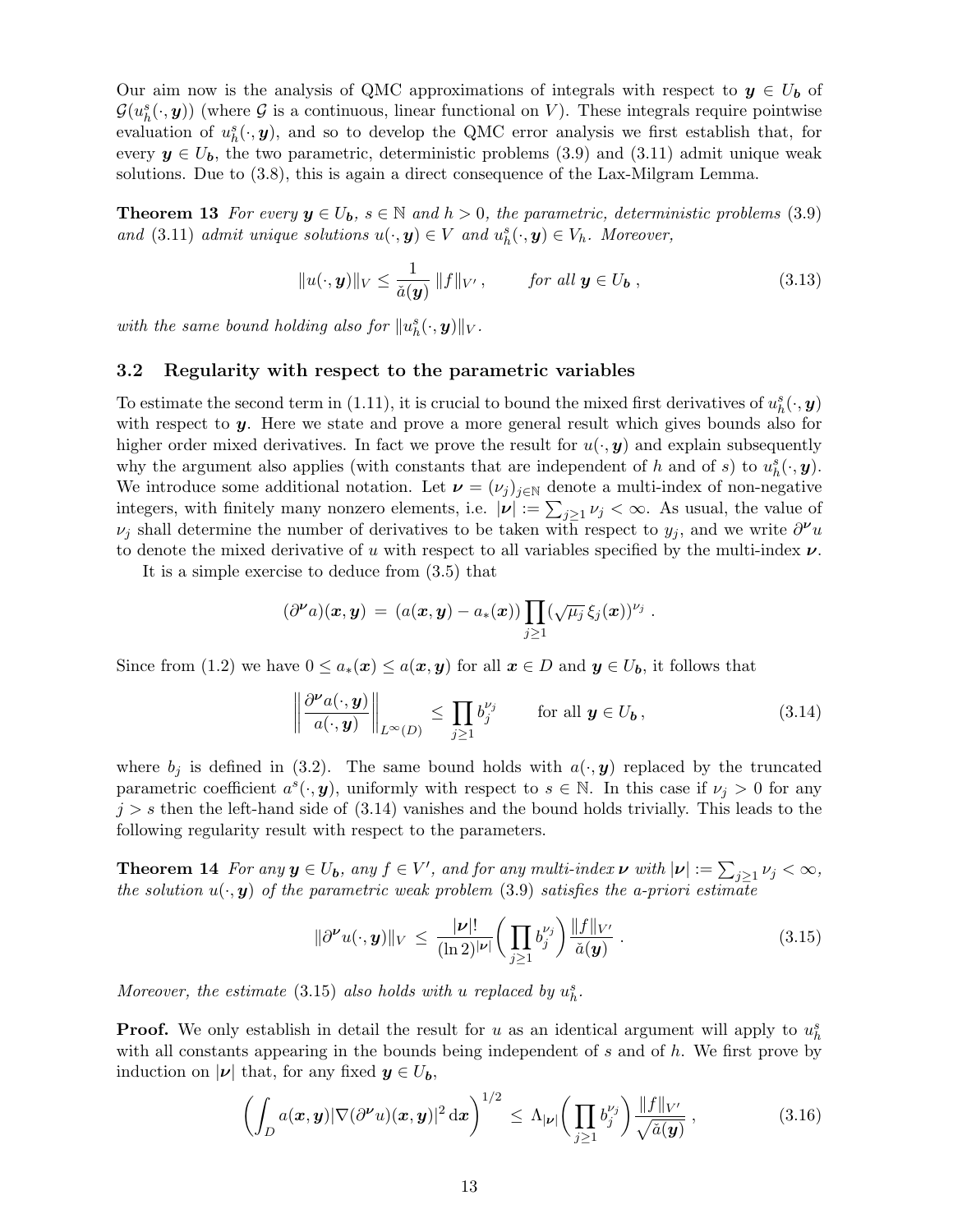Our aim now is the analysis of QMC approximations of integrals with respect to $\boldsymbol{y} \in U_{\boldsymbol{b}}$ of $\mathcal{G}(u_h^s(\cdot,\boldsymbol{y}))$ (where $\mathcal{G}$ is a continuous, linear functional on $V$). These integrals require pointwise evaluation of $u_h^s(\cdot,\boldsymbol{y})$, and so to develop the QMC error analysis we first establish that, for every $\boldsymbol{y} \in U_{\boldsymbol{b}}$, the two parametric, deterministic problems (3.9) and (3.11) admit unique weak solutions. Due to (3.8), this is again a direct consequence of the Lax-Milgram Lemma.

**Theorem 13** *For every $\boldsymbol{y} \in U_{\boldsymbol{b}}$, $s \in \mathbb{N}$ and $h > 0$, the parametric, deterministic problems* (3.9) *and* (3.11) *admit unique solutions $u(\cdot,\boldsymbol{y}) \in V$ and $u_h^s(\cdot,\boldsymbol{y}) \in V_h$. Moreover,*

$$\|u(\cdot,\boldsymbol{y})\|_V \le \frac{1}{\check{a}(\boldsymbol{y})}\,\|f\|_{V'}\,, \qquad \textit{for all } \boldsymbol{y} \in U_{\boldsymbol{b}}\,, \tag{3.13}$$

*with the same bound holding also for $\|u_h^s(\cdot,\boldsymbol{y})\|_V$.*

### 3.2 Regularity with respect to the parametric variables

To estimate the second term in (1.11), it is crucial to bound the mixed first derivatives of $u_h^s(\cdot,\boldsymbol{y})$ with respect to $\boldsymbol{y}$. Here we state and prove a more general result which gives bounds also for higher order mixed derivatives. In fact we prove the result for $u(\cdot,\boldsymbol{y})$ and explain subsequently why the argument also applies (with constants that are independent of $h$ and of $s$) to $u_h^s(\cdot,\boldsymbol{y})$. We introduce some additional notation. Let $\boldsymbol{\nu} = (\nu_j)_{j\in\mathbb{N}}$ denote a multi-index of non-negative integers, with finitely many nonzero elements, i.e. $|\boldsymbol{\nu}| := \sum_{j\ge1}\nu_j < \infty$. As usual, the value of $\nu_j$ shall determine the number of derivatives to be taken with respect to $y_j$, and we write $\partial^{\boldsymbol{\nu}}u$ to denote the mixed derivative of $u$ with respect to all variables specified by the multi-index $\boldsymbol{\nu}$.

It is a simple exercise to deduce from (3.5) that

$$(\partial^{\boldsymbol{\nu}}a)(\boldsymbol{x},\boldsymbol{y}) \;=\; (a(\boldsymbol{x},\boldsymbol{y}) - a_*(\boldsymbol{x}))\prod_{j\ge1}(\sqrt{\mu_j}\,\xi_j(\boldsymbol{x}))^{\nu_j}\;.$$

Since from (1.2) we have $0 \le a_*(\boldsymbol{x}) \le a(\boldsymbol{x},\boldsymbol{y})$ for all $\boldsymbol{x} \in D$ and $\boldsymbol{y} \in U_{\boldsymbol{b}}$, it follows that

$$\left\|\frac{\partial^{\boldsymbol{\nu}}a(\cdot,\boldsymbol{y})}{a(\cdot,\boldsymbol{y})}\right\|_{L^\infty(D)} \;\le\; \prod_{j\ge1} b_j^{\nu_j} \qquad \text{for all } \boldsymbol{y} \in U_{\boldsymbol{b}}\,, \tag{3.14}$$

where $b_j$ is defined in (3.2). The same bound holds with $a(\cdot,\boldsymbol{y})$ replaced by the truncated parametric coefficient $a^s(\cdot,\boldsymbol{y})$, uniformly with respect to $s \in \mathbb{N}$. In this case if $\nu_j > 0$ for any $j > s$ then the left-hand side of (3.14) vanishes and the bound holds trivially. This leads to the following regularity result with respect to the parameters.

**Theorem 14** *For any $\boldsymbol{y} \in U_{\boldsymbol{b}}$, any $f \in V'$, and for any multi-index $\boldsymbol{\nu}$ with $|\boldsymbol{\nu}| := \sum_{j\ge1}\nu_j < \infty$, the solution $u(\cdot,\boldsymbol{y})$ of the parametric weak problem* (3.9) *satisfies the a-priori estimate*

$$\|\partial^{\boldsymbol{\nu}}u(\cdot,\boldsymbol{y})\|_V \;\le\; \frac{|\boldsymbol{\nu}|!}{(\ln 2)^{|\boldsymbol{\nu}|}}\bigg(\prod_{j\ge1} b_j^{\nu_j}\bigg)\frac{\|f\|_{V'}}{\check{a}(\boldsymbol{y})}\;. \tag{3.15}$$

*Moreover, the estimate* (3.15) *also holds with $u$ replaced by $u_h^s$.*

**Proof.** We only establish in detail the result for $u$ as an identical argument will apply to $u_h^s$ with all constants appearing in the bounds being independent of $s$ and of $h$. We first prove by induction on $|\boldsymbol{\nu}|$ that, for any fixed $\boldsymbol{y} \in U_{\boldsymbol{b}}$,

$$\bigg(\int_D a(\boldsymbol{x},\boldsymbol{y})|\nabla(\partial^{\boldsymbol{\nu}}u)(\boldsymbol{x},\boldsymbol{y})|^2\,\mathrm{d}\boldsymbol{x}\bigg)^{1/2} \;\le\; \Lambda_{|\boldsymbol{\nu}|}\bigg(\prod_{j\ge1} b_j^{\nu_j}\bigg)\frac{\|f\|_{V'}}{\sqrt{\check{a}(\boldsymbol{y})}}\,, \tag{3.16}$$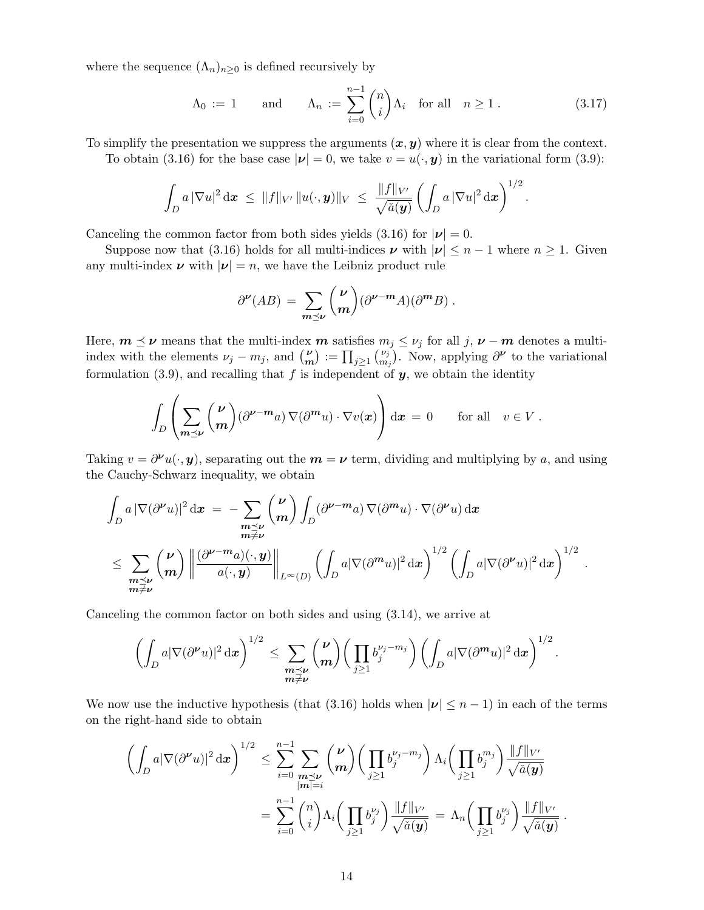where the sequence $(\Lambda_n)_{n\geq 0}$ is defined recursively by

$$\Lambda_0 := 1 \qquad \text{and} \qquad \Lambda_n := \sum_{i=0}^{n-1} \binom{n}{i} \Lambda_i \quad \text{for all} \quad n \geq 1 \,. \tag{3.17}$$

To simplify the presentation we suppress the arguments $(\boldsymbol{x}, \boldsymbol{y})$ where it is clear from the context.

To obtain (3.16) for the base case $|\boldsymbol{\nu}| = 0$, we take $v = u(\cdot, \boldsymbol{y})$ in the variational form (3.9):

$$\int_D a\, |\nabla u|^2 \,\mathrm{d}\boldsymbol{x} \;\leq\; \|f\|_{V'}\, \|u(\cdot,\boldsymbol{y})\|_V \;\leq\; \frac{\|f\|_{V'}}{\sqrt{\check{a}(\boldsymbol{y})}} \left(\int_D a\, |\nabla u|^2 \,\mathrm{d}\boldsymbol{x}\right)^{1/2} .$$

Canceling the common factor from both sides yields (3.16) for $|\boldsymbol{\nu}| = 0$.

Suppose now that (3.16) holds for all multi-indices $\boldsymbol{\nu}$ with $|\boldsymbol{\nu}| \leq n-1$ where $n \geq 1$. Given any multi-index $\boldsymbol{\nu}$ with $|\boldsymbol{\nu}| = n$, we have the Leibniz product rule

$$\partial^{\boldsymbol{\nu}}(AB) \;=\; \sum_{\boldsymbol{m} \preceq \boldsymbol{\nu}} \binom{\boldsymbol{\nu}}{\boldsymbol{m}} (\partial^{\boldsymbol{\nu}-\boldsymbol{m}} A)(\partial^{\boldsymbol{m}} B) \,.$$

Here, $\boldsymbol{m} \preceq \boldsymbol{\nu}$ means that the multi-index $\boldsymbol{m}$ satisfies $m_j \leq \nu_j$ for all $j$, $\boldsymbol{\nu} - \boldsymbol{m}$ denotes a multi-index with the elements $\nu_j - m_j$, and $\binom{\boldsymbol{\nu}}{\boldsymbol{m}} := \prod_{j\geq 1} \binom{\nu_j}{m_j}$. Now, applying $\partial^{\boldsymbol{\nu}}$ to the variational formulation (3.9), and recalling that $f$ is independent of $\boldsymbol{y}$, we obtain the identity

$$\int_D \left( \sum_{\boldsymbol{m} \preceq \boldsymbol{\nu}} \binom{\boldsymbol{\nu}}{\boldsymbol{m}} (\partial^{\boldsymbol{\nu}-\boldsymbol{m}} a)\, \nabla(\partial^{\boldsymbol{m}} u) \cdot \nabla v(\boldsymbol{x}) \right) \mathrm{d}\boldsymbol{x} \;=\; 0 \qquad \text{for all} \quad v \in V \,.$$

Taking $v = \partial^{\boldsymbol{\nu}} u(\cdot, \boldsymbol{y})$, separating out the $\boldsymbol{m} = \boldsymbol{\nu}$ term, dividing and multiplying by $a$, and using the Cauchy-Schwarz inequality, we obtain

$$\begin{aligned}
\int_D a\, |\nabla(\partial^{\boldsymbol{\nu}} u)|^2 \,\mathrm{d}\boldsymbol{x} \;&=\; - \sum_{\substack{\boldsymbol{m} \preceq \boldsymbol{\nu} \\ \boldsymbol{m} \neq \boldsymbol{\nu}}} \binom{\boldsymbol{\nu}}{\boldsymbol{m}} \int_D (\partial^{\boldsymbol{\nu}-\boldsymbol{m}} a)\, \nabla(\partial^{\boldsymbol{m}} u) \cdot \nabla(\partial^{\boldsymbol{\nu}} u) \,\mathrm{d}\boldsymbol{x} \\
&\leq\; \sum_{\substack{\boldsymbol{m} \preceq \boldsymbol{\nu} \\ \boldsymbol{m} \neq \boldsymbol{\nu}}} \binom{\boldsymbol{\nu}}{\boldsymbol{m}} \left\| \frac{(\partial^{\boldsymbol{\nu}-\boldsymbol{m}} a)(\cdot,\boldsymbol{y})}{a(\cdot,\boldsymbol{y})} \right\|_{L^\infty(D)} \left( \int_D a |\nabla(\partial^{\boldsymbol{m}} u)|^2 \,\mathrm{d}\boldsymbol{x} \right)^{1/2} \left( \int_D a |\nabla(\partial^{\boldsymbol{\nu}} u)|^2 \,\mathrm{d}\boldsymbol{x} \right)^{1/2} .
\end{aligned}$$

Canceling the common factor on both sides and using (3.14), we arrive at

$$\left( \int_D a |\nabla(\partial^{\boldsymbol{\nu}} u)|^2 \,\mathrm{d}\boldsymbol{x} \right)^{1/2} \;\leq\; \sum_{\substack{\boldsymbol{m} \preceq \boldsymbol{\nu} \\ \boldsymbol{m} \neq \boldsymbol{\nu}}} \binom{\boldsymbol{\nu}}{\boldsymbol{m}} \bigg( \prod_{j\geq 1} b_j^{\nu_j - m_j} \bigg) \left( \int_D a |\nabla(\partial^{\boldsymbol{m}} u)|^2 \,\mathrm{d}\boldsymbol{x} \right)^{1/2} .$$

We now use the inductive hypothesis (that (3.16) holds when $|\boldsymbol{\nu}| \leq n-1$) in each of the terms on the right-hand side to obtain

$$\begin{aligned}
\left( \int_D a |\nabla(\partial^{\boldsymbol{\nu}} u)|^2 \,\mathrm{d}\boldsymbol{x} \right)^{1/2} \;&\leq\; \sum_{i=0}^{n-1} \sum_{\substack{\boldsymbol{m} \preceq \boldsymbol{\nu} \\ |\boldsymbol{m}| = i}} \binom{\boldsymbol{\nu}}{\boldsymbol{m}} \bigg( \prod_{j\geq 1} b_j^{\nu_j - m_j} \bigg) \Lambda_i \bigg( \prod_{j\geq 1} b_j^{m_j} \bigg) \frac{\|f\|_{V'}}{\sqrt{\check{a}(\boldsymbol{y})}} \\
&=\; \sum_{i=0}^{n-1} \binom{n}{i} \Lambda_i \bigg( \prod_{j\geq 1} b_j^{\nu_j} \bigg) \frac{\|f\|_{V'}}{\sqrt{\check{a}(\boldsymbol{y})}} \;=\; \Lambda_n \bigg( \prod_{j\geq 1} b_j^{\nu_j} \bigg) \frac{\|f\|_{V'}}{\sqrt{\check{a}(\boldsymbol{y})}} \,.
\end{aligned}$$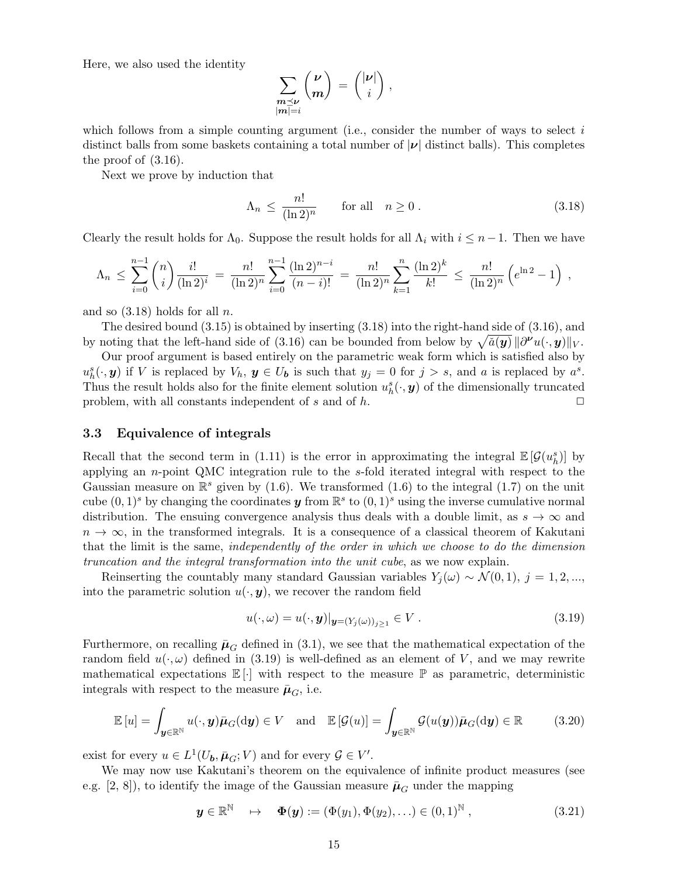Here, we also used the identity

$$\sum_{\substack{\boldsymbol{m}\preceq\boldsymbol{\nu}\\|\boldsymbol{m}|=i}} \binom{\boldsymbol{\nu}}{\boldsymbol{m}} \;=\; \binom{|\boldsymbol{\nu}|}{i}\;,$$

which follows from a simple counting argument (i.e., consider the number of ways to select $i$ distinct balls from some baskets containing a total number of $|\boldsymbol{\nu}|$ distinct balls). This completes the proof of (3.16).

Next we prove by induction that

$$\Lambda_n \;\le\; \frac{n!}{(\ln 2)^n} \qquad \text{for all} \quad n\ge 0\;. \tag{3.18}$$

Clearly the result holds for $\Lambda_0$. Suppose the result holds for all $\Lambda_i$ with $i\le n-1$. Then we have

$$\Lambda_n \;\le\; \sum_{i=0}^{n-1}\binom{n}{i}\frac{i!}{(\ln 2)^i} \;=\; \frac{n!}{(\ln 2)^n}\sum_{i=0}^{n-1}\frac{(\ln 2)^{n-i}}{(n-i)!} \;=\; \frac{n!}{(\ln 2)^n}\sum_{k=1}^{n}\frac{(\ln 2)^k}{k!} \;\le\; \frac{n!}{(\ln 2)^n}\left(e^{\ln 2}-1\right)\;,$$

and so (3.18) holds for all $n$.

The desired bound (3.15) is obtained by inserting (3.18) into the right-hand side of (3.16), and by noting that the left-hand side of (3.16) can be bounded from below by $\sqrt{\check{a}(\boldsymbol{y})}\,\|\partial^{\boldsymbol{\nu}}u(\cdot,\boldsymbol{y})\|_V$.

Our proof argument is based entirely on the parametric weak form which is satisfied also by $u_h^s(\cdot,\boldsymbol{y})$ if $V$ is replaced by $V_h$, $\boldsymbol{y}\in U_{\boldsymbol{b}}$ is such that $y_j=0$ for $j>s$, and $a$ is replaced by $a^s$. Thus the result holds also for the finite element solution $u_h^s(\cdot,\boldsymbol{y})$ of the dimensionally truncated problem, with all constants independent of $s$ and of $h$. ☐

### 3.3 Equivalence of integrals

Recall that the second term in (1.11) is the error in approximating the integral $\mathbb{E}\left[\mathcal{G}(u_h^s)\right]$ by applying an $n$-point QMC integration rule to the $s$-fold iterated integral with respect to the Gaussian measure on $\mathbb{R}^s$ given by (1.6). We transformed (1.6) to the integral (1.7) on the unit cube $(0,1)^s$ by changing the coordinates $\boldsymbol{y}$ from $\mathbb{R}^s$ to $(0,1)^s$ using the inverse cumulative normal distribution. The ensuing convergence analysis thus deals with a double limit, as $s\to\infty$ and $n\to\infty$, in the transformed integrals. It is a consequence of a classical theorem of Kakutani that the limit is the same, *independently of the order in which we choose to do the dimension truncation and the integral transformation into the unit cube*, as we now explain.

Reinserting the countably many standard Gaussian variables $Y_j(\omega)\sim\mathcal{N}(0,1)$, $j=1,2,...$, into the parametric solution $u(\cdot,\boldsymbol{y})$, we recover the random field

$$u(\cdot,\omega) = u(\cdot,\boldsymbol{y})|_{\boldsymbol{y}=(Y_j(\omega))_{j\ge 1}}\in V\;. \tag{3.19}$$

Furthermore, on recalling $\bar{\boldsymbol{\mu}}_G$ defined in (3.1), we see that the mathematical expectation of the random field $u(\cdot,\omega)$ defined in (3.19) is well-defined as an element of $V$, and we may rewrite mathematical expectations $\mathbb{E}\left[\cdot\right]$ with respect to the measure $\mathbb{P}$ as parametric, deterministic integrals with respect to the measure $\bar{\boldsymbol{\mu}}_G$, i.e.

$$\mathbb{E}\left[u\right] = \int_{\boldsymbol{y}\in\mathbb{R}^{\mathbb{N}}} u(\cdot,\boldsymbol{y})\bar{\boldsymbol{\mu}}_G(\mathrm{d}\boldsymbol{y})\in V \quad\text{and}\quad \mathbb{E}\left[\mathcal{G}(u)\right] = \int_{\boldsymbol{y}\in\mathbb{R}^{\mathbb{N}}}\mathcal{G}(u(\boldsymbol{y}))\bar{\boldsymbol{\mu}}_G(\mathrm{d}\boldsymbol{y})\in\mathbb{R} \tag{3.20}$$

exist for every $u\in L^1(U_{\boldsymbol{b}},\bar{\boldsymbol{\mu}}_G;V)$ and for every $\mathcal{G}\in V'$.

We may now use Kakutani's theorem on the equivalence of infinite product measures (see e.g. [2, 8]), to identify the image of the Gaussian measure $\bar{\boldsymbol{\mu}}_G$ under the mapping

$$\boldsymbol{y}\in\mathbb{R}^{\mathbb{N}} \quad\mapsto\quad \boldsymbol{\Phi}(\boldsymbol{y}) := (\Phi(y_1),\Phi(y_2),\ldots)\in(0,1)^{\mathbb{N}}\;, \tag{3.21}$$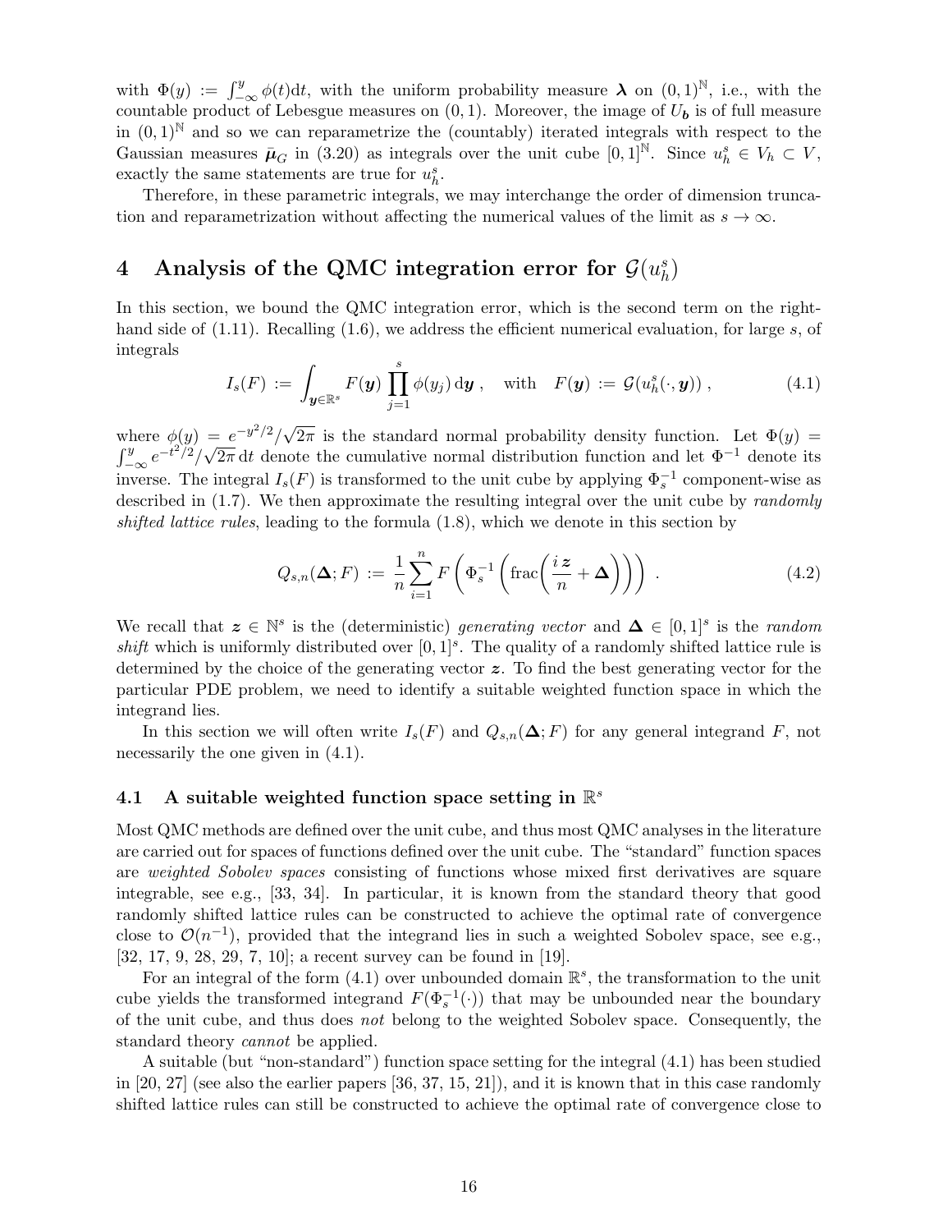with $\Phi(y) := \int_{-\infty}^{y} \phi(t)\mathrm{d}t$, with the uniform probability measure $\boldsymbol{\lambda}$ on $(0,1)^{\mathbb{N}}$, i.e., with the countable product of Lebesgue measures on $(0,1)$. Moreover, the image of $U_{\boldsymbol{b}}$ is of full measure in $(0,1)^{\mathbb{N}}$ and so we can reparametrize the (countably) iterated integrals with respect to the Gaussian measures $\bar{\boldsymbol{\mu}}_G$ in (3.20) as integrals over the unit cube $[0,1]^{\mathbb{N}}$. Since $u_h^s \in V_h \subset V$, exactly the same statements are true for $u_h^s$.

Therefore, in these parametric integrals, we may interchange the order of dimension truncation and reparametrization without affecting the numerical values of the limit as $s \to \infty$.

# 4 Analysis of the QMC integration error for $\mathcal{G}(u_h^s)$

In this section, we bound the QMC integration error, which is the second term on the right-hand side of (1.11). Recalling (1.6), we address the efficient numerical evaluation, for large $s$, of integrals

$$I_s(F) := \int_{\boldsymbol{y}\in\mathbb{R}^s} F(\boldsymbol{y}) \prod_{j=1}^{s} \phi(y_j)\,\mathrm{d}\boldsymbol{y}\,, \quad \text{with} \quad F(\boldsymbol{y}) := \mathcal{G}(u_h^s(\cdot,\boldsymbol{y}))\,, \tag{4.1}$$

where $\phi(y) = e^{-y^2/2}/\sqrt{2\pi}$ is the standard normal probability density function. Let $\Phi(y) = \int_{-\infty}^{y} e^{-t^2/2}/\sqrt{2\pi}\,\mathrm{d}t$ denote the cumulative normal distribution function and let $\Phi^{-1}$ denote its inverse. The integral $I_s(F)$ is transformed to the unit cube by applying $\Phi_s^{-1}$ component-wise as described in (1.7). We then approximate the resulting integral over the unit cube by *randomly shifted lattice rules*, leading to the formula (1.8), which we denote in this section by

$$Q_{s,n}(\boldsymbol{\Delta}; F) := \frac{1}{n}\sum_{i=1}^{n} F\left(\Phi_s^{-1}\left(\mathrm{frac}\left(\frac{i\,\boldsymbol{z}}{n} + \boldsymbol{\Delta}\right)\right)\right)\,. \tag{4.2}$$

We recall that $\boldsymbol{z} \in \mathbb{N}^s$ is the (deterministic) *generating vector* and $\boldsymbol{\Delta} \in [0,1]^s$ is the *random shift* which is uniformly distributed over $[0,1]^s$. The quality of a randomly shifted lattice rule is determined by the choice of the generating vector $\boldsymbol{z}$. To find the best generating vector for the particular PDE problem, we need to identify a suitable weighted function space in which the integrand lies.

In this section we will often write $I_s(F)$ and $Q_{s,n}(\boldsymbol{\Delta}; F)$ for any general integrand $F$, not necessarily the one given in (4.1).

## 4.1 A suitable weighted function space setting in $\mathbb{R}^s$

Most QMC methods are defined over the unit cube, and thus most QMC analyses in the literature are carried out for spaces of functions defined over the unit cube. The "standard" function spaces are *weighted Sobolev spaces* consisting of functions whose mixed first derivatives are square integrable, see e.g., [33, 34]. In particular, it is known from the standard theory that good randomly shifted lattice rules can be constructed to achieve the optimal rate of convergence close to $\mathcal{O}(n^{-1})$, provided that the integrand lies in such a weighted Sobolev space, see e.g., [32, 17, 9, 28, 29, 7, 10]; a recent survey can be found in [19].

For an integral of the form (4.1) over unbounded domain $\mathbb{R}^s$, the transformation to the unit cube yields the transformed integrand $F(\Phi_s^{-1}(\cdot))$ that may be unbounded near the boundary of the unit cube, and thus does *not* belong to the weighted Sobolev space. Consequently, the standard theory *cannot* be applied.

A suitable (but "non-standard") function space setting for the integral (4.1) has been studied in [20, 27] (see also the earlier papers [36, 37, 15, 21]), and it is known that in this case randomly shifted lattice rules can still be constructed to achieve the optimal rate of convergence close to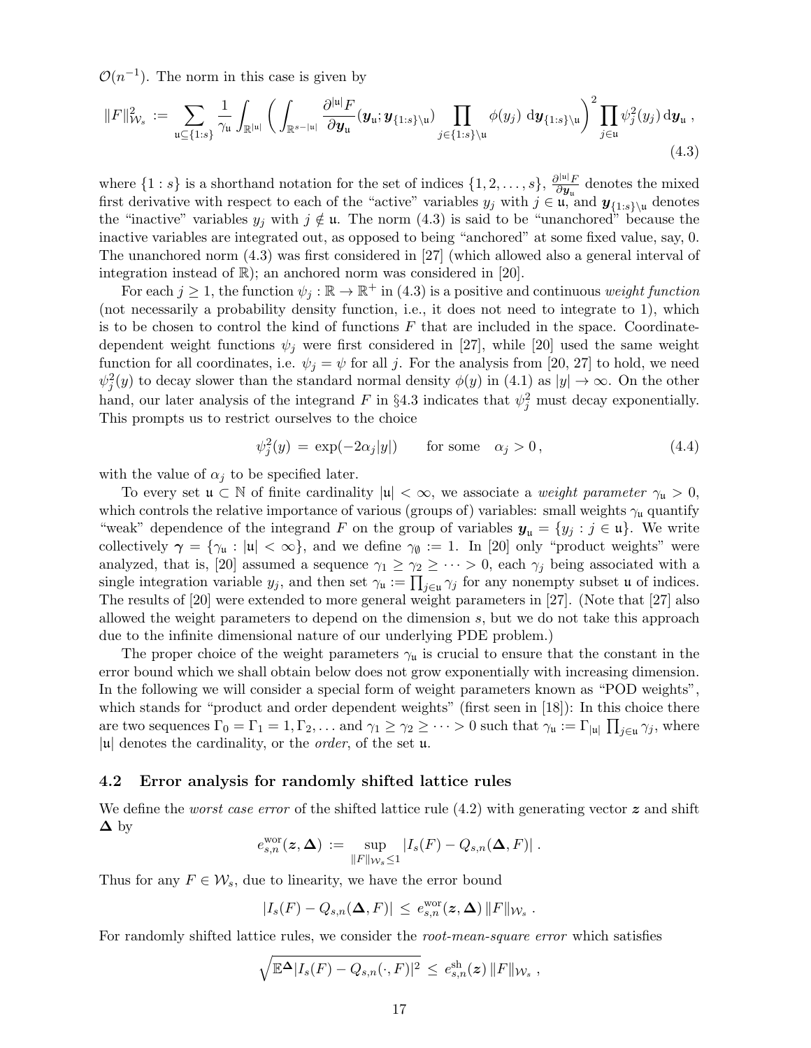$\mathcal{O}(n^{-1})$. The norm in this case is given by

$$\|F\|_{\mathcal{W}_s}^2 := \sum_{\mathfrak{u}\subseteq\{1:s\}} \frac{1}{\gamma_\mathfrak{u}} \int_{\mathbb{R}^{|\mathfrak{u}|}} \left( \int_{\mathbb{R}^{s-|\mathfrak{u}|}} \frac{\partial^{|\mathfrak{u}|}F}{\partial \boldsymbol{y}_\mathfrak{u}}(\boldsymbol{y}_\mathfrak{u};\boldsymbol{y}_{\{1:s\}\setminus\mathfrak{u}}) \prod_{j\in\{1:s\}\setminus\mathfrak{u}} \phi(y_j)\, \mathrm{d}\boldsymbol{y}_{\{1:s\}\setminus\mathfrak{u}} \right)^2 \prod_{j\in\mathfrak{u}} \psi_j^2(y_j)\, \mathrm{d}\boldsymbol{y}_\mathfrak{u}\,, \tag{4.3}$$

where $\{1:s\}$ is a shorthand notation for the set of indices $\{1,2,\ldots,s\}$, $\frac{\partial^{|\mathfrak{u}|}F}{\partial \boldsymbol{y}_\mathfrak{u}}$ denotes the mixed first derivative with respect to each of the "active" variables $y_j$ with $j \in \mathfrak{u}$, and $\boldsymbol{y}_{\{1:s\}\setminus\mathfrak{u}}$ denotes the "inactive" variables $y_j$ with $j \notin \mathfrak{u}$. The norm (4.3) is said to be "unanchored" because the inactive variables are integrated out, as opposed to being "anchored" at some fixed value, say, 0. The unanchored norm (4.3) was first considered in [27] (which allowed also a general interval of integration instead of $\mathbb{R}$); an anchored norm was considered in [20].

For each $j \geq 1$, the function $\psi_j : \mathbb{R} \to \mathbb{R}^+$ in (4.3) is a positive and continuous *weight function* (not necessarily a probability density function, i.e., it does not need to integrate to 1), which is to be chosen to control the kind of functions $F$ that are included in the space. Coordinate-dependent weight functions $\psi_j$ were first considered in [27], while [20] used the same weight function for all coordinates, i.e. $\psi_j = \psi$ for all $j$. For the analysis from [20, 27] to hold, we need $\psi_j^2(y)$ to decay slower than the standard normal density $\phi(y)$ in (4.1) as $|y| \to \infty$. On the other hand, our later analysis of the integrand $F$ in §4.3 indicates that $\psi_j^2$ must decay exponentially. This prompts us to restrict ourselves to the choice

$$\psi_j^2(y) = \exp(-2\alpha_j|y|) \qquad \text{for some} \quad \alpha_j > 0\,, \tag{4.4}$$

with the value of $\alpha_j$ to be specified later.

To every set $\mathfrak{u} \subset \mathbb{N}$ of finite cardinality $|\mathfrak{u}| < \infty$, we associate a *weight parameter* $\gamma_\mathfrak{u} > 0$, which controls the relative importance of various (groups of) variables: small weights $\gamma_\mathfrak{u}$ quantify "weak" dependence of the integrand $F$ on the group of variables $\boldsymbol{y}_\mathfrak{u} = \{y_j : j \in \mathfrak{u}\}$. We write collectively $\boldsymbol{\gamma} = \{\gamma_\mathfrak{u} : |\mathfrak{u}| < \infty\}$, and we define $\gamma_\emptyset := 1$. In [20] only "product weights" were analyzed, that is, [20] assumed a sequence $\gamma_1 \geq \gamma_2 \geq \cdots > 0$, each $\gamma_j$ being associated with a single integration variable $y_j$, and then set $\gamma_\mathfrak{u} := \prod_{j\in\mathfrak{u}} \gamma_j$ for any nonempty subset $\mathfrak{u}$ of indices. The results of [20] were extended to more general weight parameters in [27]. (Note that [27] also allowed the weight parameters to depend on the dimension $s$, but we do not take this approach due to the infinite dimensional nature of our underlying PDE problem.)

The proper choice of the weight parameters $\gamma_\mathfrak{u}$ is crucial to ensure that the constant in the error bound which we shall obtain below does not grow exponentially with increasing dimension. In the following we will consider a special form of weight parameters known as "POD weights", which stands for "product and order dependent weights" (first seen in [18]): In this choice there are two sequences $\Gamma_0 = \Gamma_1 = 1, \Gamma_2, \ldots$ and $\gamma_1 \geq \gamma_2 \geq \cdots > 0$ such that $\gamma_\mathfrak{u} := \Gamma_{|\mathfrak{u}|} \prod_{j\in\mathfrak{u}} \gamma_j$, where $|\mathfrak{u}|$ denotes the cardinality, or the *order*, of the set $\mathfrak{u}$.

### 4.2 Error analysis for randomly shifted lattice rules

We define the *worst case error* of the shifted lattice rule (4.2) with generating vector $\boldsymbol{z}$ and shift $\boldsymbol{\Delta}$ by

$$e^{\mathrm{wor}}_{s,n}(\boldsymbol{z},\boldsymbol{\Delta}) := \sup_{\|F\|_{\mathcal{W}_s}\leq 1} |I_s(F) - Q_{s,n}(\boldsymbol{\Delta},F)|\,.$$

Thus for any $F \in \mathcal{W}_s$, due to linearity, we have the error bound

$$|I_s(F) - Q_{s,n}(\boldsymbol{\Delta},F)| \leq e^{\mathrm{wor}}_{s,n}(\boldsymbol{z},\boldsymbol{\Delta})\, \|F\|_{\mathcal{W}_s}\,.$$

For randomly shifted lattice rules, we consider the *root-mean-square error* which satisfies

$$\sqrt{\mathbb{E}^{\boldsymbol{\Delta}}|I_s(F) - Q_{s,n}(\cdot,F)|^2} \leq e^{\mathrm{sh}}_{s,n}(\boldsymbol{z})\, \|F\|_{\mathcal{W}_s}\,,$$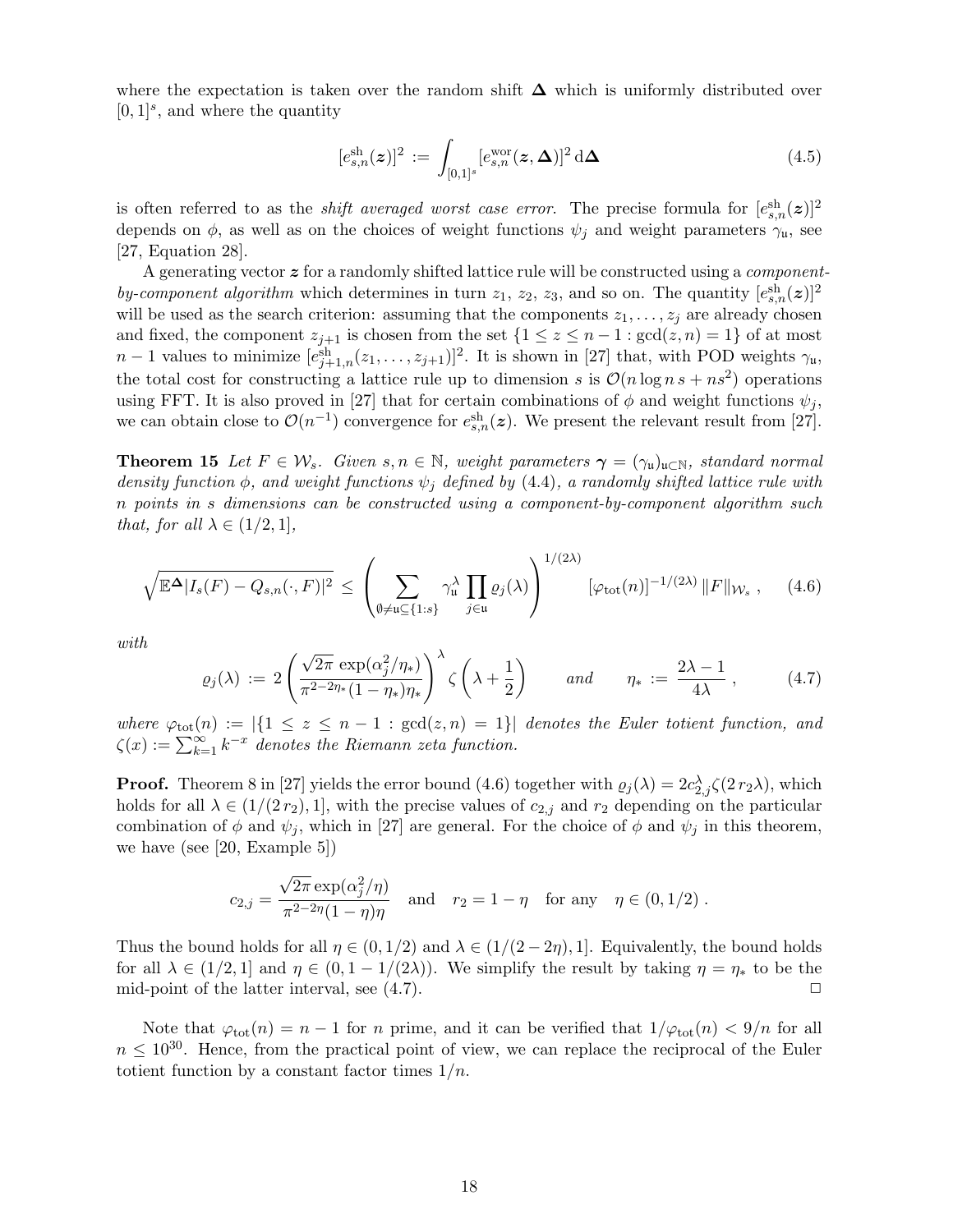where the expectation is taken over the random shift $\boldsymbol{\Delta}$ which is uniformly distributed over $[0,1]^s$, and where the quantity

$$[e^{\rm sh}_{s,n}(\boldsymbol{z})]^2 \,:=\, \int_{[0,1]^s} [e^{\rm wor}_{s,n}(\boldsymbol{z},\boldsymbol{\Delta})]^2 \,{\rm d}\boldsymbol{\Delta} \tag{4.5}$$

is often referred to as the *shift averaged worst case error*. The precise formula for $[e^{\rm sh}_{s,n}(\boldsymbol{z})]^2$ depends on $\phi$, as well as on the choices of weight functions $\psi_j$ and weight parameters $\gamma_{\mathfrak{u}}$, see [27, Equation 28].

A generating vector $\boldsymbol{z}$ for a randomly shifted lattice rule will be constructed using a *component-by-component algorithm* which determines in turn $z_1$, $z_2$, $z_3$, and so on. The quantity $[e^{\rm sh}_{s,n}(\boldsymbol{z})]^2$ will be used as the search criterion: assuming that the components $z_1,\ldots,z_j$ are already chosen and fixed, the component $z_{j+1}$ is chosen from the set $\{1\le z\le n-1 : \gcd(z,n)=1\}$ of at most $n-1$ values to minimize $[e^{\rm sh}_{j+1,n}(z_1,\ldots,z_{j+1})]^2$. It is shown in [27] that, with POD weights $\gamma_{\mathfrak{u}}$, the total cost for constructing a lattice rule up to dimension $s$ is $\mathcal{O}(n\log n\, s + ns^2)$ operations using FFT. It is also proved in [27] that for certain combinations of $\phi$ and weight functions $\psi_j$, we can obtain close to $\mathcal{O}(n^{-1})$ convergence for $e^{\rm sh}_{s,n}(\boldsymbol{z})$. We present the relevant result from [27].

**Theorem 15** *Let $F\in\mathcal{W}_s$. Given $s,n\in\mathbb{N}$, weight parameters $\boldsymbol{\gamma}=(\gamma_{\mathfrak{u}})_{\mathfrak{u}\subset\mathbb{N}}$, standard normal density function $\phi$, and weight functions $\psi_j$ defined by (4.4), a randomly shifted lattice rule with $n$ points in $s$ dimensions can be constructed using a component-by-component algorithm such that, for all $\lambda\in(1/2,1]$,*

$$\sqrt{\mathbb{E}^{\boldsymbol{\Delta}}|I_s(F)-Q_{s,n}(\cdot,F)|^2} \,\le\, \left(\sum_{\emptyset\ne\mathfrak{u}\subseteq\{1:s\}} \gamma_{\mathfrak{u}}^\lambda \prod_{j\in\mathfrak{u}} \varrho_j(\lambda)\right)^{1/(2\lambda)} [\varphi_{\rm tot}(n)]^{-1/(2\lambda)}\, \|F\|_{\mathcal{W}_s}\,, \tag{4.6}$$

*with*

$$\varrho_j(\lambda) \,:=\, 2\left(\frac{\sqrt{2\pi}\,\exp(\alpha_j^2/\eta_*)}{\pi^{2-2\eta_*}(1-\eta_*)\eta_*}\right)^\lambda \zeta\left(\lambda+\frac{1}{2}\right) \qquad\text{and}\qquad \eta_* \,:=\, \frac{2\lambda-1}{4\lambda}\,, \tag{4.7}$$

*where $\varphi_{\rm tot}(n) := |\{1\le z\le n-1 : \gcd(z,n)=1\}|$ denotes the Euler totient function, and $\zeta(x) := \sum_{k=1}^\infty k^{-x}$ denotes the Riemann zeta function.*

**Proof.** Theorem 8 in [27] yields the error bound (4.6) together with $\varrho_j(\lambda) = 2c_{2,j}^\lambda\zeta(2\,r_2\lambda)$, which holds for all $\lambda\in(1/(2\,r_2),1]$, with the precise values of $c_{2,j}$ and $r_2$ depending on the particular combination of $\phi$ and $\psi_j$, which in [27] are general. For the choice of $\phi$ and $\psi_j$ in this theorem, we have (see [20, Example 5])

$$c_{2,j} = \frac{\sqrt{2\pi}\exp(\alpha_j^2/\eta)}{\pi^{2-2\eta}(1-\eta)\eta} \quad\text{and}\quad r_2 = 1-\eta \quad\text{for any}\quad \eta\in(0,1/2)\,.$$

Thus the bound holds for all $\eta\in(0,1/2)$ and $\lambda\in(1/(2-2\eta),1]$. Equivalently, the bound holds for all $\lambda\in(1/2,1]$ and $\eta\in(0,1-1/(2\lambda))$. We simplify the result by taking $\eta=\eta_*$ to be the mid-point of the latter interval, see (4.7). $\square$

Note that $\varphi_{\rm tot}(n) = n-1$ for $n$ prime, and it can be verified that $1/\varphi_{\rm tot}(n) < 9/n$ for all $n\le 10^{30}$. Hence, from the practical point of view, we can replace the reciprocal of the Euler totient function by a constant factor times $1/n$.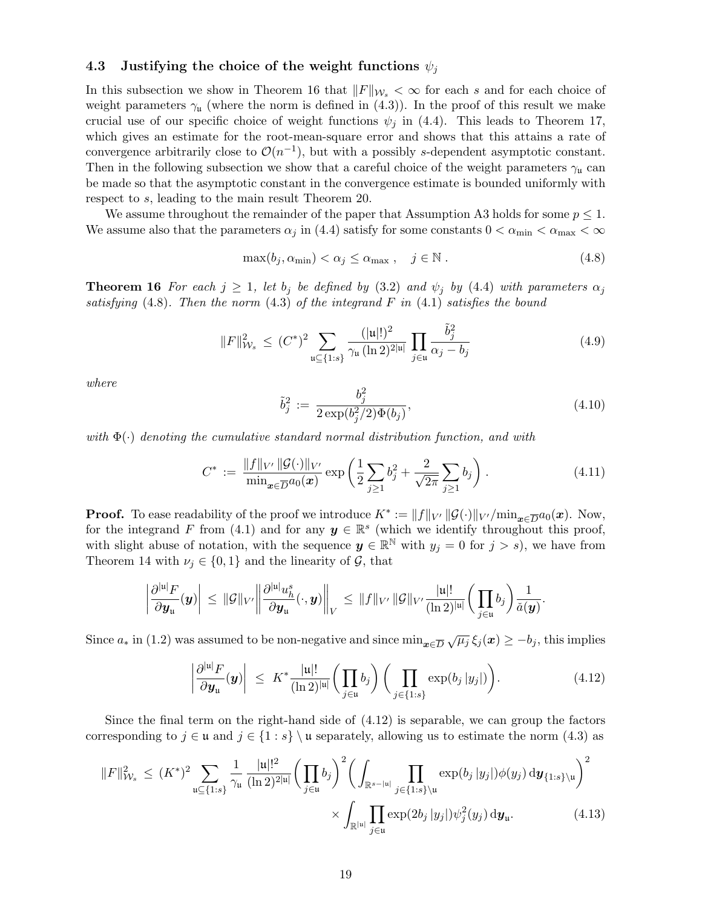### 4.3 Justifying the choice of the weight functions $\psi_j$

In this subsection we show in Theorem 16 that $\|F\|_{\mathcal{W}_s} < \infty$ for each $s$ and for each choice of weight parameters $\gamma_{\mathfrak{u}}$ (where the norm is defined in (4.3)). In the proof of this result we make crucial use of our specific choice of weight functions $\psi_j$ in (4.4). This leads to Theorem 17, which gives an estimate for the root-mean-square error and shows that this attains a rate of convergence arbitrarily close to $\mathcal{O}(n^{-1})$, but with a possibly $s$-dependent asymptotic constant. Then in the following subsection we show that a careful choice of the weight parameters $\gamma_{\mathfrak{u}}$ can be made so that the asymptotic constant in the convergence estimate is bounded uniformly with respect to $s$, leading to the main result Theorem 20.

We assume throughout the remainder of the paper that Assumption A3 holds for some $p \le 1$. We assume also that the parameters $\alpha_j$ in (4.4) satisfy for some constants $0 < \alpha_{\min} < \alpha_{\max} < \infty$

$$\max(b_j, \alpha_{\min}) < \alpha_j \le \alpha_{\max}\,, \quad j \in \mathbb{N}\,. \tag{4.8}$$

**Theorem 16** *For each $j \ge 1$, let $b_j$ be defined by (3.2) and $\psi_j$ by (4.4) with parameters $\alpha_j$ satisfying (4.8). Then the norm (4.3) of the integrand $F$ in (4.1) satisfies the bound*

$$\|F\|_{\mathcal{W}_s}^2 \le (C^*)^2 \sum_{\mathfrak{u} \subseteq \{1:s\}} \frac{(|\mathfrak{u}|!)^2}{\gamma_{\mathfrak{u}}\,(\ln 2)^{2|\mathfrak{u}|}} \prod_{j\in\mathfrak{u}} \frac{\tilde{b}_j^2}{\alpha_j - b_j} \tag{4.9}$$

*where*

$$\tilde{b}_j^2 := \frac{b_j^2}{2\exp(b_j^2/2)\Phi(b_j)}, \tag{4.10}$$

*with $\Phi(\cdot)$ denoting the cumulative standard normal distribution function, and with*

$$C^* := \frac{\|f\|_{V'}\,\|\mathcal{G}(\cdot)\|_{V'}}{\min_{\boldsymbol{x}\in\overline{D}} a_0(\boldsymbol{x})} \exp\left(\frac{1}{2}\sum_{j\ge1} b_j^2 + \frac{2}{\sqrt{2\pi}}\sum_{j\ge1} b_j\right). \tag{4.11}$$

**Proof.** To ease readability of the proof we introduce $K^* := \|f\|_{V'}\,\|\mathcal{G}(\cdot)\|_{V'}/\min_{\boldsymbol{x}\in\overline{D}} a_0(\boldsymbol{x})$. Now, for the integrand $F$ from (4.1) and for any $\boldsymbol{y} \in \mathbb{R}^s$ (which we identify throughout this proof, with slight abuse of notation, with the sequence $\boldsymbol{y} \in \mathbb{R}^{\mathbb{N}}$ with $y_j = 0$ for $j > s$), we have from Theorem 14 with $\nu_j \in \{0, 1\}$ and the linearity of $\mathcal{G}$, that

$$\left|\frac{\partial^{|\mathfrak{u}|}F}{\partial \boldsymbol{y}_{\mathfrak{u}}}(\boldsymbol{y})\right| \le \|\mathcal{G}\|_{V'} \left\|\frac{\partial^{|\mathfrak{u}|}u_h^s}{\partial \boldsymbol{y}_{\mathfrak{u}}}(\cdot,\boldsymbol{y})\right\|_V \le \|f\|_{V'}\,\|\mathcal{G}\|_{V'} \frac{|\mathfrak{u}|!}{(\ln 2)^{|\mathfrak{u}|}} \left(\prod_{j\in\mathfrak{u}} b_j\right) \frac{1}{\check{a}(\boldsymbol{y})}.$$

Since $a_*$ in (1.2) was assumed to be non-negative and since $\min_{\boldsymbol{x}\in\overline{D}} \sqrt{\mu_j}\,\xi_j(\boldsymbol{x}) \ge -b_j$, this implies

$$\left|\frac{\partial^{|\mathfrak{u}|}F}{\partial \boldsymbol{y}_{\mathfrak{u}}}(\boldsymbol{y})\right| \le K^* \frac{|\mathfrak{u}|!}{(\ln 2)^{|\mathfrak{u}|}} \left(\prod_{j\in\mathfrak{u}} b_j\right) \left(\prod_{j\in\{1:s\}} \exp(b_j\,|y_j|)\right). \tag{4.12}$$

Since the final term on the right-hand side of (4.12) is separable, we can group the factors corresponding to $j \in \mathfrak{u}$ and $j \in \{1:s\}\setminus\mathfrak{u}$ separately, allowing us to estimate the norm (4.3) as

$$\begin{aligned}\|F\|_{\mathcal{W}_s}^2 \le (K^*)^2 \sum_{\mathfrak{u}\subseteq\{1:s\}} \frac{1}{\gamma_{\mathfrak{u}}} \frac{|\mathfrak{u}|!^2}{(\ln 2)^{2|\mathfrak{u}|}} \left(\prod_{j\in\mathfrak{u}} b_j\right)^2 \left(\int_{\mathbb{R}^{s-|\mathfrak{u}|}} \prod_{j\in\{1:s\}\setminus\mathfrak{u}} \exp(b_j\,|y_j|)\phi(y_j)\,\mathrm{d}\boldsymbol{y}_{\{1:s\}\setminus\mathfrak{u}}\right)^2 \\ \times \int_{\mathbb{R}^{|\mathfrak{u}|}} \prod_{j\in\mathfrak{u}} \exp(2b_j\,|y_j|)\psi_j^2(y_j)\,\mathrm{d}\boldsymbol{y}_{\mathfrak{u}}.\end{aligned} \tag{4.13}$$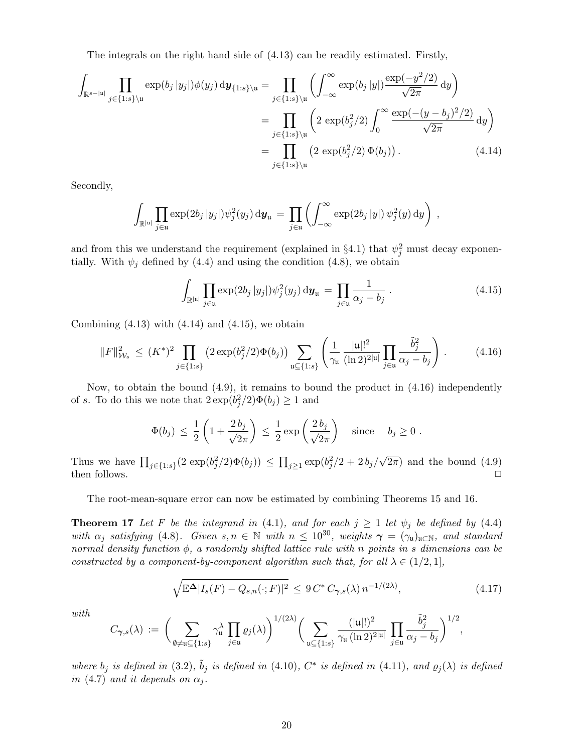The integrals on the right hand side of (4.13) can be readily estimated. Firstly,

$$
\begin{aligned}
\int_{\mathbb{R}^{s-|\mathfrak{u}|}} \prod_{j\in\{1:s\}\setminus\mathfrak{u}} \exp(b_j\,|y_j|)\phi(y_j)\,\mathrm{d}\boldsymbol{y}_{\{1:s\}\setminus\mathfrak{u}} &= \prod_{j\in\{1:s\}\setminus\mathfrak{u}} \left(\int_{-\infty}^{\infty} \exp(b_j\,|y|)\frac{\exp(-y^2/2)}{\sqrt{2\pi}}\,\mathrm{d}y\right) \\
&= \prod_{j\in\{1:s\}\setminus\mathfrak{u}} \left(2\,\exp(b_j^2/2)\int_{0}^{\infty} \frac{\exp(-(y-b_j)^2/2)}{\sqrt{2\pi}}\,\mathrm{d}y\right) \\
&= \prod_{j\in\{1:s\}\setminus\mathfrak{u}} \left(2\,\exp(b_j^2/2)\,\Phi(b_j)\right). \qquad (4.14)
\end{aligned}
$$

Secondly,

$$
\int_{\mathbb{R}^{|\mathfrak{u}|}} \prod_{j\in\mathfrak{u}} \exp(2b_j\,|y_j|)\psi_j^2(y_j)\,\mathrm{d}\boldsymbol{y}_{\mathfrak{u}} \;=\; \prod_{j\in\mathfrak{u}} \left(\int_{-\infty}^{\infty} \exp(2b_j\,|y|)\,\psi_j^2(y)\,\mathrm{d}y\right)\,,
$$

and from this we understand the requirement (explained in §4.1) that $\psi_j^2$ must decay exponentially. With $\psi_j$ defined by (4.4) and using the condition (4.8), we obtain

$$
\int_{\mathbb{R}^{|\mathfrak{u}|}} \prod_{j\in\mathfrak{u}} \exp(2b_j\,|y_j|)\psi_j^2(y_j)\,\mathrm{d}\boldsymbol{y}_{\mathfrak{u}} \;=\; \prod_{j\in\mathfrak{u}} \frac{1}{\alpha_j - b_j}\,. \qquad (4.15)
$$

Combining (4.13) with (4.14) and (4.15), we obtain

$$
\|F\|_{\mathcal{W}_s}^2 \;\le\; (K^*)^2 \prod_{j\in\{1:s\}} \left(2\exp(b_j^2/2)\Phi(b_j)\right) \sum_{\mathfrak{u}\subseteq\{1:s\}} \left(\frac{1}{\gamma_{\mathfrak{u}}}\,\frac{|\mathfrak{u}|!^2}{(\ln 2)^{2|\mathfrak{u}|}} \prod_{j\in\mathfrak{u}} \frac{\tilde{b}_j^2}{\alpha_j - b_j}\right). \qquad (4.16)
$$

Now, to obtain the bound (4.9), it remains to bound the product in (4.16) independently of $s$. To do this we note that $2\exp(b_j^2/2)\Phi(b_j) \ge 1$ and

$$
\Phi(b_j) \;\le\; \frac{1}{2}\left(1 + \frac{2\,b_j}{\sqrt{2\pi}}\right) \;\le\; \frac{1}{2}\exp\left(\frac{2\,b_j}{\sqrt{2\pi}}\right) \quad \text{since} \quad b_j \ge 0\,.
$$

Thus we have $\prod_{j\in\{1:s\}}(2\,\exp(b_j^2/2)\Phi(b_j)) \le \prod_{j\ge1}\exp(b_j^2/2 + 2\,b_j/\sqrt{2\pi})$ and the bound (4.9) then follows. □

The root-mean-square error can now be estimated by combining Theorems 15 and 16.

**Theorem 17** *Let $F$ be the integrand in (4.1), and for each $j \ge 1$ let $\psi_j$ be defined by (4.4) with $\alpha_j$ satisfying (4.8). Given $s, n \in \mathbb{N}$ with $n \le 10^{30}$, weights $\boldsymbol{\gamma} = (\gamma_{\mathfrak{u}})_{\mathfrak{u}\subset\mathbb{N}}$, and standard normal density function $\phi$, a randomly shifted lattice rule with $n$ points in $s$ dimensions can be constructed by a component-by-component algorithm such that, for all $\lambda \in (1/2, 1]$,*

$$
\sqrt{\mathbb{E}^{\boldsymbol{\Delta}}|I_s(F) - Q_{s,n}(\cdot;F)|^2} \;\le\; 9\,C^*\,C_{\boldsymbol{\gamma},s}(\lambda)\,n^{-1/(2\lambda)}, \qquad (4.17)
$$

*with*

$$
C_{\boldsymbol{\gamma},s}(\lambda) \;:=\; \bigg(\sum_{\emptyset\ne\mathfrak{u}\subseteq\{1:s\}} \gamma_{\mathfrak{u}}^{\lambda} \prod_{j\in\mathfrak{u}} \varrho_j(\lambda)\bigg)^{1/(2\lambda)} \bigg(\sum_{\mathfrak{u}\subseteq\{1:s\}} \frac{(|\mathfrak{u}|!)^2}{\gamma_{\mathfrak{u}}\,(\ln 2)^{2|\mathfrak{u}|}} \prod_{j\in\mathfrak{u}} \frac{\tilde{b}_j^2}{\alpha_j - b_j}\bigg)^{1/2},
$$

*where $b_j$ is defined in (3.2), $\tilde{b}_j$ is defined in (4.10), $C^*$ is defined in (4.11), and $\varrho_j(\lambda)$ is defined in (4.7) and it depends on $\alpha_j$.*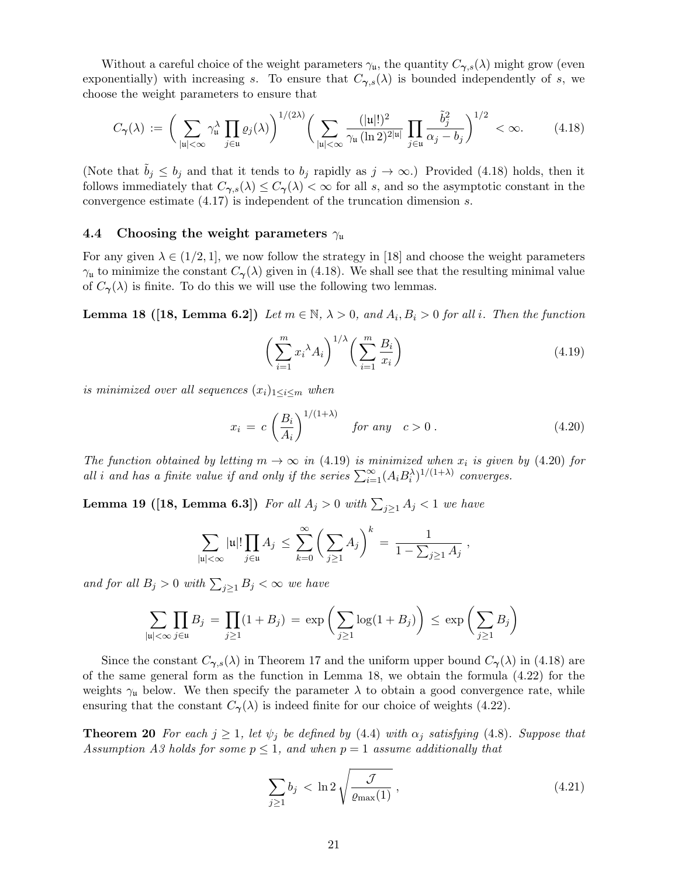Without a careful choice of the weight parameters $\gamma_{\mathfrak{u}}$, the quantity $C_{\boldsymbol{\gamma},s}(\lambda)$ might grow (even exponentially) with increasing $s$. To ensure that $C_{\boldsymbol{\gamma},s}(\lambda)$ is bounded independently of $s$, we choose the weight parameters to ensure that

$$C_{\boldsymbol{\gamma}}(\lambda) := \bigg( \sum_{|\mathfrak{u}|<\infty} \gamma_{\mathfrak{u}}^{\lambda} \prod_{j\in\mathfrak{u}} \varrho_j(\lambda) \bigg)^{1/(2\lambda)} \bigg( \sum_{|\mathfrak{u}|<\infty} \frac{(|\mathfrak{u}|!)^2}{\gamma_{\mathfrak{u}} (\ln 2)^{2|\mathfrak{u}|}} \prod_{j\in\mathfrak{u}} \frac{\tilde{b}_j^2}{\alpha_j - b_j} \bigg)^{1/2} < \infty. \tag{4.18}$$

(Note that $\tilde{b}_j \le b_j$ and that it tends to $b_j$ rapidly as $j \to \infty$.) Provided (4.18) holds, then it follows immediately that $C_{\boldsymbol{\gamma},s}(\lambda) \le C_{\boldsymbol{\gamma}}(\lambda) < \infty$ for all $s$, and so the asymptotic constant in the convergence estimate (4.17) is independent of the truncation dimension $s$.

### 4.4 Choosing the weight parameters $\gamma_{\mathfrak{u}}$

For any given $\lambda \in (1/2, 1]$, we now follow the strategy in [18] and choose the weight parameters $\gamma_{\mathfrak{u}}$ to minimize the constant $C_{\boldsymbol{\gamma}}(\lambda)$ given in (4.18). We shall see that the resulting minimal value of $C_{\boldsymbol{\gamma}}(\lambda)$ is finite. To do this we will use the following two lemmas.

**Lemma 18 ([18, Lemma 6.2])** *Let $m \in \mathbb{N}$, $\lambda > 0$, and $A_i, B_i > 0$ for all $i$. Then the function*

$$\bigg( \sum_{i=1}^{m} {x_i}^{\lambda} A_i \bigg)^{1/\lambda} \bigg( \sum_{i=1}^{m} \frac{B_i}{x_i} \bigg) \tag{4.19}$$

*is minimized over all sequences $(x_i)_{1\le i\le m}$ when*

$$x_i = c \left( \frac{B_i}{A_i} \right)^{1/(1+\lambda)} \quad \text{for any} \quad c > 0\,. \tag{4.20}$$

*The function obtained by letting $m \to \infty$ in (4.19) is minimized when $x_i$ is given by (4.20) for all $i$ and has a finite value if and only if the series $\sum_{i=1}^{\infty} (A_i B_i^{\lambda})^{1/(1+\lambda)}$ converges.*

**Lemma 19 ([18, Lemma 6.3])** *For all $A_j > 0$ with $\sum_{j\ge1} A_j < 1$ we have*

$$\sum_{|\mathfrak{u}|<\infty} |\mathfrak{u}|! \prod_{j\in\mathfrak{u}} A_j \le \sum_{k=0}^{\infty} \bigg( \sum_{j\ge1} A_j \bigg)^k = \frac{1}{1 - \sum_{j\ge1} A_j}\,,$$

*and for all $B_j > 0$ with $\sum_{j\ge1} B_j < \infty$ we have*

$$\sum_{|\mathfrak{u}|<\infty} \prod_{j\in\mathfrak{u}} B_j = \prod_{j\ge1} (1 + B_j) = \exp\bigg( \sum_{j\ge1} \log(1 + B_j) \bigg) \le \exp\bigg( \sum_{j\ge1} B_j \bigg)$$

Since the constant $C_{\boldsymbol{\gamma},s}(\lambda)$ in Theorem 17 and the uniform upper bound $C_{\boldsymbol{\gamma}}(\lambda)$ in (4.18) are of the same general form as the function in Lemma 18, we obtain the formula (4.22) for the weights $\gamma_{\mathfrak{u}}$ below. We then specify the parameter $\lambda$ to obtain a good convergence rate, while ensuring that the constant $C_{\boldsymbol{\gamma}}(\lambda)$ is indeed finite for our choice of weights (4.22).

**Theorem 20** *For each $j \ge 1$, let $\psi_j$ be defined by (4.4) with $\alpha_j$ satisfying (4.8). Suppose that Assumption A3 holds for some $p \le 1$, and when $p = 1$ assume additionally that*

$$\sum_{j\ge1} b_j < \ln 2 \sqrt{\frac{\mathcal{J}}{\varrho_{\max}(1)}}\,, \tag{4.21}$$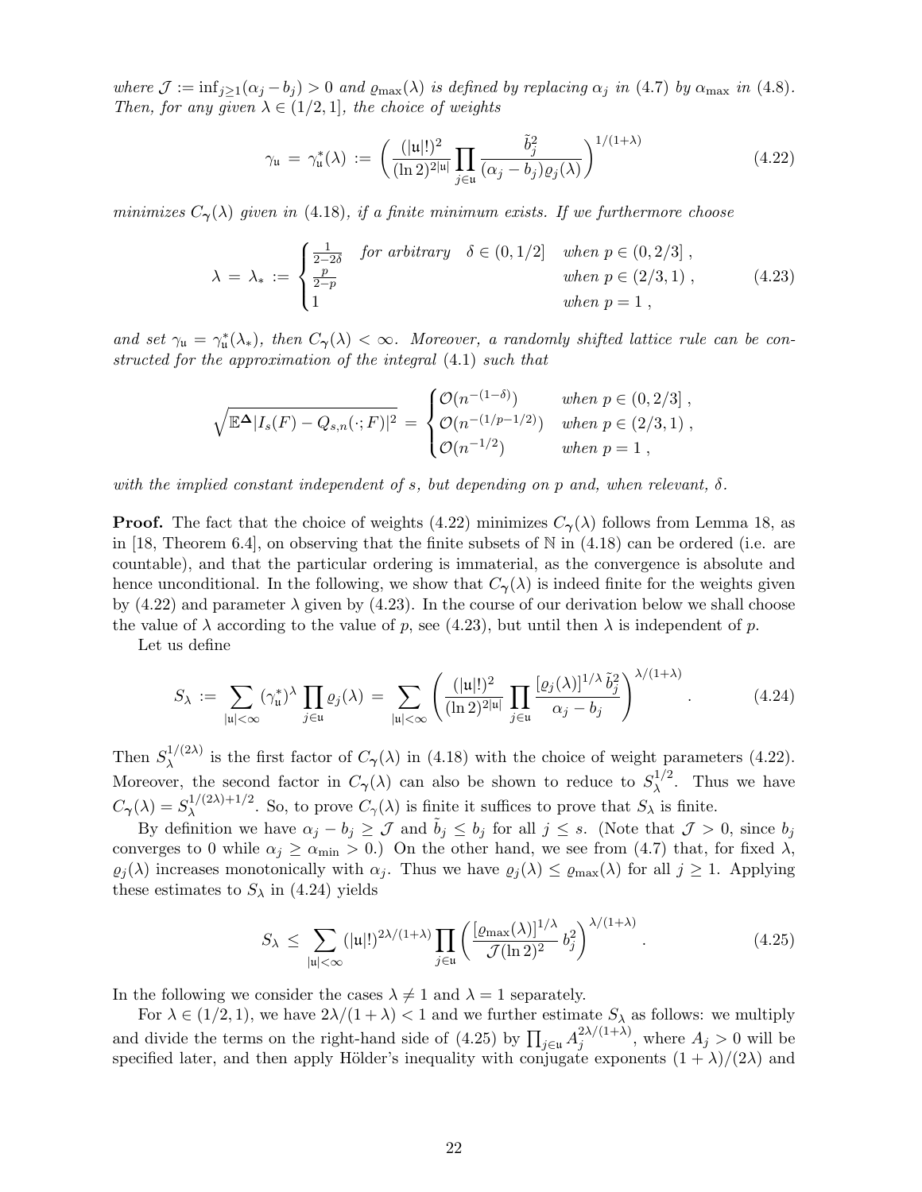*where* $\mathcal{J} := \inf_{j\ge 1}(\alpha_j - b_j) > 0$ *and* $\varrho_{\max}(\lambda)$ *is defined by replacing* $\alpha_j$ *in (4.7) by* $\alpha_{\max}$ *in (4.8). Then, for any given* $\lambda \in (1/2, 1]$*, the choice of weights*

$$\gamma_{\mathfrak{u}} \;=\; \gamma^*_{\mathfrak{u}}(\lambda) \;:=\; \left( \frac{(|\mathfrak{u}|!)^2}{(\ln 2)^{2|\mathfrak{u}|}} \prod_{j\in\mathfrak{u}} \frac{\tilde{b}_j^2}{(\alpha_j - b_j)\varrho_j(\lambda)} \right)^{1/(1+\lambda)} \tag{4.22}$$

*minimizes* $C_{\boldsymbol{\gamma}}(\lambda)$ *given in (4.18), if a finite minimum exists. If we furthermore choose*

$$\lambda \;=\; \lambda_* \;:=\; \begin{cases} \frac{1}{2-2\delta} & \text{for arbitrary} \quad \delta\in(0,1/2] \quad \text{when } p\in(0,2/3]\,, \\ \frac{p}{2-p} & \qquad\qquad\qquad\qquad\quad \text{when } p\in(2/3,1)\,, \\ 1 & \qquad\qquad\qquad\qquad\quad \text{when } p=1\,, \end{cases} \tag{4.23}$$

*and set* $\gamma_{\mathfrak{u}} = \gamma^*_{\mathfrak{u}}(\lambda_*)$*, then* $C_{\boldsymbol{\gamma}}(\lambda) < \infty$*. Moreover, a randomly shifted lattice rule can be constructed for the approximation of the integral (4.1) such that*

$$\sqrt{\mathbb{E}^{\boldsymbol{\Delta}}|I_s(F) - Q_{s,n}(\cdot;F)|^2} \;=\; \begin{cases} \mathcal{O}(n^{-(1-\delta)}) & \text{when } p\in(0,2/3]\,, \\ \mathcal{O}(n^{-(1/p-1/2)}) & \text{when } p\in(2/3,1)\,, \\ \mathcal{O}(n^{-1/2}) & \text{when } p=1\,, \end{cases}$$

*with the implied constant independent of* $s$*, but depending on* $p$ *and, when relevant,* $\delta$*.*

**Proof.** The fact that the choice of weights (4.22) minimizes $C_{\boldsymbol{\gamma}}(\lambda)$ follows from Lemma 18, as in [18, Theorem 6.4], on observing that the finite subsets of $\mathbb{N}$ in (4.18) can be ordered (i.e. are countable), and that the particular ordering is immaterial, as the convergence is absolute and hence unconditional. In the following, we show that $C_{\boldsymbol{\gamma}}(\lambda)$ is indeed finite for the weights given by (4.22) and parameter $\lambda$ given by (4.23). In the course of our derivation below we shall choose the value of $\lambda$ according to the value of $p$, see (4.23), but until then $\lambda$ is independent of $p$.

Let us define

$$S_\lambda \;:=\; \sum_{|\mathfrak{u}|<\infty} (\gamma^*_{\mathfrak{u}})^\lambda \prod_{j\in\mathfrak{u}} \varrho_j(\lambda) \;=\; \sum_{|\mathfrak{u}|<\infty} \left( \frac{(|\mathfrak{u}|!)^2}{(\ln 2)^{2|\mathfrak{u}|}} \prod_{j\in\mathfrak{u}} \frac{[\varrho_j(\lambda)]^{1/\lambda}\,\tilde{b}_j^2}{\alpha_j - b_j} \right)^{\lambda/(1+\lambda)}. \tag{4.24}$$

Then $S_\lambda^{1/(2\lambda)}$ is the first factor of $C_{\boldsymbol{\gamma}}(\lambda)$ in (4.18) with the choice of weight parameters (4.22). Moreover, the second factor in $C_{\boldsymbol{\gamma}}(\lambda)$ can also be shown to reduce to $S_\lambda^{1/2}$. Thus we have $C_{\boldsymbol{\gamma}}(\lambda) = S_\lambda^{1/(2\lambda)+1/2}$. So, to prove $C_{\boldsymbol{\gamma}}(\lambda)$ is finite it suffices to prove that $S_\lambda$ is finite.

By definition we have $\alpha_j - b_j \ge \mathcal{J}$ and $\tilde{b}_j \le b_j$ for all $j\le s$. (Note that $\mathcal{J}>0$, since $b_j$ converges to 0 while $\alpha_j \ge \alpha_{\min} > 0$.) On the other hand, we see from (4.7) that, for fixed $\lambda$, $\varrho_j(\lambda)$ increases monotonically with $\alpha_j$. Thus we have $\varrho_j(\lambda) \le \varrho_{\max}(\lambda)$ for all $j\ge 1$. Applying these estimates to $S_\lambda$ in (4.24) yields

$$S_\lambda \;\le\; \sum_{|\mathfrak{u}|<\infty} (|\mathfrak{u}|!)^{2\lambda/(1+\lambda)} \prod_{j\in\mathfrak{u}} \left( \frac{[\varrho_{\max}(\lambda)]^{1/\lambda}}{\mathcal{J}(\ln 2)^2}\, b_j^2 \right)^{\lambda/(1+\lambda)}. \tag{4.25}$$

In the following we consider the cases $\lambda\neq 1$ and $\lambda = 1$ separately.

For $\lambda\in(1/2,1)$, we have $2\lambda/(1+\lambda) < 1$ and we further estimate $S_\lambda$ as follows: we multiply and divide the terms on the right-hand side of (4.25) by $\prod_{j\in\mathfrak{u}} A_j^{2\lambda/(1+\lambda)}$, where $A_j>0$ will be specified later, and then apply Hölder's inequality with conjugate exponents $(1+\lambda)/(2\lambda)$ and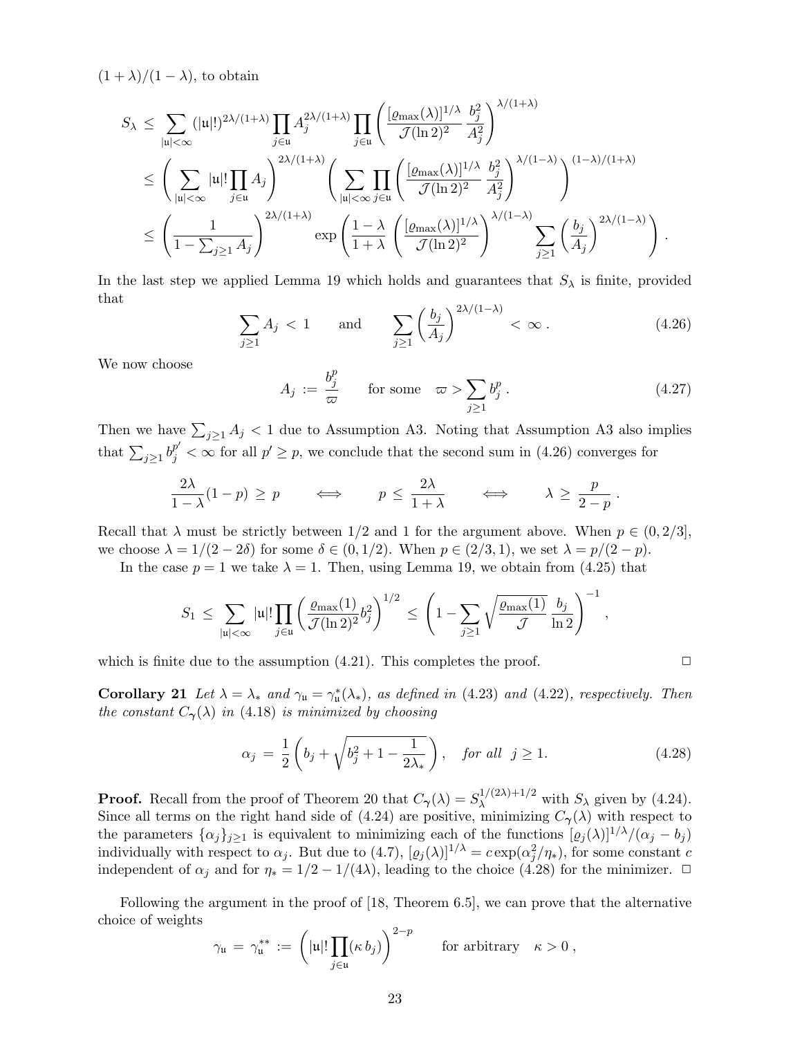$(1+\lambda)/(1-\lambda)$, to obtain

$$
\begin{aligned}
S_\lambda \;&\le\; \sum_{|\mathfrak{u}|<\infty} (|\mathfrak{u}|!)^{2\lambda/(1+\lambda)} \prod_{j\in\mathfrak{u}} A_j^{2\lambda/(1+\lambda)} \prod_{j\in\mathfrak{u}} \left( \frac{[\varrho_{\max}(\lambda)]^{1/\lambda}}{\mathcal{J}(\ln 2)^2}\, \frac{b_j^2}{A_j^2} \right)^{\lambda/(1+\lambda)} \\
&\le\; \left( \sum_{|\mathfrak{u}|<\infty} |\mathfrak{u}|! \prod_{j\in\mathfrak{u}} A_j \right)^{2\lambda/(1+\lambda)} \left( \sum_{|\mathfrak{u}|<\infty} \prod_{j\in\mathfrak{u}} \left( \frac{[\varrho_{\max}(\lambda)]^{1/\lambda}}{\mathcal{J}(\ln 2)^2}\, \frac{b_j^2}{A_j^2} \right)^{\lambda/(1-\lambda)} \right)^{(1-\lambda)/(1+\lambda)} \\
&\le\; \left( \frac{1}{1-\sum_{j\ge1} A_j} \right)^{2\lambda/(1+\lambda)} \exp\left( \frac{1-\lambda}{1+\lambda} \left( \frac{[\varrho_{\max}(\lambda)]^{1/\lambda}}{\mathcal{J}(\ln 2)^2} \right)^{\lambda/(1-\lambda)} \sum_{j\ge1} \left( \frac{b_j}{A_j} \right)^{2\lambda/(1-\lambda)} \right).
\end{aligned}
$$

In the last step we applied Lemma 19 which holds and guarantees that $S_\lambda$ is finite, provided that

$$
\sum_{j\ge1} A_j \;<\; 1 \qquad \text{and} \qquad \sum_{j\ge1} \left( \frac{b_j}{A_j} \right)^{2\lambda/(1-\lambda)} \;<\; \infty\,. \tag{4.26}
$$

We now choose

$$
A_j \;:=\; \frac{b_j^p}{\varpi} \qquad \text{for some} \quad \varpi > \sum_{j\ge1} b_j^p\,. \tag{4.27}
$$

Then we have $\sum_{j\ge1} A_j < 1$ due to Assumption A3. Noting that Assumption A3 also implies that $\sum_{j\ge1} b_j^{p'} < \infty$ for all $p' \ge p$, we conclude that the second sum in (4.26) converges for

$$
\frac{2\lambda}{1-\lambda}(1-p) \;\ge\; p \qquad \iff \qquad p \;\le\; \frac{2\lambda}{1+\lambda} \qquad \iff \qquad \lambda \;\ge\; \frac{p}{2-p}\,.
$$

Recall that $\lambda$ must be strictly between $1/2$ and $1$ for the argument above. When $p \in (0, 2/3]$, we choose $\lambda = 1/(2-2\delta)$ for some $\delta \in (0, 1/2)$. When $p \in (2/3, 1)$, we set $\lambda = p/(2-p)$.

In the case $p = 1$ we take $\lambda = 1$. Then, using Lemma 19, we obtain from (4.25) that

$$
S_1 \;\le\; \sum_{|\mathfrak{u}|<\infty} |\mathfrak{u}|! \prod_{j\in\mathfrak{u}} \left( \frac{\varrho_{\max}(1)}{\mathcal{J}(\ln 2)^2} b_j^2 \right)^{1/2} \;\le\; \left( 1 - \sum_{j\ge1} \sqrt{\frac{\varrho_{\max}(1)}{\mathcal{J}}}\, \frac{b_j}{\ln 2} \right)^{-1},
$$

which is finite due to the assumption (4.21). This completes the proof. $\square$

**Corollary 21** *Let $\lambda = \lambda_*$ and $\gamma_\mathfrak{u} = \gamma^*_\mathfrak{u}(\lambda_*)$, as defined in (4.23) and (4.22), respectively. Then the constant $C_{\boldsymbol{\gamma}}(\lambda)$ in (4.18) is minimized by choosing*

$$
\alpha_j \;=\; \frac{1}{2}\left( b_j + \sqrt{b_j^2 + 1 - \frac{1}{2\lambda_*}} \right), \quad \textit{for all} \;\; j \ge 1. \tag{4.28}
$$

**Proof.** Recall from the proof of Theorem 20 that $C_{\boldsymbol{\gamma}}(\lambda) = S_\lambda^{1/(2\lambda)+1/2}$ with $S_\lambda$ given by (4.24). Since all terms on the right hand side of (4.24) are positive, minimizing $C_{\boldsymbol{\gamma}}(\lambda)$ with respect to the parameters $\{\alpha_j\}_{j\ge1}$ is equivalent to minimizing each of the functions $[\varrho_j(\lambda)]^{1/\lambda}/(\alpha_j - b_j)$ individually with respect to $\alpha_j$. But due to (4.7), $[\varrho_j(\lambda)]^{1/\lambda} = c\exp(\alpha_j^2/\eta_*)$, for some constant $c$ independent of $\alpha_j$ and for $\eta_* = 1/2 - 1/(4\lambda)$, leading to the choice (4.28) for the minimizer. $\square$

Following the argument in the proof of [18, Theorem 6.5], we can prove that the alternative choice of weights

$$
\gamma_\mathfrak{u} \;=\; \gamma^{**}_\mathfrak{u} \;:=\; \left( |\mathfrak{u}|! \prod_{j\in\mathfrak{u}} (\kappa\, b_j) \right)^{2-p} \qquad \text{for arbitrary} \quad \kappa > 0\,,
$$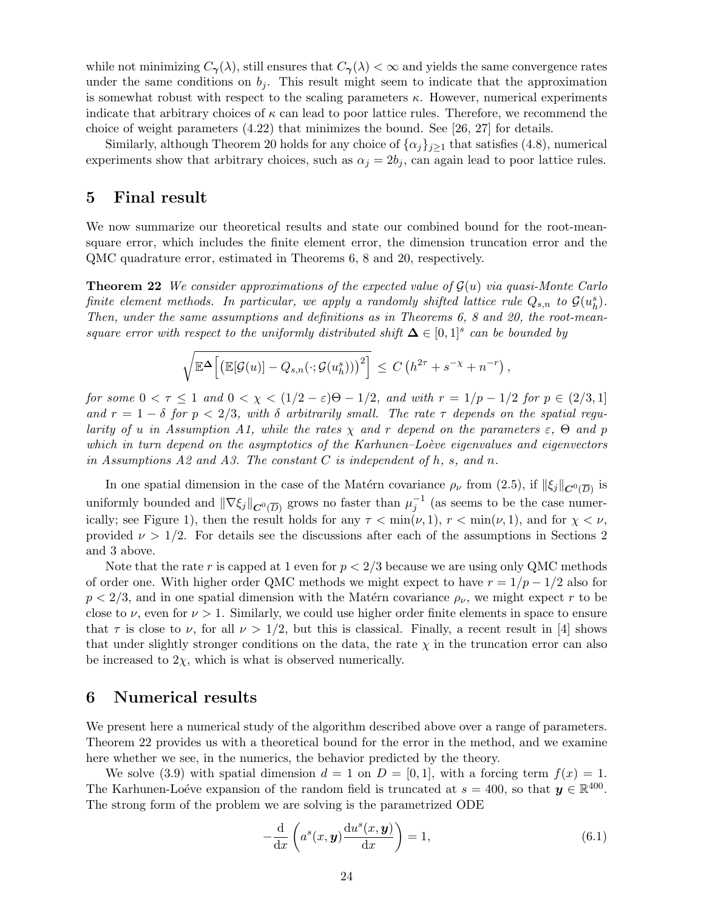while not minimizing $C_{\boldsymbol{\gamma}}(\lambda)$, still ensures that $C_{\boldsymbol{\gamma}}(\lambda) < \infty$ and yields the same convergence rates under the same conditions on $b_j$. This result might seem to indicate that the approximation is somewhat robust with respect to the scaling parameters $\kappa$. However, numerical experiments indicate that arbitrary choices of $\kappa$ can lead to poor lattice rules. Therefore, we recommend the choice of weight parameters (4.22) that minimizes the bound. See [26, 27] for details.

Similarly, although Theorem 20 holds for any choice of $\{\alpha_j\}_{j\geq 1}$ that satisfies (4.8), numerical experiments show that arbitrary choices, such as $\alpha_j = 2b_j$, can again lead to poor lattice rules.

# 5 Final result

We now summarize our theoretical results and state our combined bound for the root-mean-square error, which includes the finite element error, the dimension truncation error and the QMC quadrature error, estimated in Theorems 6, 8 and 20, respectively.

**Theorem 22** *We consider approximations of the expected value of $\mathcal{G}(u)$ via quasi-Monte Carlo finite element methods. In particular, we apply a randomly shifted lattice rule $Q_{s,n}$ to $\mathcal{G}(u_h^s)$. Then, under the same assumptions and definitions as in Theorems 6, 8 and 20, the root-mean-square error with respect to the uniformly distributed shift $\boldsymbol{\Delta} \in [0,1]^s$ can be bounded by*

$$\sqrt{\mathbb{E}^{\boldsymbol{\Delta}}\Big[\big(\mathbb{E}[\mathcal{G}(u)] - Q_{s,n}(\cdot;\mathcal{G}(u_h^s))\big)^2\Big]} \;\leq\; C\left(h^{2\tau} + s^{-\chi} + n^{-r}\right),$$

*for some $0 < \tau \leq 1$ and $0 < \chi < (1/2 - \varepsilon)\Theta - 1/2$, and with $r = 1/p - 1/2$ for $p \in (2/3, 1]$ and $r = 1 - \delta$ for $p < 2/3$, with $\delta$ arbitrarily small. The rate $\tau$ depends on the spatial regularity of $u$ in Assumption A1, while the rates $\chi$ and $r$ depend on the parameters $\varepsilon$, $\Theta$ and $p$ which in turn depend on the asymptotics of the Karhunen–Loève eigenvalues and eigenvectors in Assumptions A2 and A3. The constant $C$ is independent of $h$, $s$, and $n$.*

In one spatial dimension in the case of the Matérn covariance $\rho_\nu$ from (2.5), if $\|\xi_j\|_{\boldsymbol{C}^0(\overline{D})}$ is uniformly bounded and $\|\nabla\xi_j\|_{\boldsymbol{C}^0(\overline{D})}$ grows no faster than $\mu_j^{-1}$ (as seems to be the case numerically; see Figure 1), then the result holds for any $\tau < \min(\nu, 1)$, $r < \min(\nu, 1)$, and for $\chi < \nu$, provided $\nu > 1/2$. For details see the discussions after each of the assumptions in Sections 2 and 3 above.

Note that the rate $r$ is capped at 1 even for $p < 2/3$ because we are using only QMC methods of order one. With higher order QMC methods we might expect to have $r = 1/p - 1/2$ also for $p < 2/3$, and in one spatial dimension with the Matérn covariance $\rho_\nu$, we might expect $r$ to be close to $\nu$, even for $\nu > 1$. Similarly, we could use higher order finite elements in space to ensure that $\tau$ is close to $\nu$, for all $\nu > 1/2$, but this is classical. Finally, a recent result in [4] shows that under slightly stronger conditions on the data, the rate $\chi$ in the truncation error can also be increased to $2\chi$, which is what is observed numerically.

# 6 Numerical results

We present here a numerical study of the algorithm described above over a range of parameters. Theorem 22 provides us with a theoretical bound for the error in the method, and we examine here whether we see, in the numerics, the behavior predicted by the theory.

We solve (3.9) with spatial dimension $d = 1$ on $D = [0,1]$, with a forcing term $f(x) = 1$. The Karhunen-Loéve expansion of the random field is truncated at $s = 400$, so that $\boldsymbol{y} \in \mathbb{R}^{400}$. The strong form of the problem we are solving is the parametrized ODE

$$-\frac{\mathrm{d}}{\mathrm{d}x}\left(a^s(x,\boldsymbol{y})\frac{\mathrm{d}u^s(x,\boldsymbol{y})}{\mathrm{d}x}\right) = 1, \tag{6.1}$$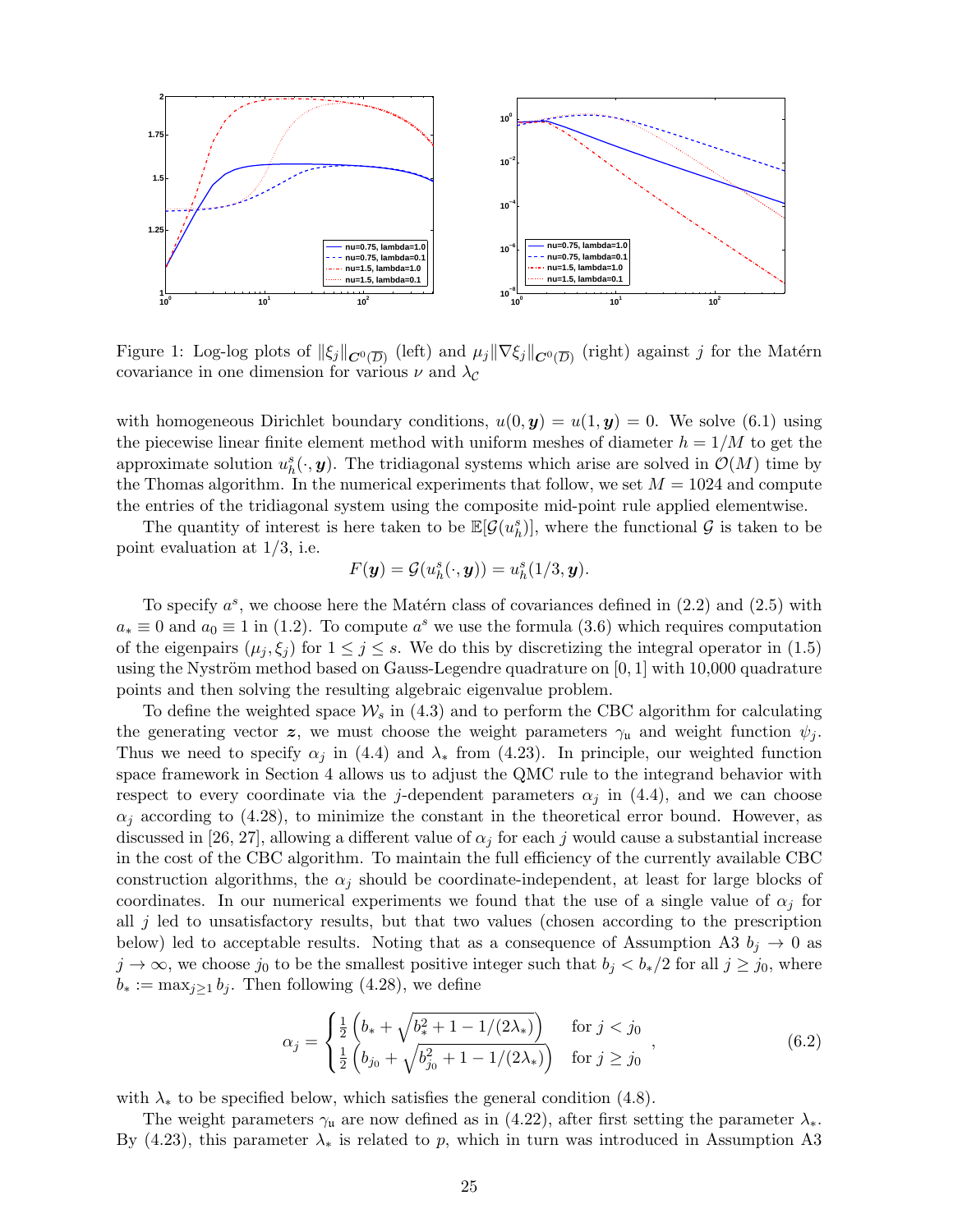Figure 1: Log-log plots of $\|\xi_j\|_{C^0(\overline{D})}$ (left) and $\mu_j\|\nabla\xi_j\|_{C^0(\overline{D})}$ (right) against $j$ for the Matérn covariance in one dimension for various $\nu$ and $\lambda_{\mathcal{C}}$

with homogeneous Dirichlet boundary conditions, $u(0, \boldsymbol{y}) = u(1, \boldsymbol{y}) = 0$. We solve (6.1) using the piecewise linear finite element method with uniform meshes of diameter $h = 1/M$ to get the approximate solution $u_h^s(\cdot, \boldsymbol{y})$. The tridiagonal systems which arise are solved in $\mathcal{O}(M)$ time by the Thomas algorithm. In the numerical experiments that follow, we set $M = 1024$ and compute the entries of the tridiagonal system using the composite mid-point rule applied elementwise.

The quantity of interest is here taken to be $\mathbb{E}[\mathcal{G}(u_h^s)]$, where the functional $\mathcal{G}$ is taken to be point evaluation at 1/3, i.e.

$$F(\boldsymbol{y}) = \mathcal{G}(u_h^s(\cdot, \boldsymbol{y})) = u_h^s(1/3, \boldsymbol{y}).$$

To specify $a^s$, we choose here the Matérn class of covariances defined in (2.2) and (2.5) with $a_* \equiv 0$ and $a_0 \equiv 1$ in (1.2). To compute $a^s$ we use the formula (3.6) which requires computation of the eigenpairs $(\mu_j, \xi_j)$ for $1 \le j \le s$. We do this by discretizing the integral operator in (1.5) using the Nyström method based on Gauss-Legendre quadrature on $[0, 1]$ with 10,000 quadrature points and then solving the resulting algebraic eigenvalue problem.

To define the weighted space $\mathcal{W}_s$ in (4.3) and to perform the CBC algorithm for calculating the generating vector $\boldsymbol{z}$, we must choose the weight parameters $\gamma_{\mathfrak{u}}$ and weight function $\psi_j$. Thus we need to specify $\alpha_j$ in (4.4) and $\lambda_*$ from (4.23). In principle, our weighted function space framework in Section 4 allows us to adjust the QMC rule to the integrand behavior with respect to every coordinate via the $j$-dependent parameters $\alpha_j$ in (4.4), and we can choose $\alpha_j$ according to (4.28), to minimize the constant in the theoretical error bound. However, as discussed in [26, 27], allowing a different value of $\alpha_j$ for each $j$ would cause a substantial increase in the cost of the CBC algorithm. To maintain the full efficiency of the currently available CBC construction algorithms, the $\alpha_j$ should be coordinate-independent, at least for large blocks of coordinates. In our numerical experiments we found that the use of a single value of $\alpha_j$ for all $j$ led to unsatisfactory results, but that two values (chosen according to the prescription below) led to acceptable results. Noting that as a consequence of Assumption A3 $b_j \to 0$ as $j \to \infty$, we choose $j_0$ to be the smallest positive integer such that $b_j < b_*/2$ for all $j \ge j_0$, where $b_* := \max_{j\ge1} b_j$. Then following (4.28), we define

$$\alpha_j = \begin{cases} \frac{1}{2}\left(b_* + \sqrt{b_*^2 + 1 - 1/(2\lambda_*)}\right) & \text{for } j < j_0 \\ \frac{1}{2}\left(b_{j_0} + \sqrt{b_{j_0}^2 + 1 - 1/(2\lambda_*)}\right) & \text{for } j \ge j_0 \end{cases}, \tag{6.2}$$

with $\lambda_*$ to be specified below, which satisfies the general condition (4.8).

The weight parameters $\gamma_{\mathfrak{u}}$ are now defined as in (4.22), after first setting the parameter $\lambda_*$. By (4.23), this parameter $\lambda_*$ is related to $p$, which in turn was introduced in Assumption A3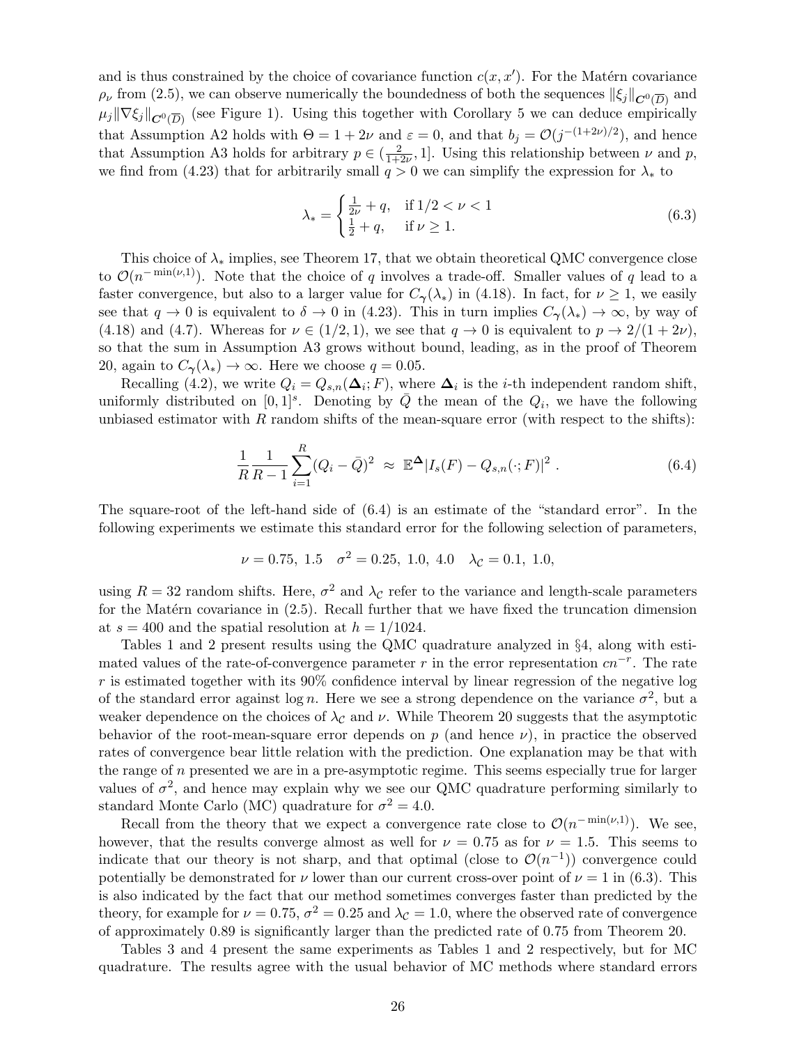and is thus constrained by the choice of covariance function $c(x, x')$. For the Matérn covariance $\rho_\nu$ from (2.5), we can observe numerically the boundedness of both the sequences $\|\xi_j\|_{\boldsymbol{C}^0(\overline{D})}$ and $\mu_j \|\nabla \xi_j\|_{\boldsymbol{C}^0(\overline{D})}$ (see Figure 1). Using this together with Corollary 5 we can deduce empirically that Assumption A2 holds with $\Theta = 1 + 2\nu$ and $\varepsilon = 0$, and that $b_j = \mathcal{O}(j^{-(1+2\nu)/2})$, and hence that Assumption A3 holds for arbitrary $p \in (\frac{2}{1+2\nu}, 1]$. Using this relationship between $\nu$ and $p$, we find from (4.23) that for arbitrarily small $q > 0$ we can simplify the expression for $\lambda_*$ to

$$\lambda_* = \begin{cases} \frac{1}{2\nu} + q, & \text{if } 1/2 < \nu < 1 \\ \frac{1}{2} + q, & \text{if } \nu \geq 1. \end{cases} \tag{6.3}$$

This choice of $\lambda_*$ implies, see Theorem 17, that we obtain theoretical QMC convergence close to $\mathcal{O}(n^{-\min(\nu,1)})$. Note that the choice of $q$ involves a trade-off. Smaller values of $q$ lead to a faster convergence, but also to a larger value for $C_{\boldsymbol{\gamma}}(\lambda_*)$ in (4.18). In fact, for $\nu \geq 1$, we easily see that $q \to 0$ is equivalent to $\delta \to 0$ in (4.23). This in turn implies $C_{\boldsymbol{\gamma}}(\lambda_*) \to \infty$, by way of (4.18) and (4.7). Whereas for $\nu \in (1/2, 1)$, we see that $q \to 0$ is equivalent to $p \to 2/(1 + 2\nu)$, so that the sum in Assumption A3 grows without bound, leading, as in the proof of Theorem 20, again to $C_{\boldsymbol{\gamma}}(\lambda_*) \to \infty$. Here we choose $q = 0.05$.

Recalling (4.2), we write $Q_i = Q_{s,n}(\boldsymbol{\Delta}_i; F)$, where $\boldsymbol{\Delta}_i$ is the $i$-th independent random shift, uniformly distributed on $[0, 1]^s$. Denoting by $\bar{Q}$ the mean of the $Q_i$, we have the following unbiased estimator with $R$ random shifts of the mean-square error (with respect to the shifts):

$$\frac{1}{R} \frac{1}{R-1} \sum_{i=1}^{R} (Q_i - \bar{Q})^2 \;\approx\; \mathbb{E}^{\boldsymbol{\Delta}} |I_s(F) - Q_{s,n}(\cdot; F)|^2 \, . \tag{6.4}$$

The square-root of the left-hand side of (6.4) is an estimate of the "standard error". In the following experiments we estimate this standard error for the following selection of parameters,

$$\nu = 0.75,\ 1.5 \quad \sigma^2 = 0.25,\ 1.0,\ 4.0 \quad \lambda_{\mathcal{C}} = 0.1,\ 1.0,$$

using $R = 32$ random shifts. Here, $\sigma^2$ and $\lambda_{\mathcal{C}}$ refer to the variance and length-scale parameters for the Matérn covariance in (2.5). Recall further that we have fixed the truncation dimension at $s = 400$ and the spatial resolution at $h = 1/1024$.

Tables 1 and 2 present results using the QMC quadrature analyzed in §4, along with estimated values of the rate-of-convergence parameter $r$ in the error representation $cn^{-r}$. The rate $r$ is estimated together with its 90% confidence interval by linear regression of the negative log of the standard error against $\log n$. Here we see a strong dependence on the variance $\sigma^2$, but a weaker dependence on the choices of $\lambda_{\mathcal{C}}$ and $\nu$. While Theorem 20 suggests that the asymptotic behavior of the root-mean-square error depends on $p$ (and hence $\nu$), in practice the observed rates of convergence bear little relation with the prediction. One explanation may be that with the range of $n$ presented we are in a pre-asymptotic regime. This seems especially true for larger values of $\sigma^2$, and hence may explain why we see our QMC quadrature performing similarly to standard Monte Carlo (MC) quadrature for $\sigma^2 = 4.0$.

Recall from the theory that we expect a convergence rate close to $\mathcal{O}(n^{-\min(\nu,1)})$. We see, however, that the results converge almost as well for $\nu = 0.75$ as for $\nu = 1.5$. This seems to indicate that our theory is not sharp, and that optimal (close to $\mathcal{O}(n^{-1})$) convergence could potentially be demonstrated for $\nu$ lower than our current cross-over point of $\nu = 1$ in (6.3). This is also indicated by the fact that our method sometimes converges faster than predicted by the theory, for example for $\nu = 0.75$, $\sigma^2 = 0.25$ and $\lambda_{\mathcal{C}} = 1.0$, where the observed rate of convergence of approximately 0.89 is significantly larger than the predicted rate of 0.75 from Theorem 20.

Tables 3 and 4 present the same experiments as Tables 1 and 2 respectively, but for MC quadrature. The results agree with the usual behavior of MC methods where standard errors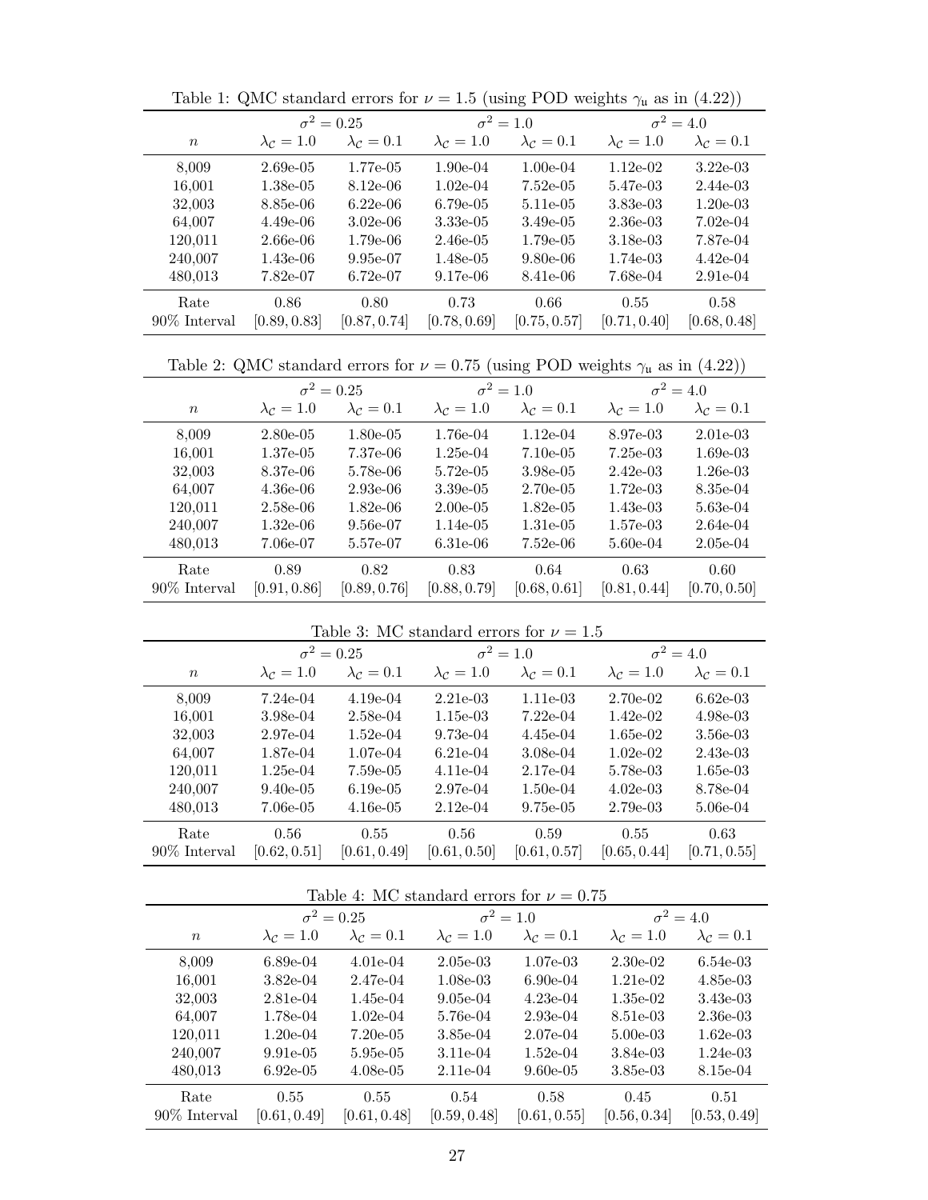Table 1: QMC standard errors for $\nu = 1.5$ (using POD weights $\gamma_{\mathfrak{u}}$ as in (4.22))

| $n$ | $\sigma^2 = 0.25$ | | $\sigma^2 = 1.0$ | | $\sigma^2 = 4.0$ | |
|---|---|---|---|---|---|---|
| | $\lambda_{\mathcal{C}} = 1.0$ | $\lambda_{\mathcal{C}} = 0.1$ | $\lambda_{\mathcal{C}} = 1.0$ | $\lambda_{\mathcal{C}} = 0.1$ | $\lambda_{\mathcal{C}} = 1.0$ | $\lambda_{\mathcal{C}} = 0.1$ |
| 8,009 | 2.69e-05 | 1.77e-05 | 1.90e-04 | 1.00e-04 | 1.12e-02 | 3.22e-03 |
| 16,001 | 1.38e-05 | 8.12e-06 | 1.02e-04 | 7.52e-05 | 5.47e-03 | 2.44e-03 |
| 32,003 | 8.85e-06 | 6.22e-06 | 6.79e-05 | 5.11e-05 | 3.83e-03 | 1.20e-03 |
| 64,007 | 4.49e-06 | 3.02e-06 | 3.33e-05 | 3.49e-05 | 2.36e-03 | 7.02e-04 |
| 120,011 | 2.66e-06 | 1.79e-06 | 2.46e-05 | 1.79e-05 | 3.18e-03 | 7.87e-04 |
| 240,007 | 1.43e-06 | 9.95e-07 | 1.48e-05 | 9.80e-06 | 1.74e-03 | 4.42e-04 |
| 480,013 | 7.82e-07 | 6.72e-07 | 9.17e-06 | 8.41e-06 | 7.68e-04 | 2.91e-04 |
| Rate | 0.86 | 0.80 | 0.73 | 0.66 | 0.55 | 0.58 |
| 90% Interval | $[0.89, 0.83]$ | $[0.87, 0.74]$ | $[0.78, 0.69]$ | $[0.75, 0.57]$ | $[0.71, 0.40]$ | $[0.68, 0.48]$ |

Table 2: QMC standard errors for $\nu = 0.75$ (using POD weights $\gamma_{\mathfrak{u}}$ as in (4.22))

| $n$ | $\sigma^2 = 0.25$ | | $\sigma^2 = 1.0$ | | $\sigma^2 = 4.0$ | |
|---|---|---|---|---|---|---|
| | $\lambda_{\mathcal{C}} = 1.0$ | $\lambda_{\mathcal{C}} = 0.1$ | $\lambda_{\mathcal{C}} = 1.0$ | $\lambda_{\mathcal{C}} = 0.1$ | $\lambda_{\mathcal{C}} = 1.0$ | $\lambda_{\mathcal{C}} = 0.1$ |
| 8,009 | 2.80e-05 | 1.80e-05 | 1.76e-04 | 1.12e-04 | 8.97e-03 | 2.01e-03 |
| 16,001 | 1.37e-05 | 7.37e-06 | 1.25e-04 | 7.10e-05 | 7.25e-03 | 1.69e-03 |
| 32,003 | 8.37e-06 | 5.78e-06 | 5.72e-05 | 3.98e-05 | 2.42e-03 | 1.26e-03 |
| 64,007 | 4.36e-06 | 2.93e-06 | 3.39e-05 | 2.70e-05 | 1.72e-03 | 8.35e-04 |
| 120,011 | 2.58e-06 | 1.82e-06 | 2.00e-05 | 1.82e-05 | 1.43e-03 | 5.63e-04 |
| 240,007 | 1.32e-06 | 9.56e-07 | 1.14e-05 | 1.31e-05 | 1.57e-03 | 2.64e-04 |
| 480,013 | 7.06e-07 | 5.57e-07 | 6.31e-06 | 7.52e-06 | 5.60e-04 | 2.05e-04 |
| Rate | 0.89 | 0.82 | 0.83 | 0.64 | 0.63 | 0.60 |
| 90% Interval | $[0.91, 0.86]$ | $[0.89, 0.76]$ | $[0.88, 0.79]$ | $[0.68, 0.61]$ | $[0.81, 0.44]$ | $[0.70, 0.50]$ |

Table 3: MC standard errors for $\nu = 1.5$

| $n$ | $\sigma^2 = 0.25$ | | $\sigma^2 = 1.0$ | | $\sigma^2 = 4.0$ | |
|---|---|---|---|---|---|---|
| | $\lambda_{\mathcal{C}} = 1.0$ | $\lambda_{\mathcal{C}} = 0.1$ | $\lambda_{\mathcal{C}} = 1.0$ | $\lambda_{\mathcal{C}} = 0.1$ | $\lambda_{\mathcal{C}} = 1.0$ | $\lambda_{\mathcal{C}} = 0.1$ |
| 8,009 | 7.24e-04 | 4.19e-04 | 2.21e-03 | 1.11e-03 | 2.70e-02 | 6.62e-03 |
| 16,001 | 3.98e-04 | 2.58e-04 | 1.15e-03 | 7.22e-04 | 1.42e-02 | 4.98e-03 |
| 32,003 | 2.97e-04 | 1.52e-04 | 9.73e-04 | 4.45e-04 | 1.65e-02 | 3.56e-03 |
| 64,007 | 1.87e-04 | 1.07e-04 | 6.21e-04 | 3.08e-04 | 1.02e-02 | 2.43e-03 |
| 120,011 | 1.25e-04 | 7.59e-05 | 4.11e-04 | 2.17e-04 | 5.78e-03 | 1.65e-03 |
| 240,007 | 9.40e-05 | 6.19e-05 | 2.97e-04 | 1.50e-04 | 4.02e-03 | 8.78e-04 |
| 480,013 | 7.06e-05 | 4.16e-05 | 2.12e-04 | 9.75e-05 | 2.79e-03 | 5.06e-04 |
| Rate | 0.56 | 0.55 | 0.56 | 0.59 | 0.55 | 0.63 |
| 90% Interval | $[0.62, 0.51]$ | $[0.61, 0.49]$ | $[0.61, 0.50]$ | $[0.61, 0.57]$ | $[0.65, 0.44]$ | $[0.71, 0.55]$ |

Table 4: MC standard errors for $\nu = 0.75$

| $n$ | $\sigma^2 = 0.25$ | | $\sigma^2 = 1.0$ | | $\sigma^2 = 4.0$ | |
|---|---|---|---|---|---|---|
| | $\lambda_{\mathcal{C}} = 1.0$ | $\lambda_{\mathcal{C}} = 0.1$ | $\lambda_{\mathcal{C}} = 1.0$ | $\lambda_{\mathcal{C}} = 0.1$ | $\lambda_{\mathcal{C}} = 1.0$ | $\lambda_{\mathcal{C}} = 0.1$ |
| 8,009 | 6.89e-04 | 4.01e-04 | 2.05e-03 | 1.07e-03 | 2.30e-02 | 6.54e-03 |
| 16,001 | 3.82e-04 | 2.47e-04 | 1.08e-03 | 6.90e-04 | 1.21e-02 | 4.85e-03 |
| 32,003 | 2.81e-04 | 1.45e-04 | 9.05e-04 | 4.23e-04 | 1.35e-02 | 3.43e-03 |
| 64,007 | 1.78e-04 | 1.02e-04 | 5.76e-04 | 2.93e-04 | 8.51e-03 | 2.36e-03 |
| 120,011 | 1.20e-04 | 7.20e-05 | 3.85e-04 | 2.07e-04 | 5.00e-03 | 1.62e-03 |
| 240,007 | 9.91e-05 | 5.95e-05 | 3.11e-04 | 1.52e-04 | 3.84e-03 | 1.24e-03 |
| 480,013 | 6.92e-05 | 4.08e-05 | 2.11e-04 | 9.60e-05 | 3.85e-03 | 8.15e-04 |
| Rate | 0.55 | 0.55 | 0.54 | 0.58 | 0.45 | 0.51 |
| 90% Interval | $[0.61, 0.49]$ | $[0.61, 0.48]$ | $[0.59, 0.48]$ | $[0.61, 0.55]$ | $[0.56, 0.34]$ | $[0.53, 0.49]$ |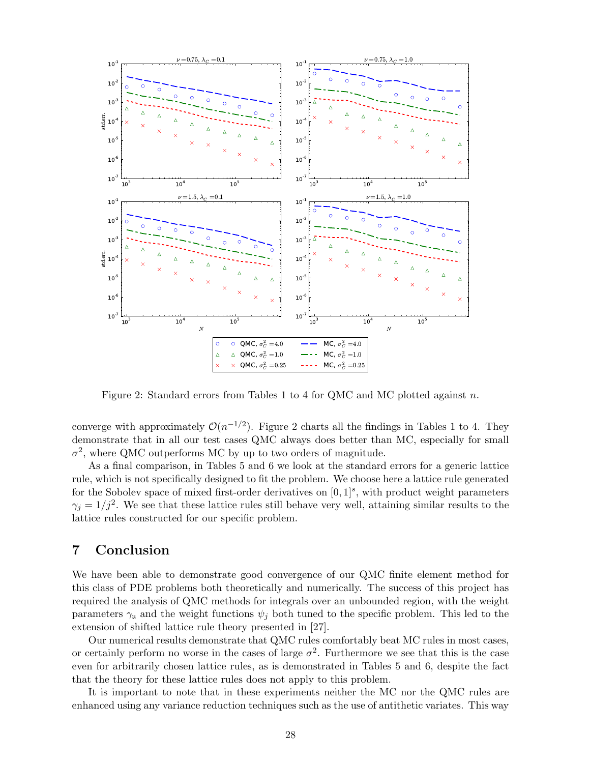Figure 2: Standard errors from Tables 1 to 4 for QMC and MC plotted against $n$.

converge with approximately $\mathcal{O}(n^{-1/2})$. Figure 2 charts all the findings in Tables 1 to 4. They demonstrate that in all our test cases QMC always does better than MC, especially for small $\sigma^2$, where QMC outperforms MC by up to two orders of magnitude.

As a final comparison, in Tables 5 and 6 we look at the standard errors for a generic lattice rule, which is not specifically designed to fit the problem. We choose here a lattice rule generated for the Sobolev space of mixed first-order derivatives on $[0, 1]^s$, with product weight parameters $\gamma_j = 1/j^2$. We see that these lattice rules still behave very well, attaining similar results to the lattice rules constructed for our specific problem.

# 7 Conclusion

We have been able to demonstrate good convergence of our QMC finite element method for this class of PDE problems both theoretically and numerically. The success of this project has required the analysis of QMC methods for integrals over an unbounded region, with the weight parameters $\gamma_{\mathfrak{u}}$ and the weight functions $\psi_j$ both tuned to the specific problem. This led to the extension of shifted lattice rule theory presented in [27].

Our numerical results demonstrate that QMC rules comfortably beat MC rules in most cases, or certainly perform no worse in the cases of large $\sigma^2$. Furthermore we see that this is the case even for arbitrarily chosen lattice rules, as is demonstrated in Tables 5 and 6, despite the fact that the theory for these lattice rules does not apply to this problem.

It is important to note that in these experiments neither the MC nor the QMC rules are enhanced using any variance reduction techniques such as the use of antithetic variates. This way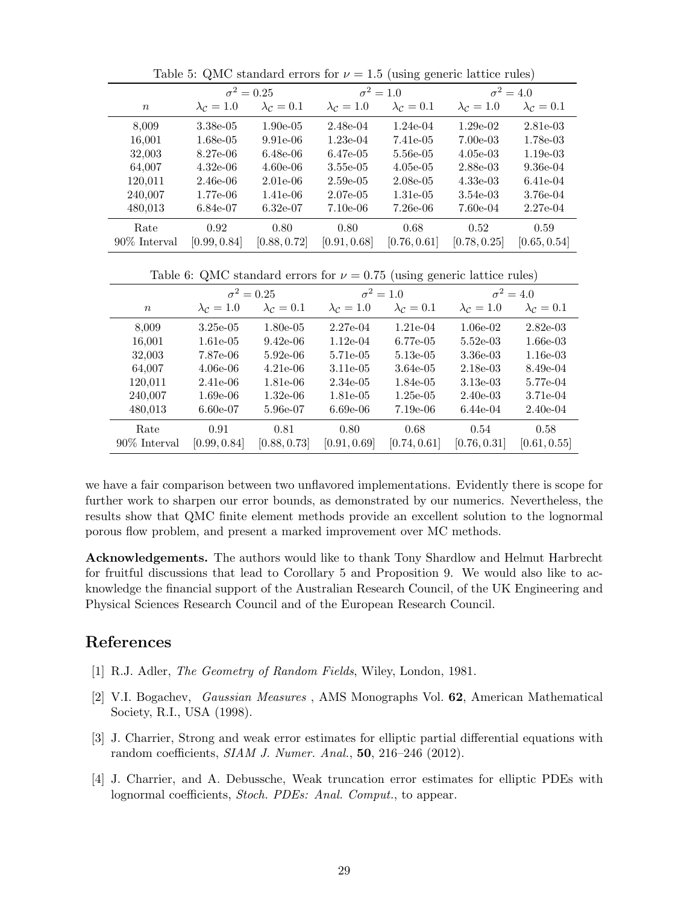Table 5: QMC standard errors for $\nu = 1.5$ (using generic lattice rules)

| | $\sigma^2 = 0.25$ | | $\sigma^2 = 1.0$ | | $\sigma^2 = 4.0$ | |
|---|---|---|---|---|---|---|
| $n$ | $\lambda_{\mathcal{C}} = 1.0$ | $\lambda_{\mathcal{C}} = 0.1$ | $\lambda_{\mathcal{C}} = 1.0$ | $\lambda_{\mathcal{C}} = 0.1$ | $\lambda_{\mathcal{C}} = 1.0$ | $\lambda_{\mathcal{C}} = 0.1$ |
| 8,009 | 3.38e-05 | 1.90e-05 | 2.48e-04 | 1.24e-04 | 1.29e-02 | 2.81e-03 |
| 16,001 | 1.68e-05 | 9.91e-06 | 1.23e-04 | 7.41e-05 | 7.00e-03 | 1.78e-03 |
| 32,003 | 8.27e-06 | 6.48e-06 | 6.47e-05 | 5.56e-05 | 4.05e-03 | 1.19e-03 |
| 64,007 | 4.32e-06 | 4.60e-06 | 3.55e-05 | 4.05e-05 | 2.88e-03 | 9.36e-04 |
| 120,011 | 2.46e-06 | 2.01e-06 | 2.59e-05 | 2.08e-05 | 4.33e-03 | 6.41e-04 |
| 240,007 | 1.77e-06 | 1.41e-06 | 2.07e-05 | 1.31e-05 | 3.54e-03 | 3.76e-04 |
| 480,013 | 6.84e-07 | 6.32e-07 | 7.10e-06 | 7.26e-06 | 7.60e-04 | 2.27e-04 |
| Rate | 0.92 | 0.80 | 0.80 | 0.68 | 0.52 | 0.59 |
| 90% Interval | [0.99, 0.84] | [0.88, 0.72] | [0.91, 0.68] | [0.76, 0.61] | [0.78, 0.25] | [0.65, 0.54] |

Table 6: QMC standard errors for $\nu = 0.75$ (using generic lattice rules)

| | $\sigma^2 = 0.25$ | | $\sigma^2 = 1.0$ | | $\sigma^2 = 4.0$ | |
|---|---|---|---|---|---|---|
| $n$ | $\lambda_{\mathcal{C}} = 1.0$ | $\lambda_{\mathcal{C}} = 0.1$ | $\lambda_{\mathcal{C}} = 1.0$ | $\lambda_{\mathcal{C}} = 0.1$ | $\lambda_{\mathcal{C}} = 1.0$ | $\lambda_{\mathcal{C}} = 0.1$ |
| 8,009 | 3.25e-05 | 1.80e-05 | 2.27e-04 | 1.21e-04 | 1.06e-02 | 2.82e-03 |
| 16,001 | 1.61e-05 | 9.42e-06 | 1.12e-04 | 6.77e-05 | 5.52e-03 | 1.66e-03 |
| 32,003 | 7.87e-06 | 5.92e-06 | 5.71e-05 | 5.13e-05 | 3.36e-03 | 1.16e-03 |
| 64,007 | 4.06e-06 | 4.21e-06 | 3.11e-05 | 3.64e-05 | 2.18e-03 | 8.49e-04 |
| 120,011 | 2.41e-06 | 1.81e-06 | 2.34e-05 | 1.84e-05 | 3.13e-03 | 5.77e-04 |
| 240,007 | 1.69e-06 | 1.32e-06 | 1.81e-05 | 1.25e-05 | 2.40e-03 | 3.71e-04 |
| 480,013 | 6.60e-07 | 5.96e-07 | 6.69e-06 | 7.19e-06 | 6.44e-04 | 2.40e-04 |
| Rate | 0.91 | 0.81 | 0.80 | 0.68 | 0.54 | 0.58 |
| 90% Interval | [0.99, 0.84] | [0.88, 0.73] | [0.91, 0.69] | [0.74, 0.61] | [0.76, 0.31] | [0.61, 0.55] |

we have a fair comparison between two unflavored implementations. Evidently there is scope for further work to sharpen our error bounds, as demonstrated by our numerics. Nevertheless, the results show that QMC finite element methods provide an excellent solution to the lognormal porous flow problem, and present a marked improvement over MC methods.

**Acknowledgements.** The authors would like to thank Tony Shardlow and Helmut Harbrecht for fruitful discussions that lead to Corollary 5 and Proposition 9. We would also like to acknowledge the financial support of the Australian Research Council, of the UK Engineering and Physical Sciences Research Council and of the European Research Council.

## References

[1] R.J. Adler, *The Geometry of Random Fields*, Wiley, London, 1981.

[2] V.I. Bogachev, *Gaussian Measures* , AMS Monographs Vol. **62**, American Mathematical Society, R.I., USA (1998).

[3] J. Charrier, Strong and weak error estimates for elliptic partial differential equations with random coefficients, *SIAM J. Numer. Anal.*, **50**, 216–246 (2012).

[4] J. Charrier, and A. Debussche, Weak truncation error estimates for elliptic PDEs with lognormal coefficients, *Stoch. PDEs: Anal. Comput.*, to appear.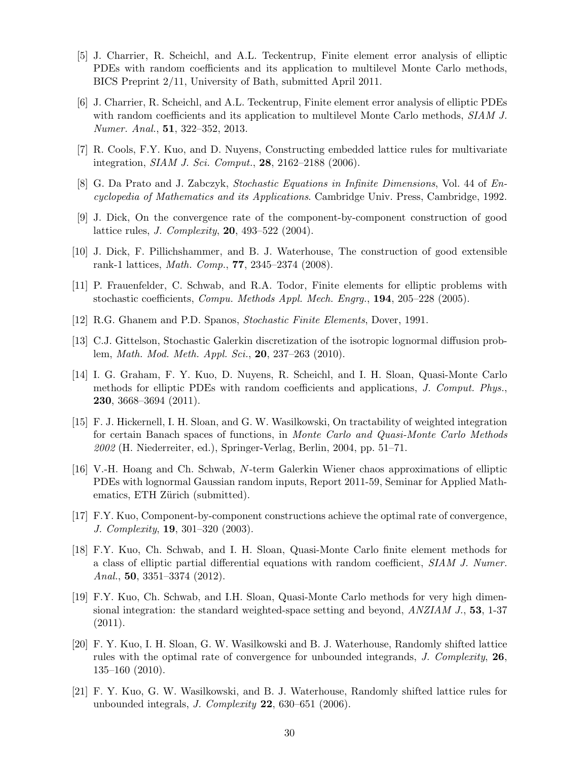[5] J. Charrier, R. Scheichl, and A.L. Teckentrup, Finite element error analysis of elliptic PDEs with random coefficients and its application to multilevel Monte Carlo methods, BICS Preprint 2/11, University of Bath, submitted April 2011.

[6] J. Charrier, R. Scheichl, and A.L. Teckentrup, Finite element error analysis of elliptic PDEs with random coefficients and its application to multilevel Monte Carlo methods, *SIAM J. Numer. Anal.*, **51**, 322–352, 2013.

[7] R. Cools, F.Y. Kuo, and D. Nuyens, Constructing embedded lattice rules for multivariate integration, *SIAM J. Sci. Comput.*, **28**, 2162–2188 (2006).

[8] G. Da Prato and J. Zabczyk, *Stochastic Equations in Infinite Dimensions*, Vol. 44 of *Encyclopedia of Mathematics and its Applications*. Cambridge Univ. Press, Cambridge, 1992.

[9] J. Dick, On the convergence rate of the component-by-component construction of good lattice rules, *J. Complexity*, **20**, 493–522 (2004).

[10] J. Dick, F. Pillichshammer, and B. J. Waterhouse, The construction of good extensible rank-1 lattices, *Math. Comp.*, **77**, 2345–2374 (2008).

[11] P. Frauenfelder, C. Schwab, and R.A. Todor, Finite elements for elliptic problems with stochastic coefficients, *Compu. Methods Appl. Mech. Engrg.*, **194**, 205–228 (2005).

[12] R.G. Ghanem and P.D. Spanos, *Stochastic Finite Elements*, Dover, 1991.

[13] C.J. Gittelson, Stochastic Galerkin discretization of the isotropic lognormal diffusion problem, *Math. Mod. Meth. Appl. Sci.*, **20**, 237–263 (2010).

[14] I. G. Graham, F. Y. Kuo, D. Nuyens, R. Scheichl, and I. H. Sloan, Quasi-Monte Carlo methods for elliptic PDEs with random coefficients and applications, *J. Comput. Phys.*, **230**, 3668–3694 (2011).

[15] F. J. Hickernell, I. H. Sloan, and G. W. Wasilkowski, On tractability of weighted integration for certain Banach spaces of functions, in *Monte Carlo and Quasi-Monte Carlo Methods 2002* (H. Niederreiter, ed.), Springer-Verlag, Berlin, 2004, pp. 51–71.

[16] V.-H. Hoang and Ch. Schwab, $N$-term Galerkin Wiener chaos approximations of elliptic PDEs with lognormal Gaussian random inputs, Report 2011-59, Seminar for Applied Mathematics, ETH Zürich (submitted).

[17] F.Y. Kuo, Component-by-component constructions achieve the optimal rate of convergence, *J. Complexity*, **19**, 301–320 (2003).

[18] F.Y. Kuo, Ch. Schwab, and I. H. Sloan, Quasi-Monte Carlo finite element methods for a class of elliptic partial differential equations with random coefficient, *SIAM J. Numer. Anal.*, **50**, 3351–3374 (2012).

[19] F.Y. Kuo, Ch. Schwab, and I.H. Sloan, Quasi-Monte Carlo methods for very high dimensional integration: the standard weighted-space setting and beyond, *ANZIAM J.*, **53**, 1-37 (2011).

[20] F. Y. Kuo, I. H. Sloan, G. W. Wasilkowski and B. J. Waterhouse, Randomly shifted lattice rules with the optimal rate of convergence for unbounded integrands, *J. Complexity*, **26**, 135–160 (2010).

[21] F. Y. Kuo, G. W. Wasilkowski, and B. J. Waterhouse, Randomly shifted lattice rules for unbounded integrals, *J. Complexity* **22**, 630–651 (2006).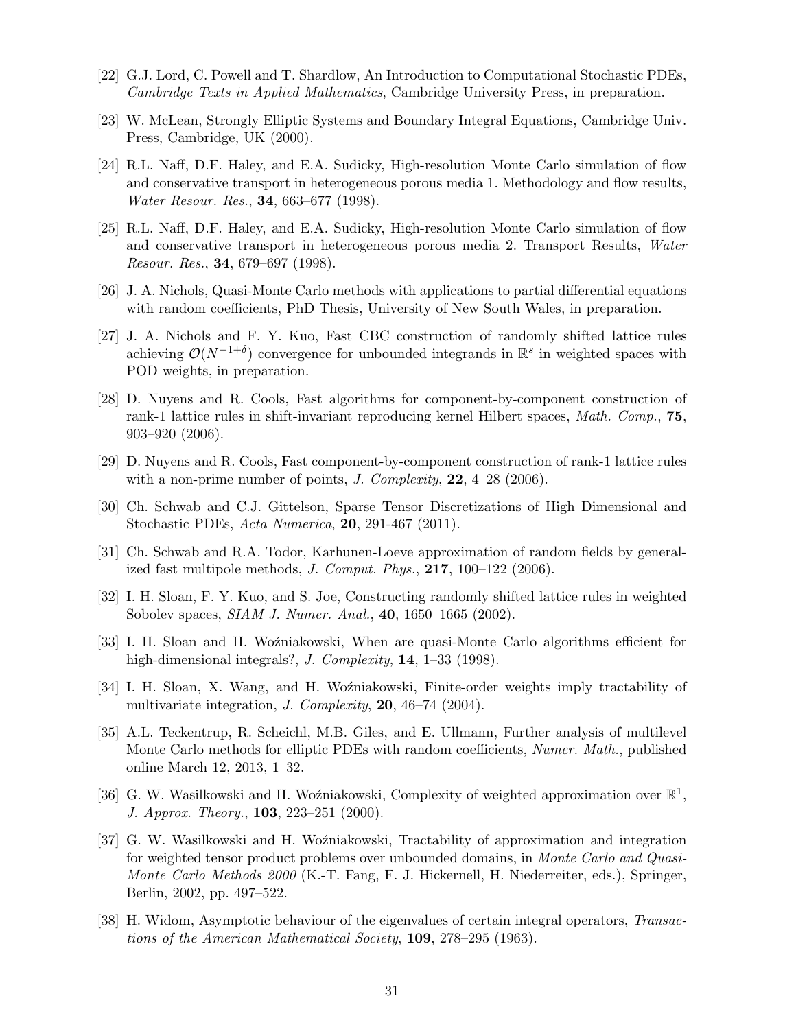[22] G.J. Lord, C. Powell and T. Shardlow, An Introduction to Computational Stochastic PDEs, *Cambridge Texts in Applied Mathematics*, Cambridge University Press, in preparation.

[23] W. McLean, Strongly Elliptic Systems and Boundary Integral Equations, Cambridge Univ. Press, Cambridge, UK (2000).

[24] R.L. Naff, D.F. Haley, and E.A. Sudicky, High-resolution Monte Carlo simulation of flow and conservative transport in heterogeneous porous media 1. Methodology and flow results, *Water Resour. Res.*, **34**, 663–677 (1998).

[25] R.L. Naff, D.F. Haley, and E.A. Sudicky, High-resolution Monte Carlo simulation of flow and conservative transport in heterogeneous porous media 2. Transport Results, *Water Resour. Res.*, **34**, 679–697 (1998).

[26] J. A. Nichols, Quasi-Monte Carlo methods with applications to partial differential equations with random coefficients, PhD Thesis, University of New South Wales, in preparation.

[27] J. A. Nichols and F. Y. Kuo, Fast CBC construction of randomly shifted lattice rules achieving $\mathcal{O}(N^{-1+\delta})$ convergence for unbounded integrands in $\mathbb{R}^s$ in weighted spaces with POD weights, in preparation.

[28] D. Nuyens and R. Cools, Fast algorithms for component-by-component construction of rank-1 lattice rules in shift-invariant reproducing kernel Hilbert spaces, *Math. Comp.*, **75**, 903–920 (2006).

[29] D. Nuyens and R. Cools, Fast component-by-component construction of rank-1 lattice rules with a non-prime number of points, *J. Complexity*, **22**, 4–28 (2006).

[30] Ch. Schwab and C.J. Gittelson, Sparse Tensor Discretizations of High Dimensional and Stochastic PDEs, *Acta Numerica*, **20**, 291-467 (2011).

[31] Ch. Schwab and R.A. Todor, Karhunen-Loeve approximation of random fields by generalized fast multipole methods, *J. Comput. Phys.*, **217**, 100–122 (2006).

[32] I. H. Sloan, F. Y. Kuo, and S. Joe, Constructing randomly shifted lattice rules in weighted Sobolev spaces, *SIAM J. Numer. Anal.*, **40**, 1650–1665 (2002).

[33] I. H. Sloan and H. Woźniakowski, When are quasi-Monte Carlo algorithms efficient for high-dimensional integrals?, *J. Complexity*, **14**, 1–33 (1998).

[34] I. H. Sloan, X. Wang, and H. Woźniakowski, Finite-order weights imply tractability of multivariate integration, *J. Complexity*, **20**, 46–74 (2004).

[35] A.L. Teckentrup, R. Scheichl, M.B. Giles, and E. Ullmann, Further analysis of multilevel Monte Carlo methods for elliptic PDEs with random coefficients, *Numer. Math.*, published online March 12, 2013, 1–32.

[36] G. W. Wasilkowski and H. Woźniakowski, Complexity of weighted approximation over $\mathbb{R}^1$, *J. Approx. Theory.*, **103**, 223–251 (2000).

[37] G. W. Wasilkowski and H. Woźniakowski, Tractability of approximation and integration for weighted tensor product problems over unbounded domains, in *Monte Carlo and Quasi-Monte Carlo Methods 2000* (K.-T. Fang, F. J. Hickernell, H. Niederreiter, eds.), Springer, Berlin, 2002, pp. 497–522.

[38] H. Widom, Asymptotic behaviour of the eigenvalues of certain integral operators, *Transactions of the American Mathematical Society*, **109**, 278–295 (1963).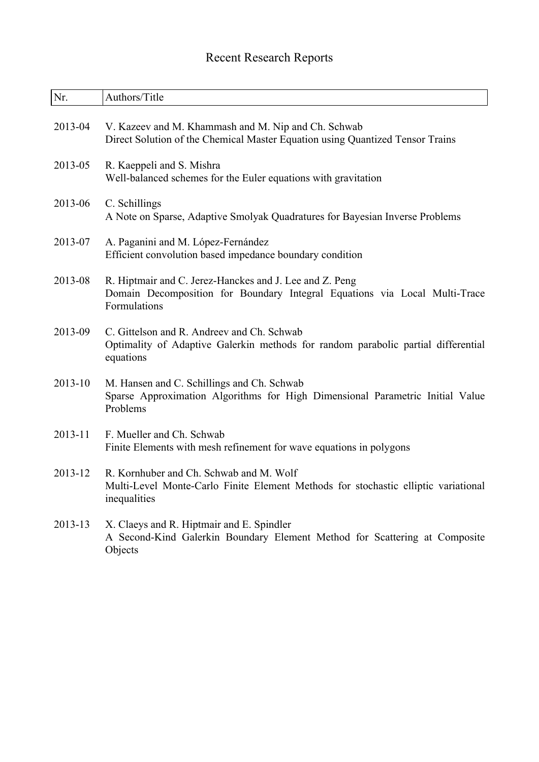# Recent Research Reports

| Nr. | Authors/Title |
|---|---|
| 2013-04 | V. Kazeev and M. Khammash and M. Nip and Ch. Schwab<br>Direct Solution of the Chemical Master Equation using Quantized Tensor Trains |
| 2013-05 | R. Kaeppeli and S. Mishra<br>Well-balanced schemes for the Euler equations with gravitation |
| 2013-06 | C. Schillings<br>A Note on Sparse, Adaptive Smolyak Quadratures for Bayesian Inverse Problems |
| 2013-07 | A. Paganini and M. López-Fernández<br>Efficient convolution based impedance boundary condition |
| 2013-08 | R. Hiptmair and C. Jerez-Hanckes and J. Lee and Z. Peng<br>Domain Decomposition for Boundary Integral Equations via Local Multi-Trace Formulations |
| 2013-09 | C. Gittelson and R. Andreev and Ch. Schwab<br>Optimality of Adaptive Galerkin methods for random parabolic partial differential equations |
| 2013-10 | M. Hansen and C. Schillings and Ch. Schwab<br>Sparse Approximation Algorithms for High Dimensional Parametric Initial Value Problems |
| 2013-11 | F. Mueller and Ch. Schwab<br>Finite Elements with mesh refinement for wave equations in polygons |
| 2013-12 | R. Kornhuber and Ch. Schwab and M. Wolf<br>Multi-Level Monte-Carlo Finite Element Methods for stochastic elliptic variational inequalities |
| 2013-13 | X. Claeys and R. Hiptmair and E. Spindler<br>A Second-Kind Galerkin Boundary Element Method for Scattering at Composite Objects |